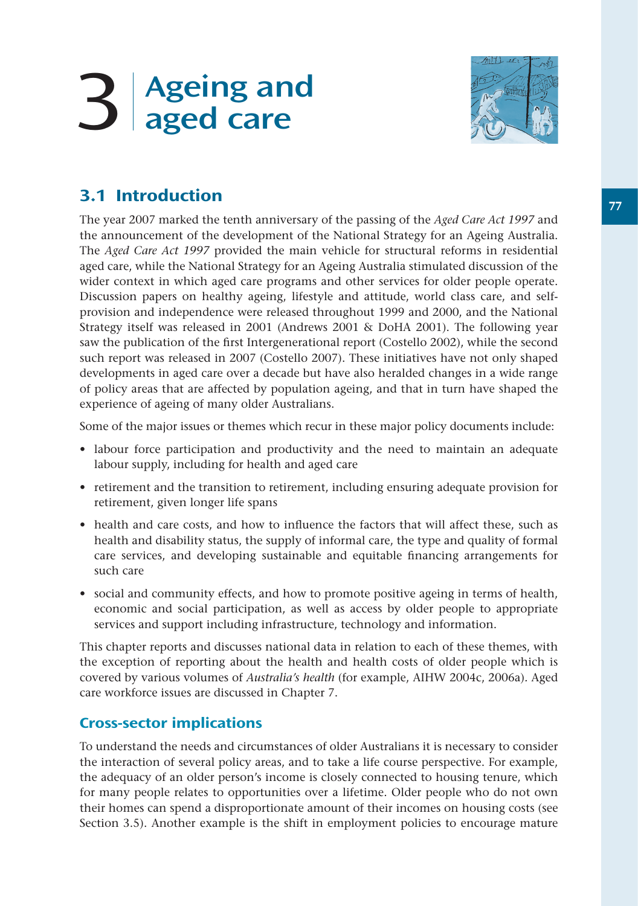# 3 Ageing and aged care

## 3.1 Introduction

The year 2007 marked the tenth anniversary of the passing of the *Aged Care Act 1997* and the announcement of the development of the National Strategy for an Ageing Australia. The *Aged Care Act 1997* provided the main vehicle for structural reforms in residential aged care, while the National Strategy for an Ageing Australia stimulated discussion of the wider context in which aged care programs and other services for older people operate. Discussion papers on healthy ageing, lifestyle and attitude, world class care, and self-provision and independence were released throughout 1999 and 2000, and the National Strategy itself was released in 2001 (Andrews 2001 & DoHA 2001). The following year saw the publication of the first Intergenerational report (Costello 2002), while the second such report was released in 2007 (Costello 2007). These initiatives have not only shaped developments in aged care over a decade but have also heralded changes in a wide range of policy areas that are affected by population ageing, and that in turn have shaped the experience of ageing of many older Australians.

Some of the major issues or themes which recur in these major policy documents include:

- labour force participation and productivity and the need to maintain an adequate labour supply, including for health and aged care
- retirement and the transition to retirement, including ensuring adequate provision for retirement, given longer life spans
- health and care costs, and how to influence the factors that will affect these, such as health and disability status, the supply of informal care, the type and quality of formal care services, and developing sustainable and equitable financing arrangements for such care
- social and community effects, and how to promote positive ageing in terms of health, economic and social participation, as well as access by older people to appropriate services and support including infrastructure, technology and information.

This chapter reports and discusses national data in relation to each of these themes, with the exception of reporting about the health and health costs of older people which is covered by various volumes of *Australia's health* (for example, AIHW 2004c, 2006a). Aged care workforce issues are discussed in Chapter 7.

### Cross-sector implications

To understand the needs and circumstances of older Australians it is necessary to consider the interaction of several policy areas, and to take a life course perspective. For example, the adequacy of an older person's income is closely connected to housing tenure, which for many people relates to opportunities over a lifetime. Older people who do not own their homes can spend a disproportionate amount of their incomes on housing costs (see Section 3.5). Another example is the shift in employment policies to encourage mature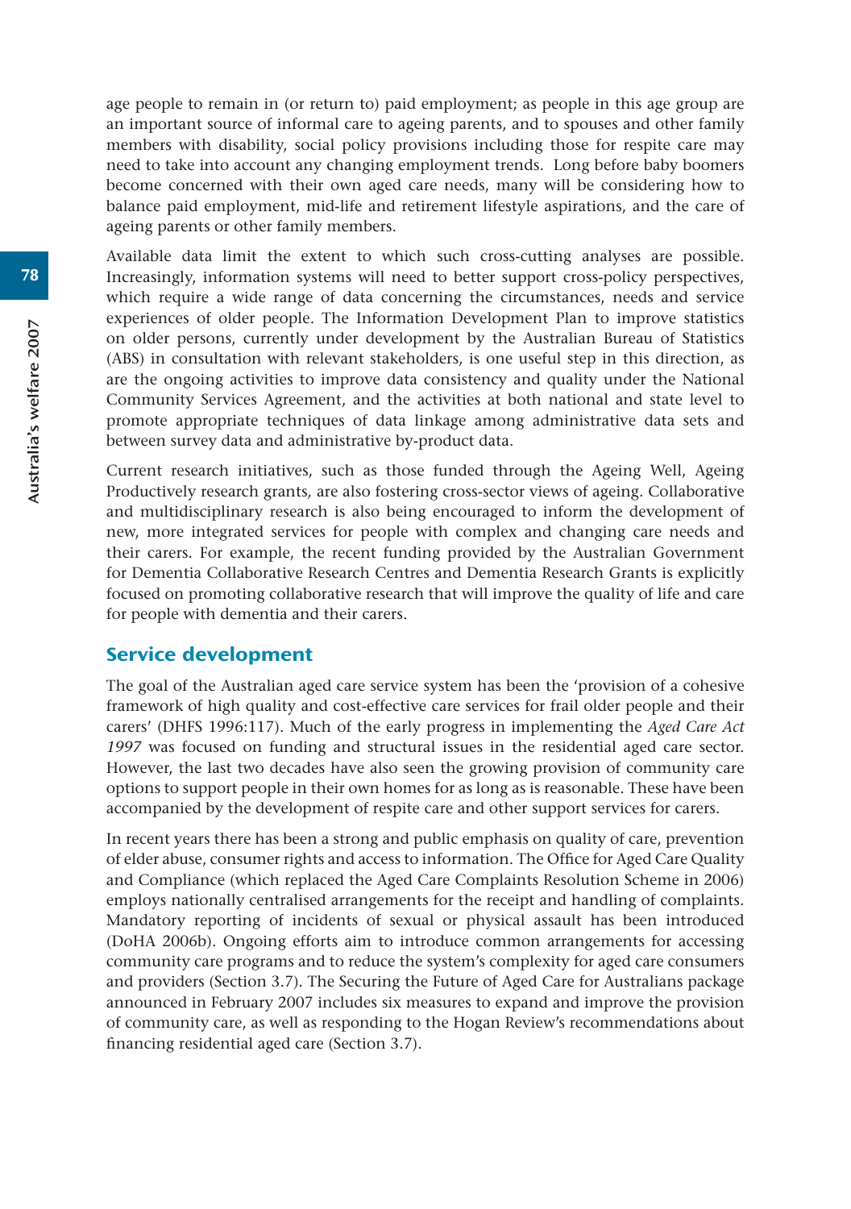age people to remain in (or return to) paid employment; as people in this age group are an important source of informal care to ageing parents, and to spouses and other family members with disability, social policy provisions including those for respite care may need to take into account any changing employment trends. Long before baby boomers become concerned with their own aged care needs, many will be considering how to balance paid employment, mid-life and retirement lifestyle aspirations, and the care of ageing parents or other family members.

Available data limit the extent to which such cross-cutting analyses are possible. Increasingly, information systems will need to better support cross-policy perspectives, which require a wide range of data concerning the circumstances, needs and service experiences of older people. The Information Development Plan to improve statistics on older persons, currently under development by the Australian Bureau of Statistics (ABS) in consultation with relevant stakeholders, is one useful step in this direction, as are the ongoing activities to improve data consistency and quality under the National Community Services Agreement, and the activities at both national and state level to promote appropriate techniques of data linkage among administrative data sets and between survey data and administrative by-product data.

Current research initiatives, such as those funded through the Ageing Well, Ageing Productively research grants, are also fostering cross-sector views of ageing. Collaborative and multidisciplinary research is also being encouraged to inform the development of new, more integrated services for people with complex and changing care needs and their carers. For example, the recent funding provided by the Australian Government for Dementia Collaborative Research Centres and Dementia Research Grants is explicitly focused on promoting collaborative research that will improve the quality of life and care for people with dementia and their carers.

## Service development

The goal of the Australian aged care service system has been the 'provision of a cohesive framework of high quality and cost-effective care services for frail older people and their carers' (DHFS 1996:117). Much of the early progress in implementing the *Aged Care Act 1997* was focused on funding and structural issues in the residential aged care sector. However, the last two decades have also seen the growing provision of community care options to support people in their own homes for as long as is reasonable. These have been accompanied by the development of respite care and other support services for carers.

In recent years there has been a strong and public emphasis on quality of care, prevention of elder abuse, consumer rights and access to information. The Office for Aged Care Quality and Compliance (which replaced the Aged Care Complaints Resolution Scheme in 2006) employs nationally centralised arrangements for the receipt and handling of complaints. Mandatory reporting of incidents of sexual or physical assault has been introduced (DoHA 2006b). Ongoing efforts aim to introduce common arrangements for accessing community care programs and to reduce the system's complexity for aged care consumers and providers (Section 3.7). The Securing the Future of Aged Care for Australians package announced in February 2007 includes six measures to expand and improve the provision of community care, as well as responding to the Hogan Review's recommendations about financing residential aged care (Section 3.7).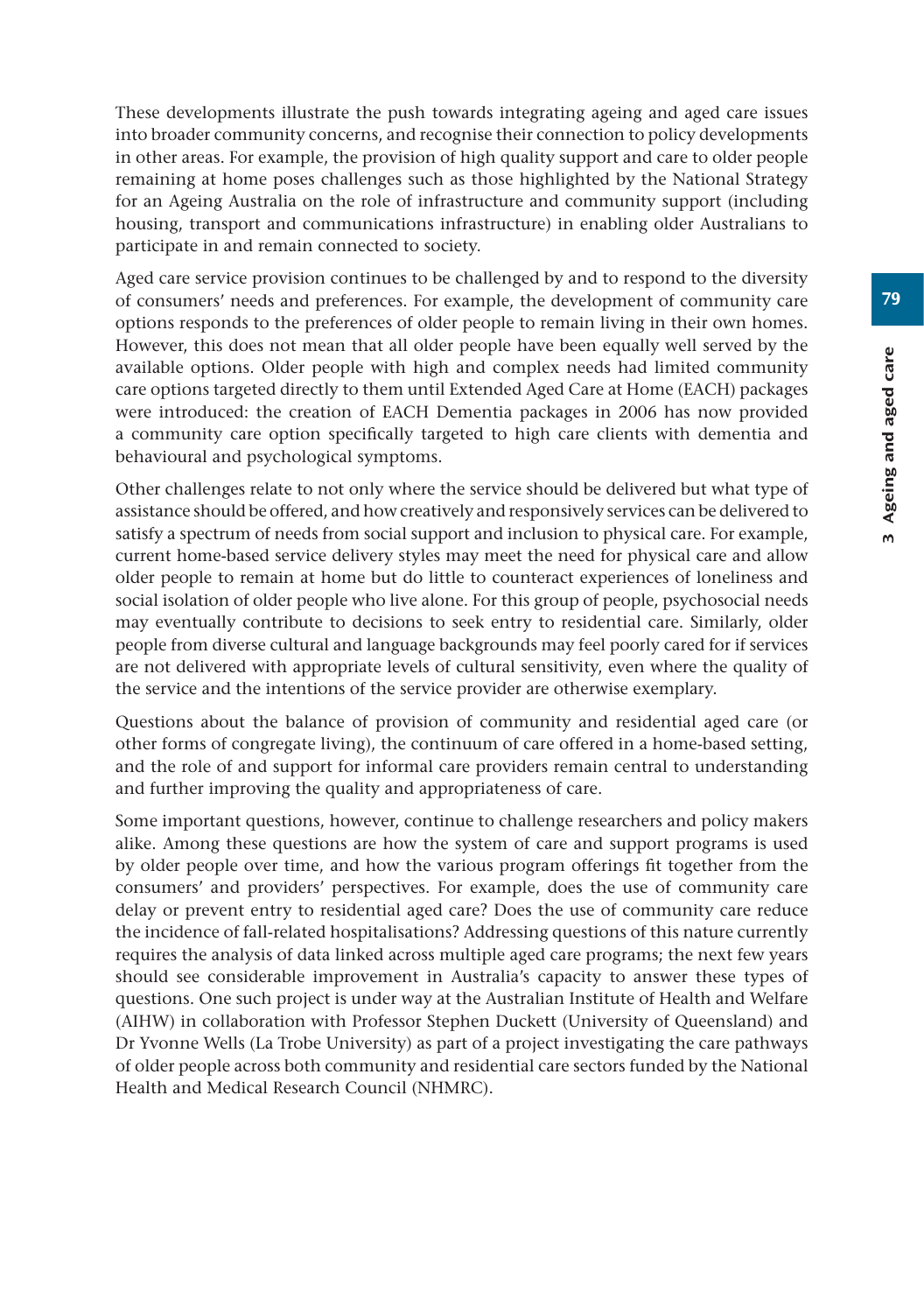These developments illustrate the push towards integrating ageing and aged care issues into broader community concerns, and recognise their connection to policy developments in other areas. For example, the provision of high quality support and care to older people remaining at home poses challenges such as those highlighted by the National Strategy for an Ageing Australia on the role of infrastructure and community support (including housing, transport and communications infrastructure) in enabling older Australians to participate in and remain connected to society.

Aged care service provision continues to be challenged by and to respond to the diversity of consumers' needs and preferences. For example, the development of community care options responds to the preferences of older people to remain living in their own homes. However, this does not mean that all older people have been equally well served by the available options. Older people with high and complex needs had limited community care options targeted directly to them until Extended Aged Care at Home (EACH) packages were introduced: the creation of EACH Dementia packages in 2006 has now provided a community care option specifically targeted to high care clients with dementia and behavioural and psychological symptoms.

Other challenges relate to not only where the service should be delivered but what type of assistance should be offered, and how creatively and responsively services can be delivered to satisfy a spectrum of needs from social support and inclusion to physical care. For example, current home-based service delivery styles may meet the need for physical care and allow older people to remain at home but do little to counteract experiences of loneliness and social isolation of older people who live alone. For this group of people, psychosocial needs may eventually contribute to decisions to seek entry to residential care. Similarly, older people from diverse cultural and language backgrounds may feel poorly cared for if services are not delivered with appropriate levels of cultural sensitivity, even where the quality of the service and the intentions of the service provider are otherwise exemplary.

Questions about the balance of provision of community and residential aged care (or other forms of congregate living), the continuum of care offered in a home-based setting, and the role of and support for informal care providers remain central to understanding and further improving the quality and appropriateness of care.

Some important questions, however, continue to challenge researchers and policy makers alike. Among these questions are how the system of care and support programs is used by older people over time, and how the various program offerings fit together from the consumers' and providers' perspectives. For example, does the use of community care delay or prevent entry to residential aged care? Does the use of community care reduce the incidence of fall-related hospitalisations? Addressing questions of this nature currently requires the analysis of data linked across multiple aged care programs; the next few years should see considerable improvement in Australia's capacity to answer these types of questions. One such project is under way at the Australian Institute of Health and Welfare (AIHW) in collaboration with Professor Stephen Duckett (University of Queensland) and Dr Yvonne Wells (La Trobe University) as part of a project investigating the care pathways of older people across both community and residential care sectors funded by the National Health and Medical Research Council (NHMRC).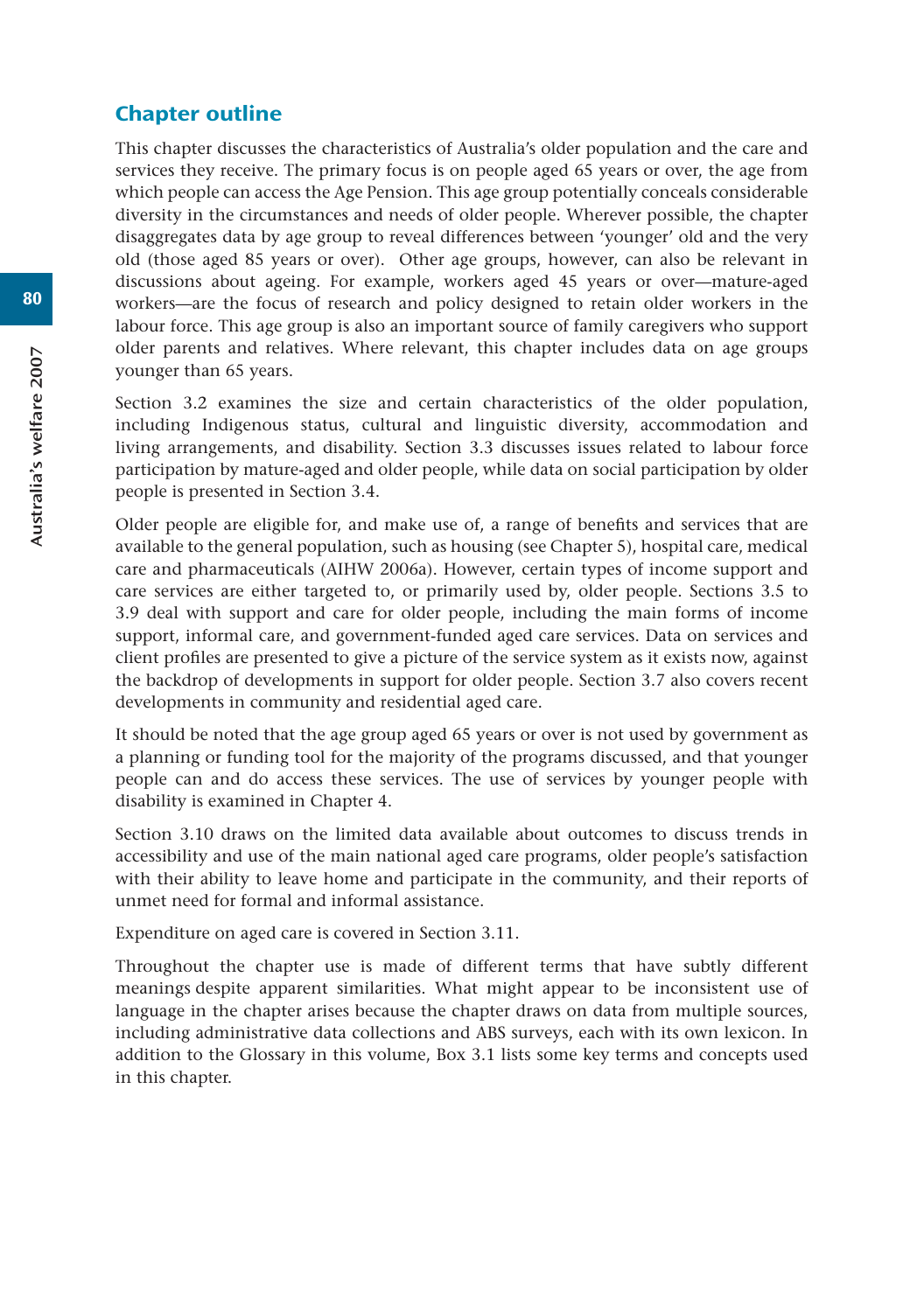## Chapter outline

This chapter discusses the characteristics of Australia's older population and the care and services they receive. The primary focus is on people aged 65 years or over, the age from which people can access the Age Pension. This age group potentially conceals considerable diversity in the circumstances and needs of older people. Wherever possible, the chapter disaggregates data by age group to reveal differences between 'younger' old and the very old (those aged 85 years or over). Other age groups, however, can also be relevant in discussions about ageing. For example, workers aged 45 years or over—mature-aged workers—are the focus of research and policy designed to retain older workers in the labour force. This age group is also an important source of family caregivers who support older parents and relatives. Where relevant, this chapter includes data on age groups younger than 65 years.

Section 3.2 examines the size and certain characteristics of the older population, including Indigenous status, cultural and linguistic diversity, accommodation and living arrangements, and disability. Section 3.3 discusses issues related to labour force participation by mature-aged and older people, while data on social participation by older people is presented in Section 3.4.

Older people are eligible for, and make use of, a range of benefits and services that are available to the general population, such as housing (see Chapter 5), hospital care, medical care and pharmaceuticals (AIHW 2006a). However, certain types of income support and care services are either targeted to, or primarily used by, older people. Sections 3.5 to 3.9 deal with support and care for older people, including the main forms of income support, informal care, and government-funded aged care services. Data on services and client profiles are presented to give a picture of the service system as it exists now, against the backdrop of developments in support for older people. Section 3.7 also covers recent developments in community and residential aged care.

It should be noted that the age group aged 65 years or over is not used by government as a planning or funding tool for the majority of the programs discussed, and that younger people can and do access these services. The use of services by younger people with disability is examined in Chapter 4.

Section 3.10 draws on the limited data available about outcomes to discuss trends in accessibility and use of the main national aged care programs, older people's satisfaction with their ability to leave home and participate in the community, and their reports of unmet need for formal and informal assistance.

Expenditure on aged care is covered in Section 3.11.

Throughout the chapter use is made of different terms that have subtly different meanings despite apparent similarities. What might appear to be inconsistent use of language in the chapter arises because the chapter draws on data from multiple sources, including administrative data collections and ABS surveys, each with its own lexicon. In addition to the Glossary in this volume, Box 3.1 lists some key terms and concepts used in this chapter.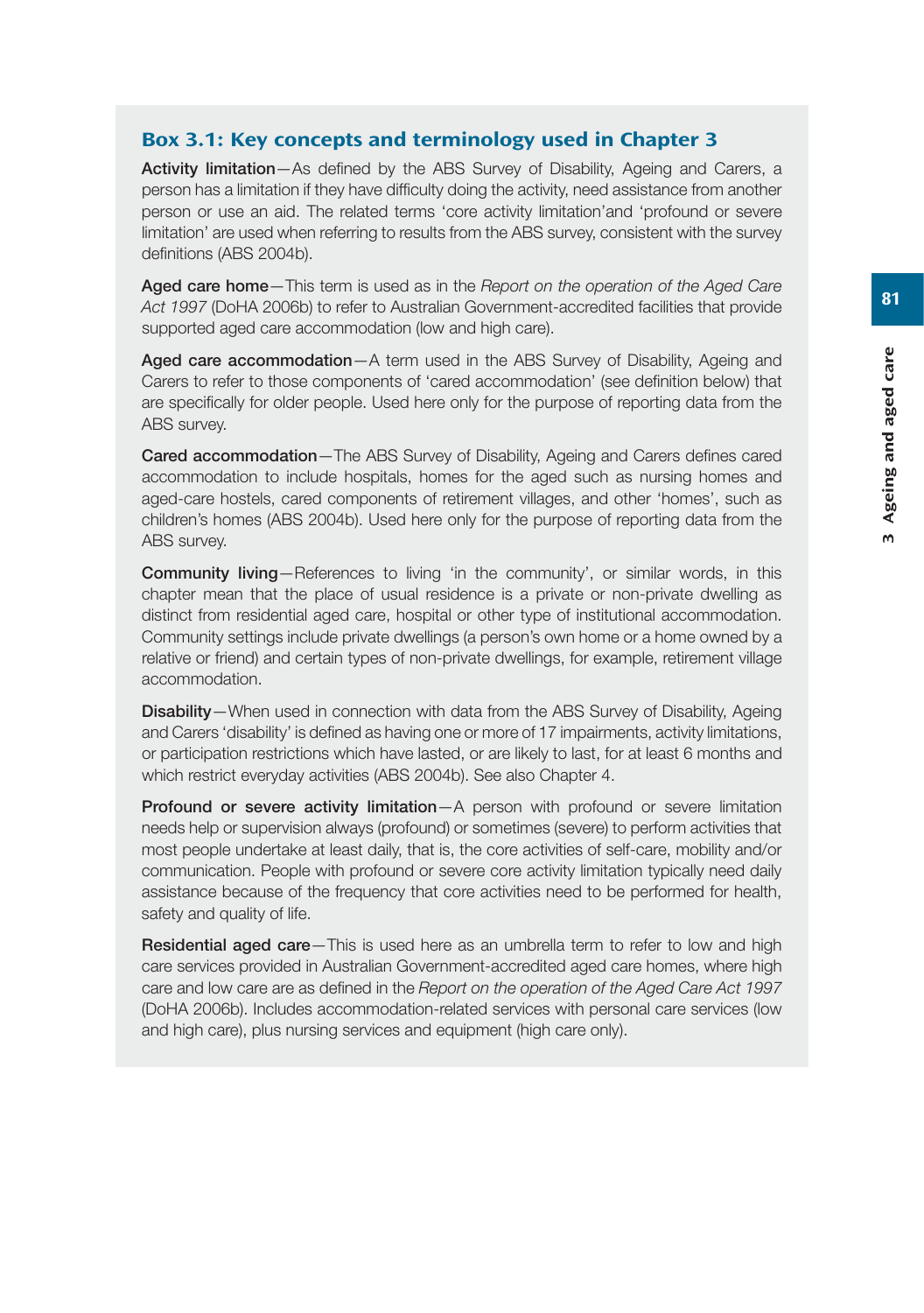## Box 3.1: Key concepts and terminology used in Chapter 3

**Activity limitation**—As defined by the ABS Survey of Disability, Ageing and Carers, a person has a limitation if they have difficulty doing the activity, need assistance from another person or use an aid. The related terms 'core activity limitation'and 'profound or severe limitation' are used when referring to results from the ABS survey, consistent with the survey definitions (ABS 2004b).

**Aged care home**—This term is used as in the *Report on the operation of the Aged Care Act 1997* (DoHA 2006b) to refer to Australian Government-accredited facilities that provide supported aged care accommodation (low and high care).

**Aged care accommodation**—A term used in the ABS Survey of Disability, Ageing and Carers to refer to those components of 'cared accommodation' (see definition below) that are specifically for older people. Used here only for the purpose of reporting data from the ABS survey.

**Cared accommodation**—The ABS Survey of Disability, Ageing and Carers defines cared accommodation to include hospitals, homes for the aged such as nursing homes and aged-care hostels, cared components of retirement villages, and other 'homes', such as children's homes (ABS 2004b). Used here only for the purpose of reporting data from the ABS survey.

**Community living**—References to living 'in the community', or similar words, in this chapter mean that the place of usual residence is a private or non-private dwelling as distinct from residential aged care, hospital or other type of institutional accommodation. Community settings include private dwellings (a person's own home or a home owned by a relative or friend) and certain types of non-private dwellings, for example, retirement village accommodation.

**Disability**—When used in connection with data from the ABS Survey of Disability, Ageing and Carers 'disability' is defined as having one or more of 17 impairments, activity limitations, or participation restrictions which have lasted, or are likely to last, for at least 6 months and which restrict everyday activities (ABS 2004b). See also Chapter 4.

**Profound or severe activity limitation**—A person with profound or severe limitation needs help or supervision always (profound) or sometimes (severe) to perform activities that most people undertake at least daily, that is, the core activities of self-care, mobility and/or communication. People with profound or severe core activity limitation typically need daily assistance because of the frequency that core activities need to be performed for health, safety and quality of life.

**Residential aged care**—This is used here as an umbrella term to refer to low and high care services provided in Australian Government-accredited aged care homes, where high care and low care are as defined in the *Report on the operation of the Aged Care Act 1997* (DoHA 2006b). Includes accommodation-related services with personal care services (low and high care), plus nursing services and equipment (high care only).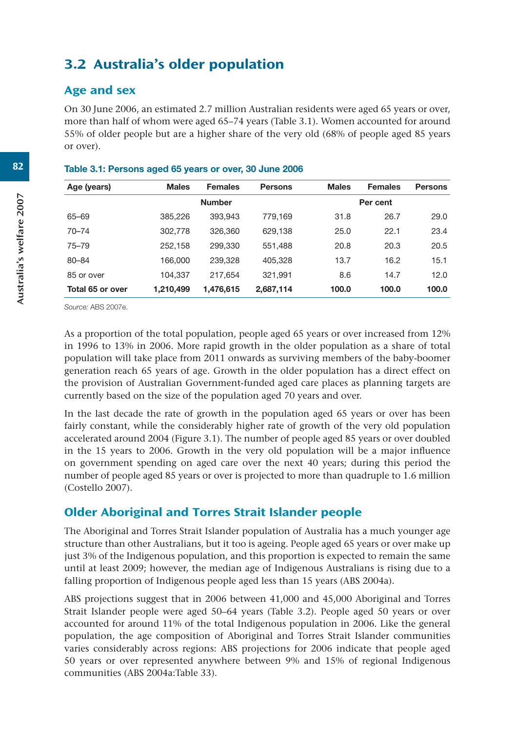## 3.2 Australia's older population

### Age and sex

On 30 June 2006, an estimated 2.7 million Australian residents were aged 65 years or over, more than half of whom were aged 65–74 years (Table 3.1). Women accounted for around 55% of older people but are a higher share of the very old (68% of people aged 85 years or over).

**Table 3.1: Persons aged 65 years or over, 30 June 2006**

| Age (years) | Males | Females | Persons | Males | Females | Persons |
|---|---|---|---|---|---|---|
| | Number | | | Per cent | | |
| 65–69 | 385,226 | 393,943 | 779,169 | 31.8 | 26.7 | 29.0 |
| 70–74 | 302,778 | 326,360 | 629,138 | 25.0 | 22.1 | 23.4 |
| 75–79 | 252,158 | 299,330 | 551,488 | 20.8 | 20.3 | 20.5 |
| 80–84 | 166,000 | 239,328 | 405,328 | 13.7 | 16.2 | 15.1 |
| 85 or over | 104,337 | 217,654 | 321,991 | 8.6 | 14.7 | 12.0 |
| **Total 65 or over** | **1,210,499** | **1,476,615** | **2,687,114** | **100.0** | **100.0** | **100.0** |

*Source:* ABS 2007e.

As a proportion of the total population, people aged 65 years or over increased from 12% in 1996 to 13% in 2006. More rapid growth in the older population as a share of total population will take place from 2011 onwards as surviving members of the baby-boomer generation reach 65 years of age. Growth in the older population has a direct effect on the provision of Australian Government-funded aged care places as planning targets are currently based on the size of the population aged 70 years and over.

In the last decade the rate of growth in the population aged 65 years or over has been fairly constant, while the considerably higher rate of growth of the very old population accelerated around 2004 (Figure 3.1). The number of people aged 85 years or over doubled in the 15 years to 2006. Growth in the very old population will be a major influence on government spending on aged care over the next 40 years; during this period the number of people aged 85 years or over is projected to more than quadruple to 1.6 million (Costello 2007).

### Older Aboriginal and Torres Strait Islander people

The Aboriginal and Torres Strait Islander population of Australia has a much younger age structure than other Australians, but it too is ageing. People aged 65 years or over make up just 3% of the Indigenous population, and this proportion is expected to remain the same until at least 2009; however, the median age of Indigenous Australians is rising due to a falling proportion of Indigenous people aged less than 15 years (ABS 2004a).

ABS projections suggest that in 2006 between 41,000 and 45,000 Aboriginal and Torres Strait Islander people were aged 50–64 years (Table 3.2). People aged 50 years or over accounted for around 11% of the total Indigenous population in 2006. Like the general population, the age composition of Aboriginal and Torres Strait Islander communities varies considerably across regions: ABS projections for 2006 indicate that people aged 50 years or over represented anywhere between 9% and 15% of regional Indigenous communities (ABS 2004a:Table 33).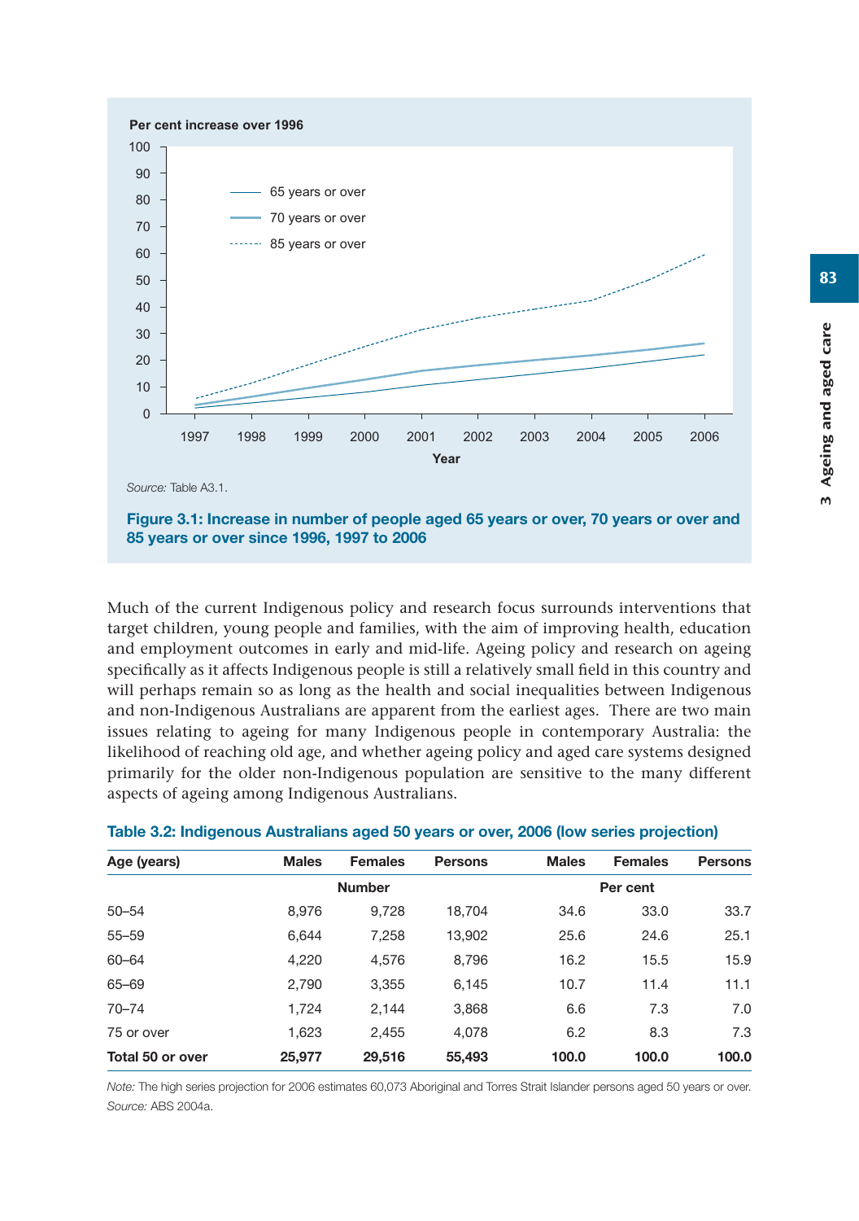Per cent increase over 1996

Source: Table A3.1.

**Figure 3.1: Increase in number of people aged 65 years or over, 70 years or over and 85 years or over since 1996, 1997 to 2006**

Much of the current Indigenous policy and research focus surrounds interventions that target children, young people and families, with the aim of improving health, education and employment outcomes in early and mid-life. Ageing policy and research on ageing specifically as it affects Indigenous people is still a relatively small field in this country and will perhaps remain so as long as the health and social inequalities between Indigenous and non-Indigenous Australians are apparent from the earliest ages. There are two main issues relating to ageing for many Indigenous people in contemporary Australia: the likelihood of reaching old age, and whether ageing policy and aged care systems designed primarily for the older non-Indigenous population are sensitive to the many different aspects of ageing among Indigenous Australians.

**Table 3.2: Indigenous Australians aged 50 years or over, 2006 (low series projection)**

| Age (years) | Males | Females | Persons | Males | Females | Persons |
|---|---|---|---|---|---|---|
| | Number | | | Per cent | | |
| 50–54 | 8,976 | 9,728 | 18,704 | 34.6 | 33.0 | 33.7 |
| 55–59 | 6,644 | 7,258 | 13,902 | 25.6 | 24.6 | 25.1 |
| 60–64 | 4,220 | 4,576 | 8,796 | 16.2 | 15.5 | 15.9 |
| 65–69 | 2,790 | 3,355 | 6,145 | 10.7 | 11.4 | 11.1 |
| 70–74 | 1,724 | 2,144 | 3,868 | 6.6 | 7.3 | 7.0 |
| 75 or over | 1,623 | 2,455 | 4,078 | 6.2 | 8.3 | 7.3 |
| **Total 50 or over** | **25,977** | **29,516** | **55,493** | **100.0** | **100.0** | **100.0** |

*Note:* The high series projection for 2006 estimates 60,073 Aboriginal and Torres Strait Islander persons aged 50 years or over.
*Source:* ABS 2004a.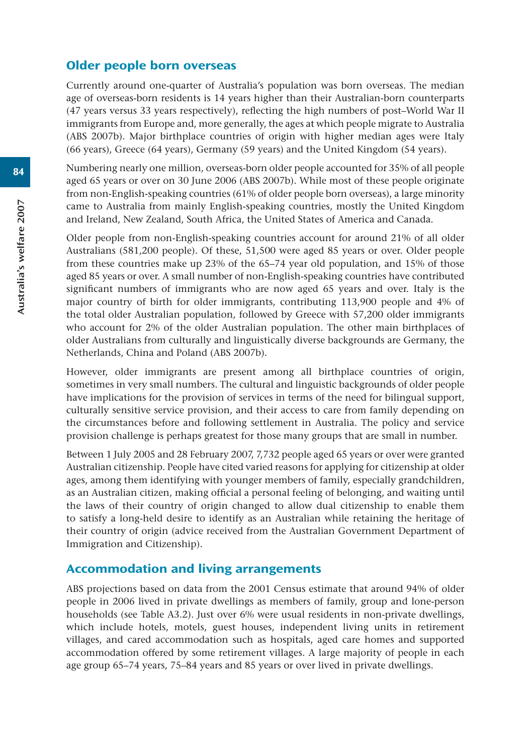## Older people born overseas

Currently around one-quarter of Australia's population was born overseas. The median age of overseas-born residents is 14 years higher than their Australian-born counterparts (47 years versus 33 years respectively), reflecting the high numbers of post–World War II immigrants from Europe and, more generally, the ages at which people migrate to Australia (ABS 2007b). Major birthplace countries of origin with higher median ages were Italy (66 years), Greece (64 years), Germany (59 years) and the United Kingdom (54 years).

Numbering nearly one million, overseas-born older people accounted for 35% of all people aged 65 years or over on 30 June 2006 (ABS 2007b). While most of these people originate from non-English-speaking countries (61% of older people born overseas), a large minority came to Australia from mainly English-speaking countries, mostly the United Kingdom and Ireland, New Zealand, South Africa, the United States of America and Canada.

Older people from non-English-speaking countries account for around 21% of all older Australians (581,200 people). Of these, 51,500 were aged 85 years or over. Older people from these countries make up 23% of the 65–74 year old population, and 15% of those aged 85 years or over. A small number of non-English-speaking countries have contributed significant numbers of immigrants who are now aged 65 years and over. Italy is the major country of birth for older immigrants, contributing 113,900 people and 4% of the total older Australian population, followed by Greece with 57,200 older immigrants who account for 2% of the older Australian population. The other main birthplaces of older Australians from culturally and linguistically diverse backgrounds are Germany, the Netherlands, China and Poland (ABS 2007b).

However, older immigrants are present among all birthplace countries of origin, sometimes in very small numbers. The cultural and linguistic backgrounds of older people have implications for the provision of services in terms of the need for bilingual support, culturally sensitive service provision, and their access to care from family depending on the circumstances before and following settlement in Australia. The policy and service provision challenge is perhaps greatest for those many groups that are small in number.

Between 1 July 2005 and 28 February 2007, 7,732 people aged 65 years or over were granted Australian citizenship. People have cited varied reasons for applying for citizenship at older ages, among them identifying with younger members of family, especially grandchildren, as an Australian citizen, making official a personal feeling of belonging, and waiting until the laws of their country of origin changed to allow dual citizenship to enable them to satisfy a long-held desire to identify as an Australian while retaining the heritage of their country of origin (advice received from the Australian Government Department of Immigration and Citizenship).

## Accommodation and living arrangements

ABS projections based on data from the 2001 Census estimate that around 94% of older people in 2006 lived in private dwellings as members of family, group and lone-person households (see Table A3.2). Just over 6% were usual residents in non-private dwellings, which include hotels, motels, guest houses, independent living units in retirement villages, and cared accommodation such as hospitals, aged care homes and supported accommodation offered by some retirement villages. A large majority of people in each age group 65–74 years, 75–84 years and 85 years or over lived in private dwellings.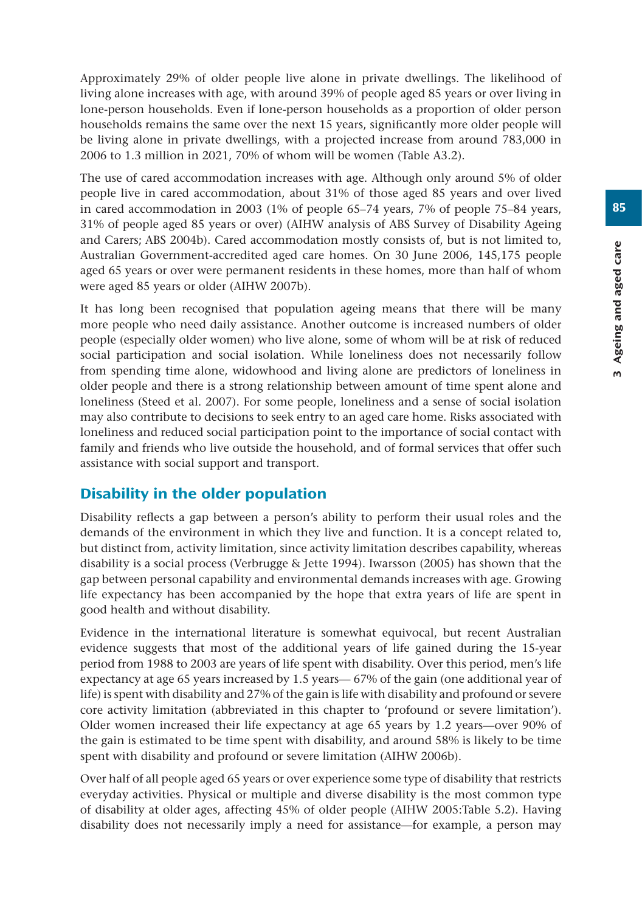Approximately 29% of older people live alone in private dwellings. The likelihood of living alone increases with age, with around 39% of people aged 85 years or over living in lone-person households. Even if lone-person households as a proportion of older person households remains the same over the next 15 years, significantly more older people will be living alone in private dwellings, with a projected increase from around 783,000 in 2006 to 1.3 million in 2021, 70% of whom will be women (Table A3.2).

The use of cared accommodation increases with age. Although only around 5% of older people live in cared accommodation, about 31% of those aged 85 years and over lived in cared accommodation in 2003 (1% of people 65–74 years, 7% of people 75–84 years, 31% of people aged 85 years or over) (AIHW analysis of ABS Survey of Disability Ageing and Carers; ABS 2004b). Cared accommodation mostly consists of, but is not limited to, Australian Government-accredited aged care homes. On 30 June 2006, 145,175 people aged 65 years or over were permanent residents in these homes, more than half of whom were aged 85 years or older (AIHW 2007b).

It has long been recognised that population ageing means that there will be many more people who need daily assistance. Another outcome is increased numbers of older people (especially older women) who live alone, some of whom will be at risk of reduced social participation and social isolation. While loneliness does not necessarily follow from spending time alone, widowhood and living alone are predictors of loneliness in older people and there is a strong relationship between amount of time spent alone and loneliness (Steed et al. 2007). For some people, loneliness and a sense of social isolation may also contribute to decisions to seek entry to an aged care home. Risks associated with loneliness and reduced social participation point to the importance of social contact with family and friends who live outside the household, and of formal services that offer such assistance with social support and transport.

## Disability in the older population

Disability reflects a gap between a person's ability to perform their usual roles and the demands of the environment in which they live and function. It is a concept related to, but distinct from, activity limitation, since activity limitation describes capability, whereas disability is a social process (Verbrugge & Jette 1994). Iwarsson (2005) has shown that the gap between personal capability and environmental demands increases with age. Growing life expectancy has been accompanied by the hope that extra years of life are spent in good health and without disability.

Evidence in the international literature is somewhat equivocal, but recent Australian evidence suggests that most of the additional years of life gained during the 15-year period from 1988 to 2003 are years of life spent with disability. Over this period, men's life expectancy at age 65 years increased by 1.5 years— 67% of the gain (one additional year of life) is spent with disability and 27% of the gain is life with disability and profound or severe core activity limitation (abbreviated in this chapter to 'profound or severe limitation'). Older women increased their life expectancy at age 65 years by 1.2 years—over 90% of the gain is estimated to be time spent with disability, and around 58% is likely to be time spent with disability and profound or severe limitation (AIHW 2006b).

Over half of all people aged 65 years or over experience some type of disability that restricts everyday activities. Physical or multiple and diverse disability is the most common type of disability at older ages, affecting 45% of older people (AIHW 2005:Table 5.2). Having disability does not necessarily imply a need for assistance—for example, a person may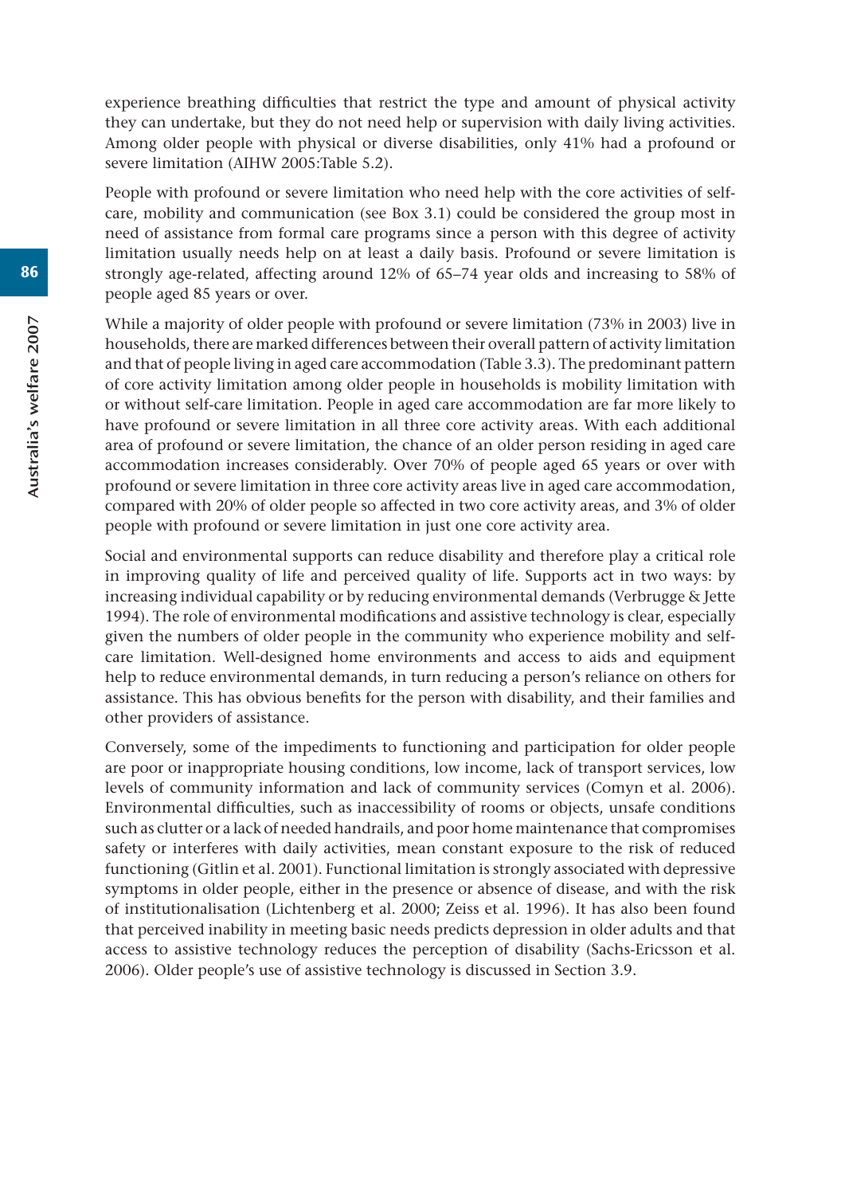experience breathing difficulties that restrict the type and amount of physical activity they can undertake, but they do not need help or supervision with daily living activities. Among older people with physical or diverse disabilities, only 41% had a profound or severe limitation (AIHW 2005:Table 5.2).

People with profound or severe limitation who need help with the core activities of self-care, mobility and communication (see Box 3.1) could be considered the group most in need of assistance from formal care programs since a person with this degree of activity limitation usually needs help on at least a daily basis. Profound or severe limitation is strongly age-related, affecting around 12% of 65–74 year olds and increasing to 58% of people aged 85 years or over.

While a majority of older people with profound or severe limitation (73% in 2003) live in households, there are marked differences between their overall pattern of activity limitation and that of people living in aged care accommodation (Table 3.3). The predominant pattern of core activity limitation among older people in households is mobility limitation with or without self-care limitation. People in aged care accommodation are far more likely to have profound or severe limitation in all three core activity areas. With each additional area of profound or severe limitation, the chance of an older person residing in aged care accommodation increases considerably. Over 70% of people aged 65 years or over with profound or severe limitation in three core activity areas live in aged care accommodation, compared with 20% of older people so affected in two core activity areas, and 3% of older people with profound or severe limitation in just one core activity area.

Social and environmental supports can reduce disability and therefore play a critical role in improving quality of life and perceived quality of life. Supports act in two ways: by increasing individual capability or by reducing environmental demands (Verbrugge & Jette 1994). The role of environmental modifications and assistive technology is clear, especially given the numbers of older people in the community who experience mobility and self-care limitation. Well-designed home environments and access to aids and equipment help to reduce environmental demands, in turn reducing a person's reliance on others for assistance. This has obvious benefits for the person with disability, and their families and other providers of assistance.

Conversely, some of the impediments to functioning and participation for older people are poor or inappropriate housing conditions, low income, lack of transport services, low levels of community information and lack of community services (Comyn et al. 2006). Environmental difficulties, such as inaccessibility of rooms or objects, unsafe conditions such as clutter or a lack of needed handrails, and poor home maintenance that compromises safety or interferes with daily activities, mean constant exposure to the risk of reduced functioning (Gitlin et al. 2001). Functional limitation is strongly associated with depressive symptoms in older people, either in the presence or absence of disease, and with the risk of institutionalisation (Lichtenberg et al. 2000; Zeiss et al. 1996). It has also been found that perceived inability in meeting basic needs predicts depression in older adults and that access to assistive technology reduces the perception of disability (Sachs-Ericsson et al. 2006). Older people's use of assistive technology is discussed in Section 3.9.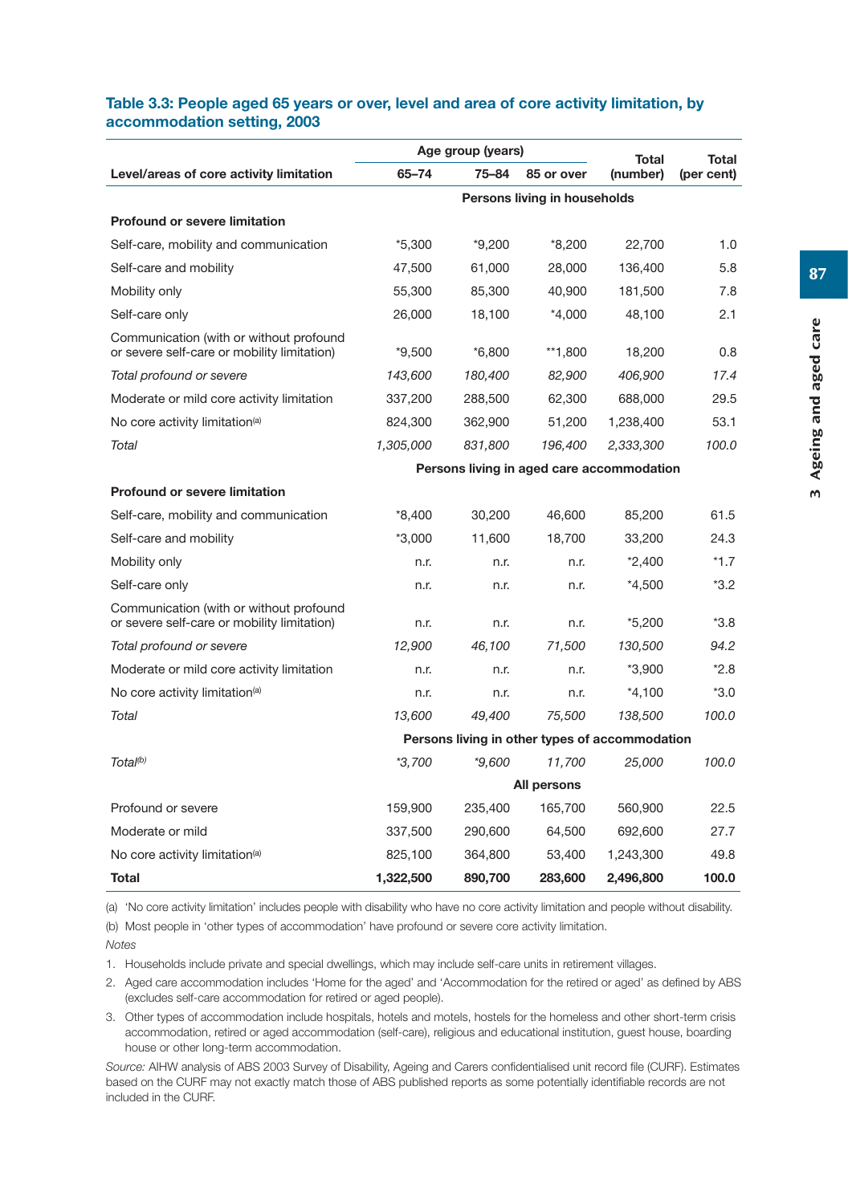**Table 3.3: People aged 65 years or over, level and area of core activity limitation, by accommodation setting, 2003**

| Level/areas of core activity limitation | Age group (years) 65–74 | 75–84 | 85 or over | Total (number) | Total (per cent) |
|---|---|---|---|---|---|
| | **Persons living in households** | | | | |
| **Profound or severe limitation** | | | | | |
| Self-care, mobility and communication | *5,300 | *9,200 | *8,200 | 22,700 | 1.0 |
| Self-care and mobility | 47,500 | 61,000 | 28,000 | 136,400 | 5.8 |
| Mobility only | 55,300 | 85,300 | 40,900 | 181,500 | 7.8 |
| Self-care only | 26,000 | 18,100 | *4,000 | 48,100 | 2.1 |
| Communication (with or without profound or severe self-care or mobility limitation) | *9,500 | *6,800 | **1,800 | 18,200 | 0.8 |
| *Total profound or severe* | *143,600* | *180,400* | *82,900* | *406,900* | *17.4* |
| Moderate or mild core activity limitation | 337,200 | 288,500 | 62,300 | 688,000 | 29.5 |
| No core activity limitation[(a)] | 824,300 | 362,900 | 51,200 | 1,238,400 | 53.1 |
| *Total* | *1,305,000* | *831,800* | *196,400* | *2,333,300* | *100.0* |
| | **Persons living in aged care accommodation** | | | | |
| **Profound or severe limitation** | | | | | |
| Self-care, mobility and communication | *8,400 | 30,200 | 46,600 | 85,200 | 61.5 |
| Self-care and mobility | *3,000 | 11,600 | 18,700 | 33,200 | 24.3 |
| Mobility only | n.r. | n.r. | n.r. | *2,400 | *1.7 |
| Self-care only | n.r. | n.r. | n.r. | *4,500 | *3.2 |
| Communication (with or without profound or severe self-care or mobility limitation) | n.r. | n.r. | n.r. | *5,200 | *3.8 |
| *Total profound or severe* | *12,900* | *46,100* | *71,500* | *130,500* | *94.2* |
| Moderate or mild core activity limitation | n.r. | n.r. | n.r. | *3,900 | *2.8 |
| No core activity limitation[(a)] | n.r. | n.r. | n.r. | *4,100 | *3.0 |
| *Total* | *13,600* | *49,400* | *75,500* | *138,500* | *100.0* |
| | **Persons living in other types of accommodation** | | | | |
| *Total[(b)]* | **3,700* | **9,600* | *11,700* | *25,000* | *100.0* |
| | **All persons** | | | | |
| Profound or severe | 159,900 | 235,400 | 165,700 | 560,900 | 22.5 |
| Moderate or mild | 337,500 | 290,600 | 64,500 | 692,600 | 27.7 |
| No core activity limitation[(a)] | 825,100 | 364,800 | 53,400 | 1,243,300 | 49.8 |
| **Total** | **1,322,500** | **890,700** | **283,600** | **2,496,800** | **100.0** |

(a) 'No core activity limitation' includes people with disability who have no core activity limitation and people without disability.

(b) Most people in 'other types of accommodation' have profound or severe core activity limitation.

*Notes*

1. Households include private and special dwellings, which may include self-care units in retirement villages.
2. Aged care accommodation includes 'Home for the aged' and 'Accommodation for the retired or aged' as defined by ABS (excludes self-care accommodation for retired or aged people).
3. Other types of accommodation include hospitals, hotels and motels, hostels for the homeless and other short-term crisis accommodation, retired or aged accommodation (self-care), religious and educational institution, guest house, boarding house or other long-term accommodation.

*Source:* AIHW analysis of ABS 2003 Survey of Disability, Ageing and Carers confidentialised unit record file (CURF). Estimates based on the CURF may not exactly match those of ABS published reports as some potentially identifiable records are not included in the CURF.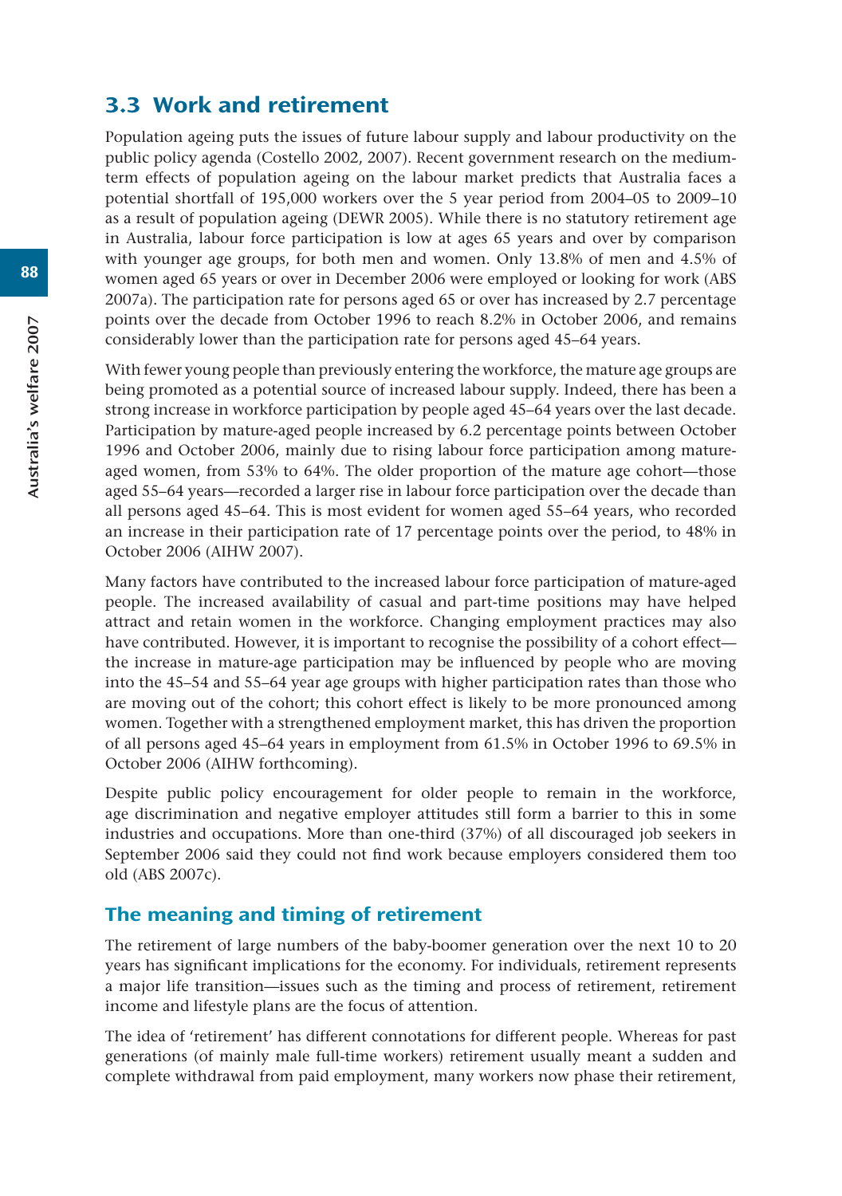## 3.3 Work and retirement

Population ageing puts the issues of future labour supply and labour productivity on the public policy agenda (Costello 2002, 2007). Recent government research on the medium-term effects of population ageing on the labour market predicts that Australia faces a potential shortfall of 195,000 workers over the 5 year period from 2004–05 to 2009–10 as a result of population ageing (DEWR 2005). While there is no statutory retirement age in Australia, labour force participation is low at ages 65 years and over by comparison with younger age groups, for both men and women. Only 13.8% of men and 4.5% of women aged 65 years or over in December 2006 were employed or looking for work (ABS 2007a). The participation rate for persons aged 65 or over has increased by 2.7 percentage points over the decade from October 1996 to reach 8.2% in October 2006, and remains considerably lower than the participation rate for persons aged 45–64 years.

With fewer young people than previously entering the workforce, the mature age groups are being promoted as a potential source of increased labour supply. Indeed, there has been a strong increase in workforce participation by people aged 45–64 years over the last decade. Participation by mature-aged people increased by 6.2 percentage points between October 1996 and October 2006, mainly due to rising labour force participation among mature-aged women, from 53% to 64%. The older proportion of the mature age cohort—those aged 55–64 years—recorded a larger rise in labour force participation over the decade than all persons aged 45–64. This is most evident for women aged 55–64 years, who recorded an increase in their participation rate of 17 percentage points over the period, to 48% in October 2006 (AIHW 2007).

Many factors have contributed to the increased labour force participation of mature-aged people. The increased availability of casual and part-time positions may have helped attract and retain women in the workforce. Changing employment practices may also have contributed. However, it is important to recognise the possibility of a cohort effect—the increase in mature-age participation may be influenced by people who are moving into the 45–54 and 55–64 year age groups with higher participation rates than those who are moving out of the cohort; this cohort effect is likely to be more pronounced among women. Together with a strengthened employment market, this has driven the proportion of all persons aged 45–64 years in employment from 61.5% in October 1996 to 69.5% in October 2006 (AIHW forthcoming).

Despite public policy encouragement for older people to remain in the workforce, age discrimination and negative employer attitudes still form a barrier to this in some industries and occupations. More than one-third (37%) of all discouraged job seekers in September 2006 said they could not find work because employers considered them too old (ABS 2007c).

### The meaning and timing of retirement

The retirement of large numbers of the baby-boomer generation over the next 10 to 20 years has significant implications for the economy. For individuals, retirement represents a major life transition—issues such as the timing and process of retirement, retirement income and lifestyle plans are the focus of attention.

The idea of 'retirement' has different connotations for different people. Whereas for past generations (of mainly male full-time workers) retirement usually meant a sudden and complete withdrawal from paid employment, many workers now phase their retirement,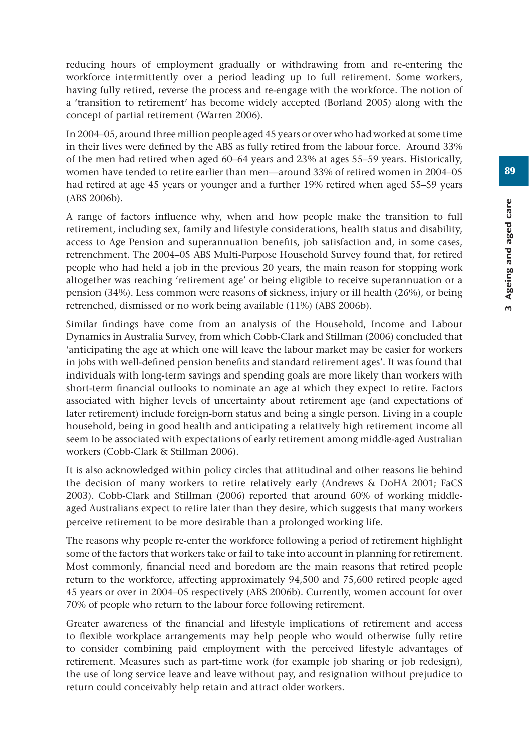reducing hours of employment gradually or withdrawing from and re-entering the workforce intermittently over a period leading up to full retirement. Some workers, having fully retired, reverse the process and re-engage with the workforce. The notion of a 'transition to retirement' has become widely accepted (Borland 2005) along with the concept of partial retirement (Warren 2006).

In 2004–05, around three million people aged 45 years or over who had worked at some time in their lives were defined by the ABS as fully retired from the labour force. Around 33% of the men had retired when aged 60–64 years and 23% at ages 55–59 years. Historically, women have tended to retire earlier than men—around 33% of retired women in 2004–05 had retired at age 45 years or younger and a further 19% retired when aged 55–59 years (ABS 2006b).

A range of factors influence why, when and how people make the transition to full retirement, including sex, family and lifestyle considerations, health status and disability, access to Age Pension and superannuation benefits, job satisfaction and, in some cases, retrenchment. The 2004–05 ABS Multi-Purpose Household Survey found that, for retired people who had held a job in the previous 20 years, the main reason for stopping work altogether was reaching 'retirement age' or being eligible to receive superannuation or a pension (34%). Less common were reasons of sickness, injury or ill health (26%), or being retrenched, dismissed or no work being available (11%) (ABS 2006b).

Similar findings have come from an analysis of the Household, Income and Labour Dynamics in Australia Survey, from which Cobb-Clark and Stillman (2006) concluded that 'anticipating the age at which one will leave the labour market may be easier for workers in jobs with well-defined pension benefits and standard retirement ages'. It was found that individuals with long-term savings and spending goals are more likely than workers with short-term financial outlooks to nominate an age at which they expect to retire. Factors associated with higher levels of uncertainty about retirement age (and expectations of later retirement) include foreign-born status and being a single person. Living in a couple household, being in good health and anticipating a relatively high retirement income all seem to be associated with expectations of early retirement among middle-aged Australian workers (Cobb-Clark & Stillman 2006).

It is also acknowledged within policy circles that attitudinal and other reasons lie behind the decision of many workers to retire relatively early (Andrews & DoHA 2001; FaCS 2003). Cobb-Clark and Stillman (2006) reported that around 60% of working middle-aged Australians expect to retire later than they desire, which suggests that many workers perceive retirement to be more desirable than a prolonged working life.

The reasons why people re-enter the workforce following a period of retirement highlight some of the factors that workers take or fail to take into account in planning for retirement. Most commonly, financial need and boredom are the main reasons that retired people return to the workforce, affecting approximately 94,500 and 75,600 retired people aged 45 years or over in 2004–05 respectively (ABS 2006b). Currently, women account for over 70% of people who return to the labour force following retirement.

Greater awareness of the financial and lifestyle implications of retirement and access to flexible workplace arrangements may help people who would otherwise fully retire to consider combining paid employment with the perceived lifestyle advantages of retirement. Measures such as part-time work (for example job sharing or job redesign), the use of long service leave and leave without pay, and resignation without prejudice to return could conceivably help retain and attract older workers.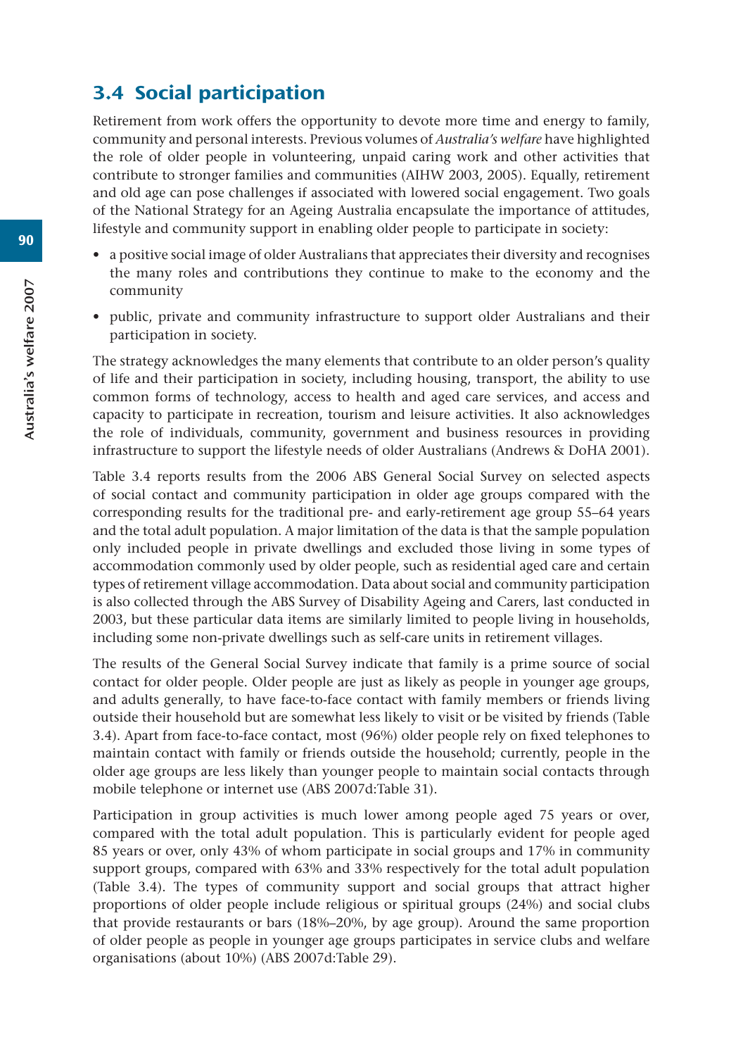## 3.4 Social participation

Retirement from work offers the opportunity to devote more time and energy to family, community and personal interests. Previous volumes of *Australia's welfare* have highlighted the role of older people in volunteering, unpaid caring work and other activities that contribute to stronger families and communities (AIHW 2003, 2005). Equally, retirement and old age can pose challenges if associated with lowered social engagement. Two goals of the National Strategy for an Ageing Australia encapsulate the importance of attitudes, lifestyle and community support in enabling older people to participate in society:

- a positive social image of older Australians that appreciates their diversity and recognises the many roles and contributions they continue to make to the economy and the community
- public, private and community infrastructure to support older Australians and their participation in society.

The strategy acknowledges the many elements that contribute to an older person's quality of life and their participation in society, including housing, transport, the ability to use common forms of technology, access to health and aged care services, and access and capacity to participate in recreation, tourism and leisure activities. It also acknowledges the role of individuals, community, government and business resources in providing infrastructure to support the lifestyle needs of older Australians (Andrews & DoHA 2001).

Table 3.4 reports results from the 2006 ABS General Social Survey on selected aspects of social contact and community participation in older age groups compared with the corresponding results for the traditional pre- and early-retirement age group 55–64 years and the total adult population. A major limitation of the data is that the sample population only included people in private dwellings and excluded those living in some types of accommodation commonly used by older people, such as residential aged care and certain types of retirement village accommodation. Data about social and community participation is also collected through the ABS Survey of Disability Ageing and Carers, last conducted in 2003, but these particular data items are similarly limited to people living in households, including some non-private dwellings such as self-care units in retirement villages.

The results of the General Social Survey indicate that family is a prime source of social contact for older people. Older people are just as likely as people in younger age groups, and adults generally, to have face-to-face contact with family members or friends living outside their household but are somewhat less likely to visit or be visited by friends (Table 3.4). Apart from face-to-face contact, most (96%) older people rely on fixed telephones to maintain contact with family or friends outside the household; currently, people in the older age groups are less likely than younger people to maintain social contacts through mobile telephone or internet use (ABS 2007d:Table 31).

Participation in group activities is much lower among people aged 75 years or over, compared with the total adult population. This is particularly evident for people aged 85 years or over, only 43% of whom participate in social groups and 17% in community support groups, compared with 63% and 33% respectively for the total adult population (Table 3.4). The types of community support and social groups that attract higher proportions of older people include religious or spiritual groups (24%) and social clubs that provide restaurants or bars (18%–20%, by age group). Around the same proportion of older people as people in younger age groups participates in service clubs and welfare organisations (about 10%) (ABS 2007d:Table 29).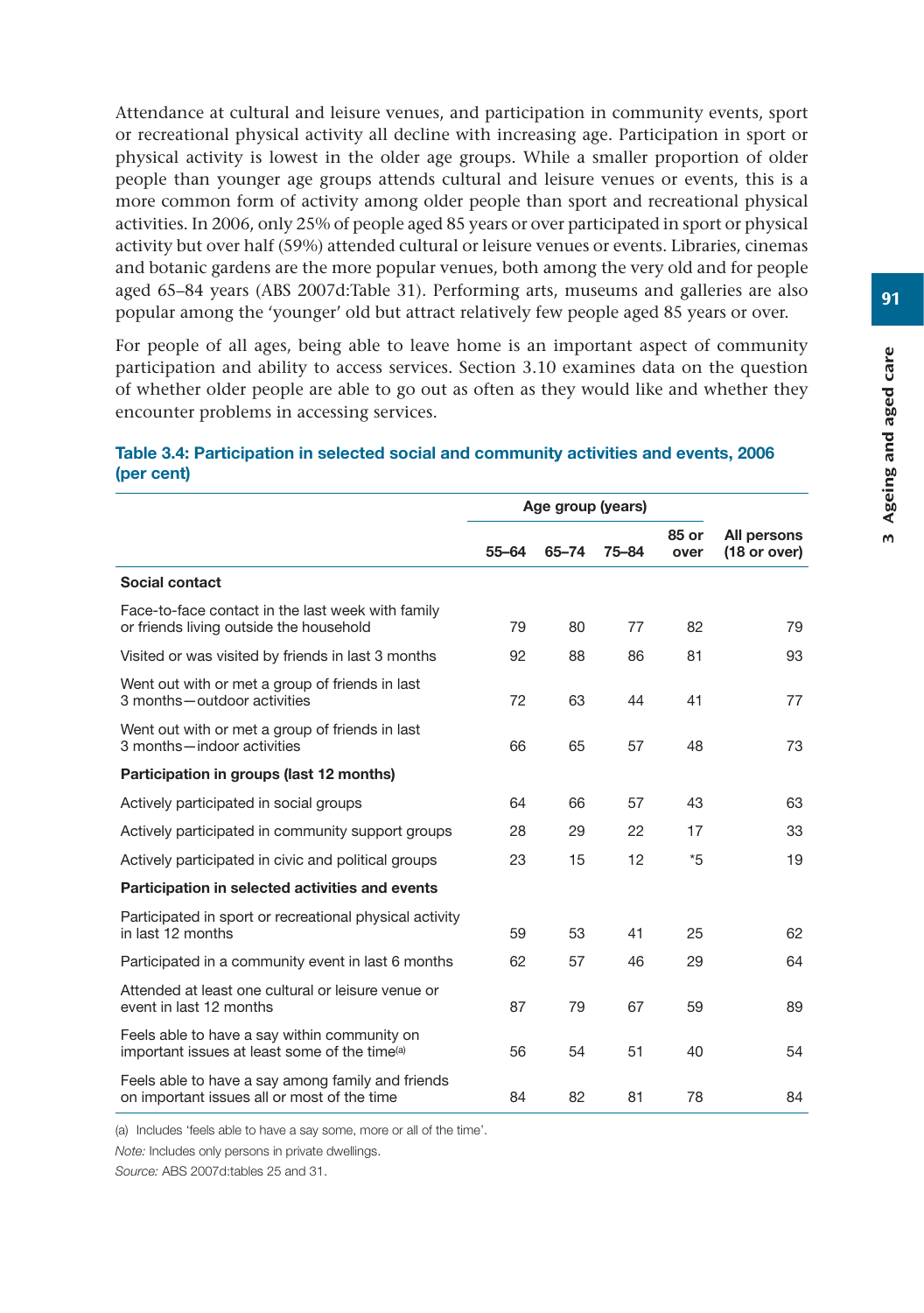Attendance at cultural and leisure venues, and participation in community events, sport or recreational physical activity all decline with increasing age. Participation in sport or physical activity is lowest in the older age groups. While a smaller proportion of older people than younger age groups attends cultural and leisure venues or events, this is a more common form of activity among older people than sport and recreational physical activities. In 2006, only 25% of people aged 85 years or over participated in sport or physical activity but over half (59%) attended cultural or leisure venues or events. Libraries, cinemas and botanic gardens are the more popular venues, both among the very old and for people aged 65–84 years (ABS 2007d:Table 31). Performing arts, museums and galleries are also popular among the 'younger' old but attract relatively few people aged 85 years or over.

For people of all ages, being able to leave home is an important aspect of community participation and ability to access services. Section 3.10 examines data on the question of whether older people are able to go out as often as they would like and whether they encounter problems in accessing services.

**Table 3.4: Participation in selected social and community activities and events, 2006 (per cent)**

| | Age group (years) | | | | |
|---|---|---|---|---|---|
| | 55–64 | 65–74 | 75–84 | 85 or over | All persons (18 or over) |
| **Social contact** | | | | | |
| Face-to-face contact in the last week with family or friends living outside the household | 79 | 80 | 77 | 82 | 79 |
| Visited or was visited by friends in last 3 months | 92 | 88 | 86 | 81 | 93 |
| Went out with or met a group of friends in last 3 months—outdoor activities | 72 | 63 | 44 | 41 | 77 |
| Went out with or met a group of friends in last 3 months—indoor activities | 66 | 65 | 57 | 48 | 73 |
| **Participation in groups (last 12 months)** | | | | | |
| Actively participated in social groups | 64 | 66 | 57 | 43 | 63 |
| Actively participated in community support groups | 28 | 29 | 22 | 17 | 33 |
| Actively participated in civic and political groups | 23 | 15 | 12 | *5 | 19 |
| **Participation in selected activities and events** | | | | | |
| Participated in sport or recreational physical activity in last 12 months | 59 | 53 | 41 | 25 | 62 |
| Participated in a community event in last 6 months | 62 | 57 | 46 | 29 | 64 |
| Attended at least one cultural or leisure venue or event in last 12 months | 87 | 79 | 67 | 59 | 89 |
| Feels able to have a say within community on important issues at least some of the time[(a)] | 56 | 54 | 51 | 40 | 54 |
| Feels able to have a say among family and friends on important issues all or most of the time | 84 | 82 | 81 | 78 | 84 |

(a) Includes 'feels able to have a say some, more or all of the time'.

*Note:* Includes only persons in private dwellings.

*Source:* ABS 2007d:tables 25 and 31.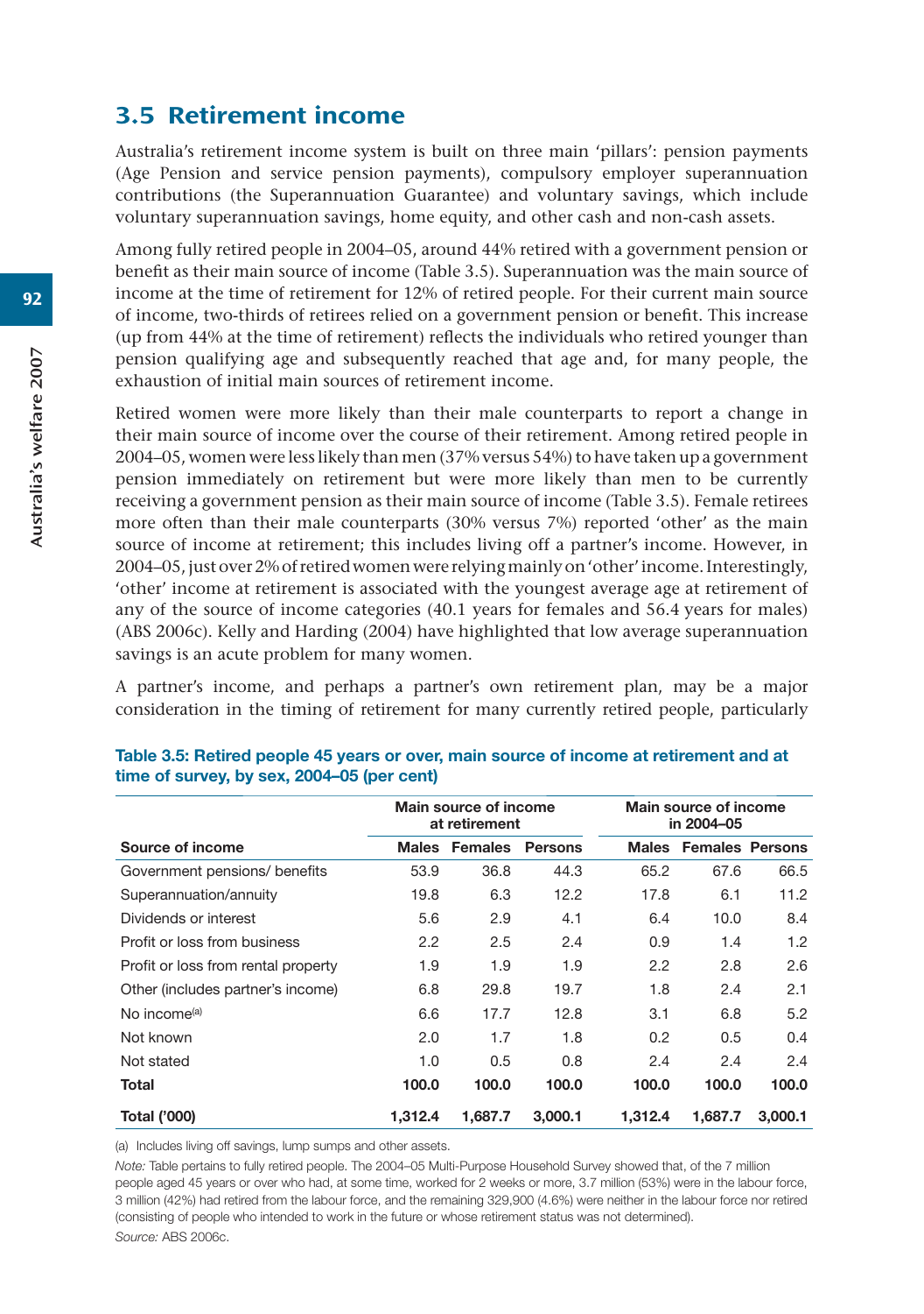## 3.5 Retirement income

Australia's retirement income system is built on three main 'pillars': pension payments (Age Pension and service pension payments), compulsory employer superannuation contributions (the Superannuation Guarantee) and voluntary savings, which include voluntary superannuation savings, home equity, and other cash and non-cash assets.

Among fully retired people in 2004–05, around 44% retired with a government pension or benefit as their main source of income (Table 3.5). Superannuation was the main source of income at the time of retirement for 12% of retired people. For their current main source of income, two-thirds of retirees relied on a government pension or benefit. This increase (up from 44% at the time of retirement) reflects the individuals who retired younger than pension qualifying age and subsequently reached that age and, for many people, the exhaustion of initial main sources of retirement income.

Retired women were more likely than their male counterparts to report a change in their main source of income over the course of their retirement. Among retired people in 2004–05, women were less likely than men (37% versus 54%) to have taken up a government pension immediately on retirement but were more likely than men to be currently receiving a government pension as their main source of income (Table 3.5). Female retirees more often than their male counterparts (30% versus 7%) reported 'other' as the main source of income at retirement; this includes living off a partner's income. However, in 2004–05, just over 2% of retired women were relying mainly on 'other' income. Interestingly, 'other' income at retirement is associated with the youngest average age at retirement of any of the source of income categories (40.1 years for females and 56.4 years for males) (ABS 2006c). Kelly and Harding (2004) have highlighted that low average superannuation savings is an acute problem for many women.

A partner's income, and perhaps a partner's own retirement plan, may be a major consideration in the timing of retirement for many currently retired people, particularly

**Table 3.5: Retired people 45 years or over, main source of income at retirement and at time of survey, by sex, 2004–05 (per cent)**

| | Main source of income at retirement | | | Main source of income in 2004–05 | | |
|---|---|---|---|---|---|---|
| **Source of income** | **Males** | **Females** | **Persons** | **Males** | **Females** | **Persons** |
| Government pensions/ benefits | 53.9 | 36.8 | 44.3 | 65.2 | 67.6 | 66.5 |
| Superannuation/annuity | 19.8 | 6.3 | 12.2 | 17.8 | 6.1 | 11.2 |
| Dividends or interest | 5.6 | 2.9 | 4.1 | 6.4 | 10.0 | 8.4 |
| Profit or loss from business | 2.2 | 2.5 | 2.4 | 0.9 | 1.4 | 1.2 |
| Profit or loss from rental property | 1.9 | 1.9 | 1.9 | 2.2 | 2.8 | 2.6 |
| Other (includes partner's income) | 6.8 | 29.8 | 19.7 | 1.8 | 2.4 | 2.1 |
| No income[(a)] | 6.6 | 17.7 | 12.8 | 3.1 | 6.8 | 5.2 |
| Not known | 2.0 | 1.7 | 1.8 | 0.2 | 0.5 | 0.4 |
| Not stated | 1.0 | 0.5 | 0.8 | 2.4 | 2.4 | 2.4 |
| **Total** | **100.0** | **100.0** | **100.0** | **100.0** | **100.0** | **100.0** |
| **Total ('000)** | **1,312.4** | **1,687.7** | **3,000.1** | **1,312.4** | **1,687.7** | **3,000.1** |

(a) Includes living off savings, lump sums and other assets.

*Note:* Table pertains to fully retired people. The 2004–05 Multi-Purpose Household Survey showed that, of the 7 million people aged 45 years or over who had, at some time, worked for 2 weeks or more, 3.7 million (53%) were in the labour force, 3 million (42%) had retired from the labour force, and the remaining 329,900 (4.6%) were neither in the labour force nor retired (consisting of people who intended to work in the future or whose retirement status was not determined).

*Source:* ABS 2006c.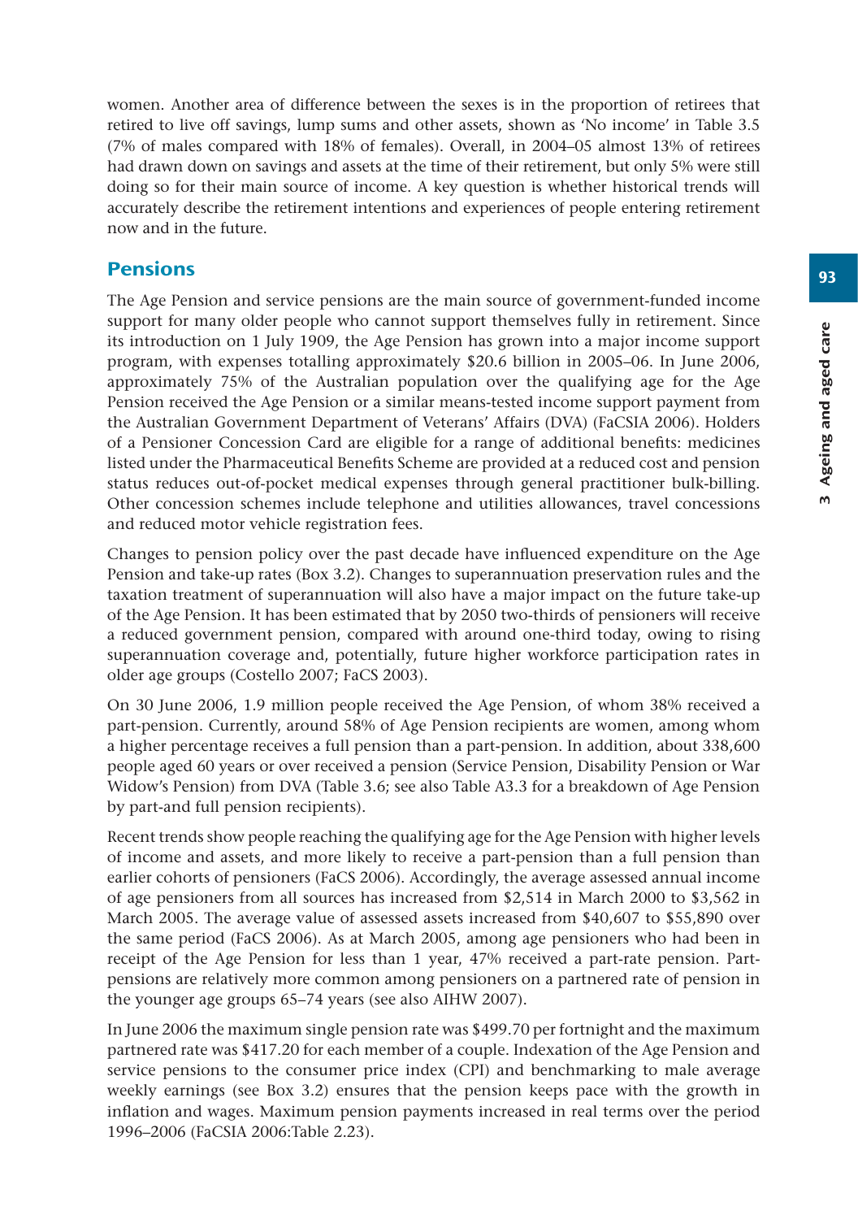women. Another area of difference between the sexes is in the proportion of retirees that retired to live off savings, lump sums and other assets, shown as 'No income' in Table 3.5 (7% of males compared with 18% of females). Overall, in 2004–05 almost 13% of retirees had drawn down on savings and assets at the time of their retirement, but only 5% were still doing so for their main source of income. A key question is whether historical trends will accurately describe the retirement intentions and experiences of people entering retirement now and in the future.

## Pensions

The Age Pension and service pensions are the main source of government-funded income support for many older people who cannot support themselves fully in retirement. Since its introduction on 1 July 1909, the Age Pension has grown into a major income support program, with expenses totalling approximately $20.6 billion in 2005–06. In June 2006, approximately 75% of the Australian population over the qualifying age for the Age Pension received the Age Pension or a similar means-tested income support payment from the Australian Government Department of Veterans' Affairs (DVA) (FaCSIA 2006). Holders of a Pensioner Concession Card are eligible for a range of additional benefits: medicines listed under the Pharmaceutical Benefits Scheme are provided at a reduced cost and pension status reduces out-of-pocket medical expenses through general practitioner bulk-billing. Other concession schemes include telephone and utilities allowances, travel concessions and reduced motor vehicle registration fees.

Changes to pension policy over the past decade have influenced expenditure on the Age Pension and take-up rates (Box 3.2). Changes to superannuation preservation rules and the taxation treatment of superannuation will also have a major impact on the future take-up of the Age Pension. It has been estimated that by 2050 two-thirds of pensioners will receive a reduced government pension, compared with around one-third today, owing to rising superannuation coverage and, potentially, future higher workforce participation rates in older age groups (Costello 2007; FaCS 2003).

On 30 June 2006, 1.9 million people received the Age Pension, of whom 38% received a part-pension. Currently, around 58% of Age Pension recipients are women, among whom a higher percentage receives a full pension than a part-pension. In addition, about 338,600 people aged 60 years or over received a pension (Service Pension, Disability Pension or War Widow's Pension) from DVA (Table 3.6; see also Table A3.3 for a breakdown of Age Pension by part-and full pension recipients).

Recent trends show people reaching the qualifying age for the Age Pension with higher levels of income and assets, and more likely to receive a part-pension than a full pension than earlier cohorts of pensioners (FaCS 2006). Accordingly, the average assessed annual income of age pensioners from all sources has increased from $2,514 in March 2000 to $3,562 in March 2005. The average value of assessed assets increased from $40,607 to $55,890 over the same period (FaCS 2006). As at March 2005, among age pensioners who had been in receipt of the Age Pension for less than 1 year, 47% received a part-rate pension. Part-pensions are relatively more common among pensioners on a partnered rate of pension in the younger age groups 65–74 years (see also AIHW 2007).

In June 2006 the maximum single pension rate was $499.70 per fortnight and the maximum partnered rate was $417.20 for each member of a couple. Indexation of the Age Pension and service pensions to the consumer price index (CPI) and benchmarking to male average weekly earnings (see Box 3.2) ensures that the pension keeps pace with the growth in inflation and wages. Maximum pension payments increased in real terms over the period 1996–2006 (FaCSIA 2006:Table 2.23).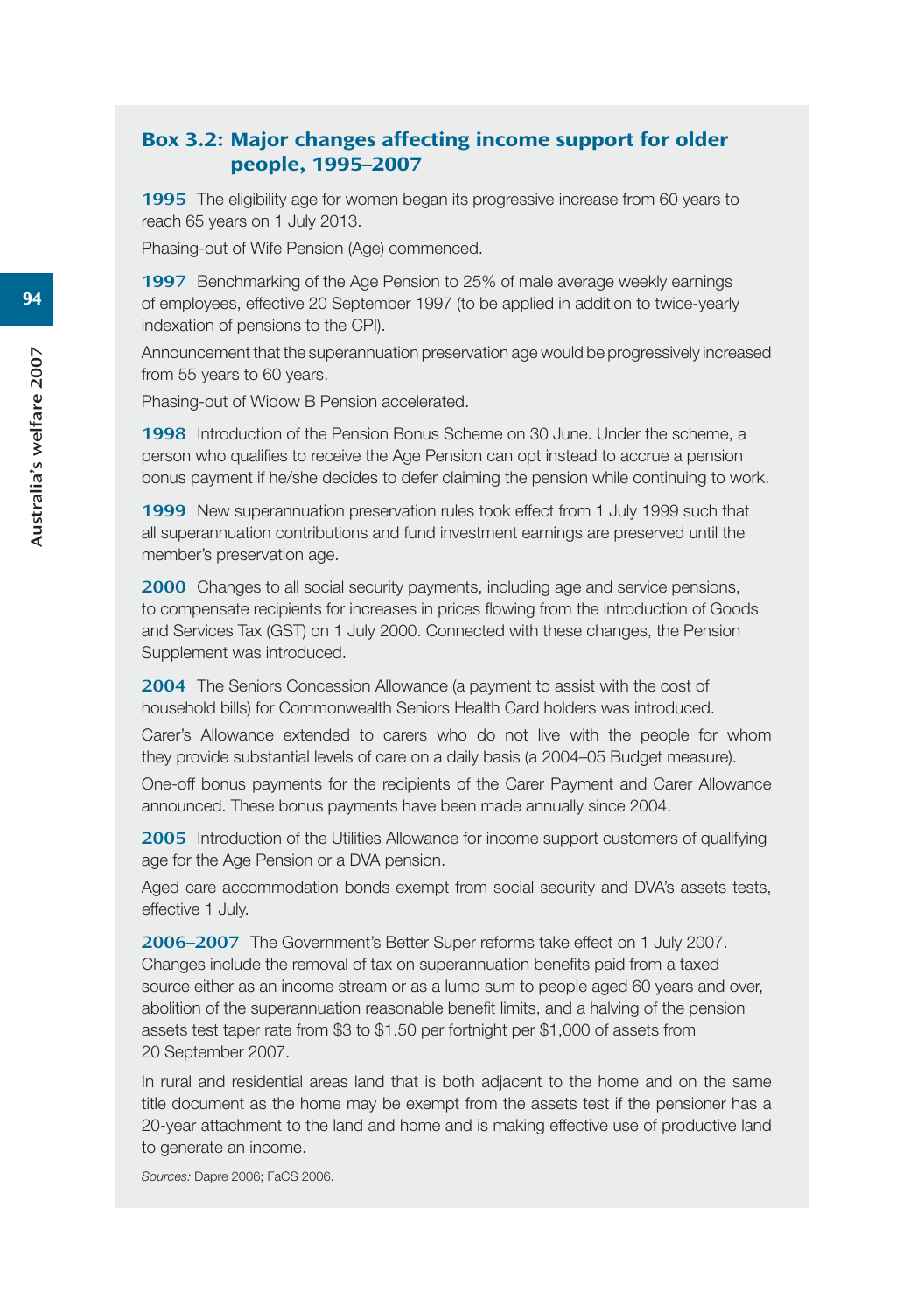### Box 3.2: Major changes affecting income support for older people, 1995–2007

**1995** The eligibility age for women began its progressive increase from 60 years to reach 65 years on 1 July 2013.

Phasing-out of Wife Pension (Age) commenced.

**1997** Benchmarking of the Age Pension to 25% of male average weekly earnings of employees, effective 20 September 1997 (to be applied in addition to twice-yearly indexation of pensions to the CPI).

Announcement that the superannuation preservation age would be progressively increased from 55 years to 60 years.

Phasing-out of Widow B Pension accelerated.

**1998** Introduction of the Pension Bonus Scheme on 30 June. Under the scheme, a person who qualifies to receive the Age Pension can opt instead to accrue a pension bonus payment if he/she decides to defer claiming the pension while continuing to work.

**1999** New superannuation preservation rules took effect from 1 July 1999 such that all superannuation contributions and fund investment earnings are preserved until the member's preservation age.

**2000** Changes to all social security payments, including age and service pensions, to compensate recipients for increases in prices flowing from the introduction of Goods and Services Tax (GST) on 1 July 2000. Connected with these changes, the Pension Supplement was introduced.

**2004** The Seniors Concession Allowance (a payment to assist with the cost of household bills) for Commonwealth Seniors Health Card holders was introduced.

Carer's Allowance extended to carers who do not live with the people for whom they provide substantial levels of care on a daily basis (a 2004–05 Budget measure).

One-off bonus payments for the recipients of the Carer Payment and Carer Allowance announced. These bonus payments have been made annually since 2004.

**2005** Introduction of the Utilities Allowance for income support customers of qualifying age for the Age Pension or a DVA pension.

Aged care accommodation bonds exempt from social security and DVA's assets tests, effective 1 July.

**2006–2007** The Government's Better Super reforms take effect on 1 July 2007. Changes include the removal of tax on superannuation benefits paid from a taxed source either as an income stream or as a lump sum to people aged 60 years and over, abolition of the superannuation reasonable benefit limits, and a halving of the pension assets test taper rate from \$3 to \$1.50 per fortnight per \$1,000 of assets from 20 September 2007.

In rural and residential areas land that is both adjacent to the home and on the same title document as the home may be exempt from the assets test if the pensioner has a 20-year attachment to the land and home and is making effective use of productive land to generate an income.

*Sources:* Dapre 2006; FaCS 2006.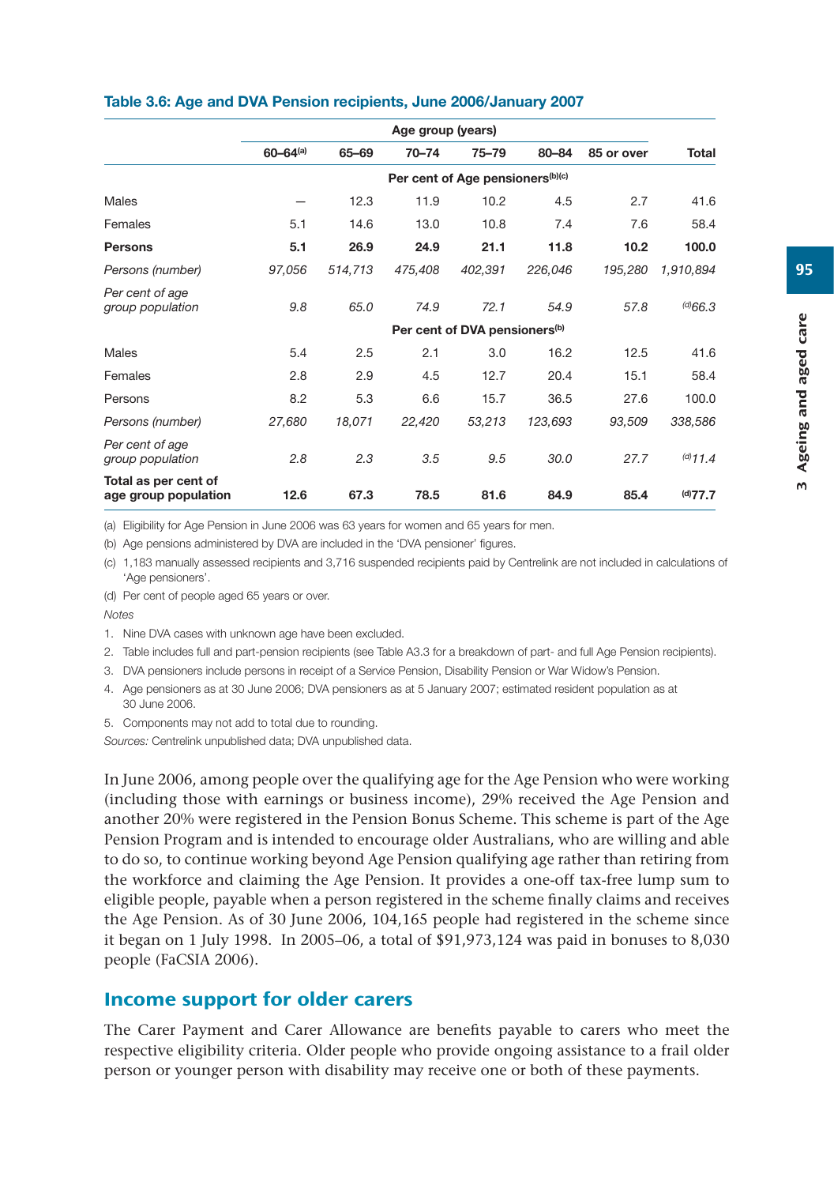**Table 3.6: Age and DVA Pension recipients, June 2006/January 2007**

| | Age group (years) | | | | | | |
|---|---|---|---|---|---|---|---|
| | 60–64[(a)] | 65–69 | 70–74 | 75–79 | 80–84 | 85 or over | Total |
| | | | | Per cent of Age pensioners[(b)(c)] | | | |
| Males | — | 12.3 | 11.9 | 10.2 | 4.5 | 2.7 | 41.6 |
| Females | 5.1 | 14.6 | 13.0 | 10.8 | 7.4 | 7.6 | 58.4 |
| **Persons** | **5.1** | **26.9** | **24.9** | **21.1** | **11.8** | **10.2** | **100.0** |
| *Persons (number)* | *97,056* | *514,713* | *475,408* | *402,391* | *226,046* | *195,280* | *1,910,894* |
| *Per cent of age group population* | *9.8* | *65.0* | *74.9* | *72.1* | *54.9* | *57.8* | *[(d)]66.3* |
| | | | | Per cent of DVA pensioners[(b)] | | | |
| Males | 5.4 | 2.5 | 2.1 | 3.0 | 16.2 | 12.5 | 41.6 |
| Females | 2.8 | 2.9 | 4.5 | 12.7 | 20.4 | 15.1 | 58.4 |
| Persons | 8.2 | 5.3 | 6.6 | 15.7 | 36.5 | 27.6 | 100.0 |
| *Persons (number)* | *27,680* | *18,071* | *22,420* | *53,213* | *123,693* | *93,509* | *338,586* |
| *Per cent of age group population* | *2.8* | *2.3* | *3.5* | *9.5* | *30.0* | *27.7* | *[(d)]11.4* |
| **Total as per cent of age group population** | **12.6** | **67.3** | **78.5** | **81.6** | **84.9** | **85.4** | **[(d)]77.7** |

(a) Eligibility for Age Pension in June 2006 was 63 years for women and 65 years for men.

(b) Age pensions administered by DVA are included in the 'DVA pensioner' figures.

(c) 1,183 manually assessed recipients and 3,716 suspended recipients paid by Centrelink are not included in calculations of 'Age pensioners'.

(d) Per cent of people aged 65 years or over.

*Notes*

1. Nine DVA cases with unknown age have been excluded.
2. Table includes full and part-pension recipients (see Table A3.3 for a breakdown of part- and full Age Pension recipients).
3. DVA pensioners include persons in receipt of a Service Pension, Disability Pension or War Widow's Pension.
4. Age pensioners as at 30 June 2006; DVA pensioners as at 5 January 2007; estimated resident population as at 30 June 2006.
5. Components may not add to total due to rounding.

*Sources:* Centrelink unpublished data; DVA unpublished data.

In June 2006, among people over the qualifying age for the Age Pension who were working (including those with earnings or business income), 29% received the Age Pension and another 20% were registered in the Pension Bonus Scheme. This scheme is part of the Age Pension Program and is intended to encourage older Australians, who are willing and able to do so, to continue working beyond Age Pension qualifying age rather than retiring from the workforce and claiming the Age Pension. It provides a one-off tax-free lump sum to eligible people, payable when a person registered in the scheme finally claims and receives the Age Pension. As of 30 June 2006, 104,165 people had registered in the scheme since it began on 1 July 1998. In 2005–06, a total of $91,973,124 was paid in bonuses to 8,030 people (FaCSIA 2006).

## Income support for older carers

The Carer Payment and Carer Allowance are benefits payable to carers who meet the respective eligibility criteria. Older people who provide ongoing assistance to a frail older person or younger person with disability may receive one or both of these payments.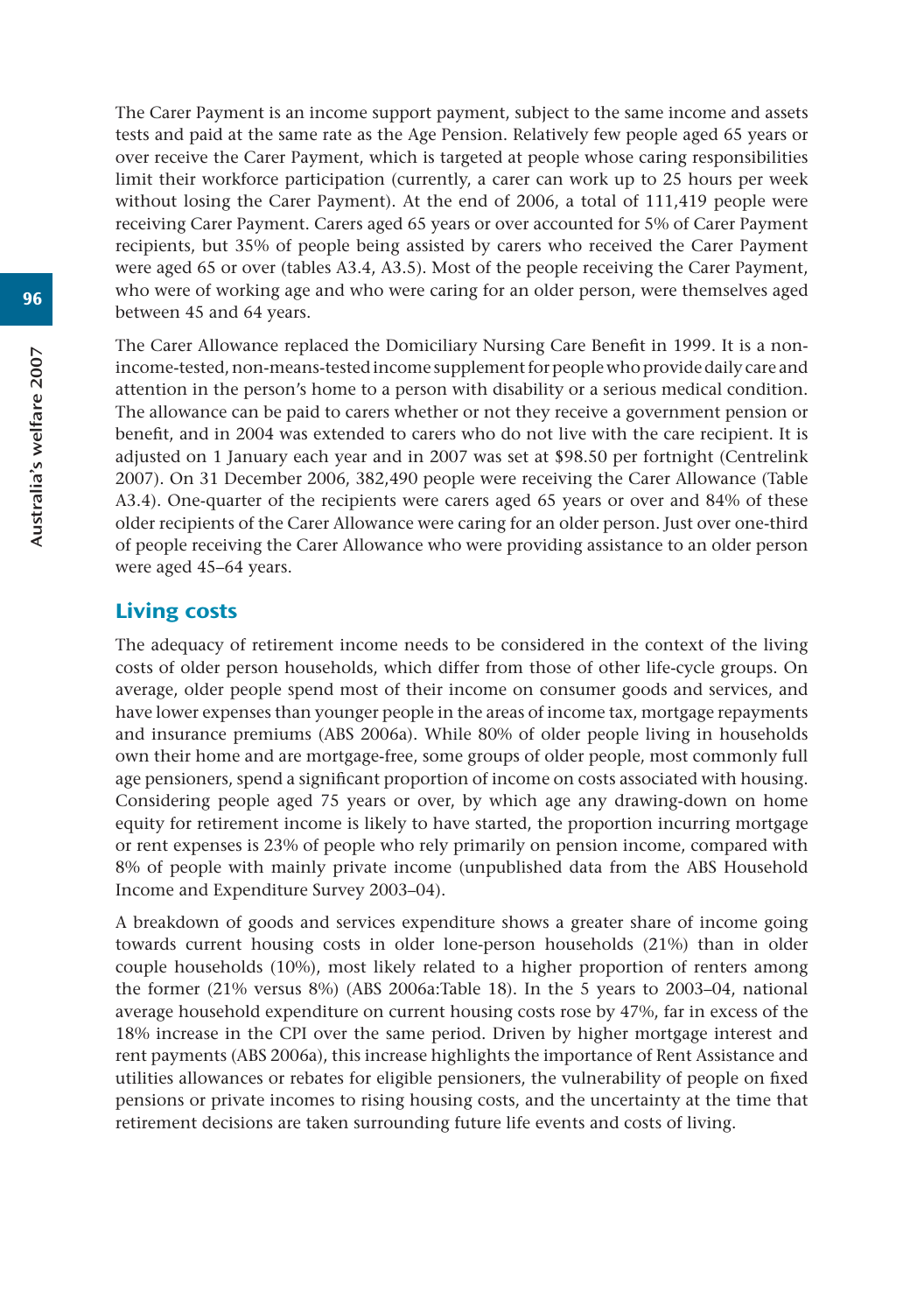The Carer Payment is an income support payment, subject to the same income and assets tests and paid at the same rate as the Age Pension. Relatively few people aged 65 years or over receive the Carer Payment, which is targeted at people whose caring responsibilities limit their workforce participation (currently, a carer can work up to 25 hours per week without losing the Carer Payment). At the end of 2006, a total of 111,419 people were receiving Carer Payment. Carers aged 65 years or over accounted for 5% of Carer Payment recipients, but 35% of people being assisted by carers who received the Carer Payment were aged 65 or over (tables A3.4, A3.5). Most of the people receiving the Carer Payment, who were of working age and who were caring for an older person, were themselves aged between 45 and 64 years.

The Carer Allowance replaced the Domiciliary Nursing Care Benefit in 1999. It is a non-income-tested, non-means-tested income supplement for people who provide daily care and attention in the person's home to a person with disability or a serious medical condition. The allowance can be paid to carers whether or not they receive a government pension or benefit, and in 2004 was extended to carers who do not live with the care recipient. It is adjusted on 1 January each year and in 2007 was set at $98.50 per fortnight (Centrelink 2007). On 31 December 2006, 382,490 people were receiving the Carer Allowance (Table A3.4). One-quarter of the recipients were carers aged 65 years or over and 84% of these older recipients of the Carer Allowance were caring for an older person. Just over one-third of people receiving the Carer Allowance who were providing assistance to an older person were aged 45–64 years.

## Living costs

The adequacy of retirement income needs to be considered in the context of the living costs of older person households, which differ from those of other life-cycle groups. On average, older people spend most of their income on consumer goods and services, and have lower expenses than younger people in the areas of income tax, mortgage repayments and insurance premiums (ABS 2006a). While 80% of older people living in households own their home and are mortgage-free, some groups of older people, most commonly full age pensioners, spend a significant proportion of income on costs associated with housing. Considering people aged 75 years or over, by which age any drawing-down on home equity for retirement income is likely to have started, the proportion incurring mortgage or rent expenses is 23% of people who rely primarily on pension income, compared with 8% of people with mainly private income (unpublished data from the ABS Household Income and Expenditure Survey 2003–04).

A breakdown of goods and services expenditure shows a greater share of income going towards current housing costs in older lone-person households (21%) than in older couple households (10%), most likely related to a higher proportion of renters among the former (21% versus 8%) (ABS 2006a:Table 18). In the 5 years to 2003–04, national average household expenditure on current housing costs rose by 47%, far in excess of the 18% increase in the CPI over the same period. Driven by higher mortgage interest and rent payments (ABS 2006a), this increase highlights the importance of Rent Assistance and utilities allowances or rebates for eligible pensioners, the vulnerability of people on fixed pensions or private incomes to rising housing costs, and the uncertainty at the time that retirement decisions are taken surrounding future life events and costs of living.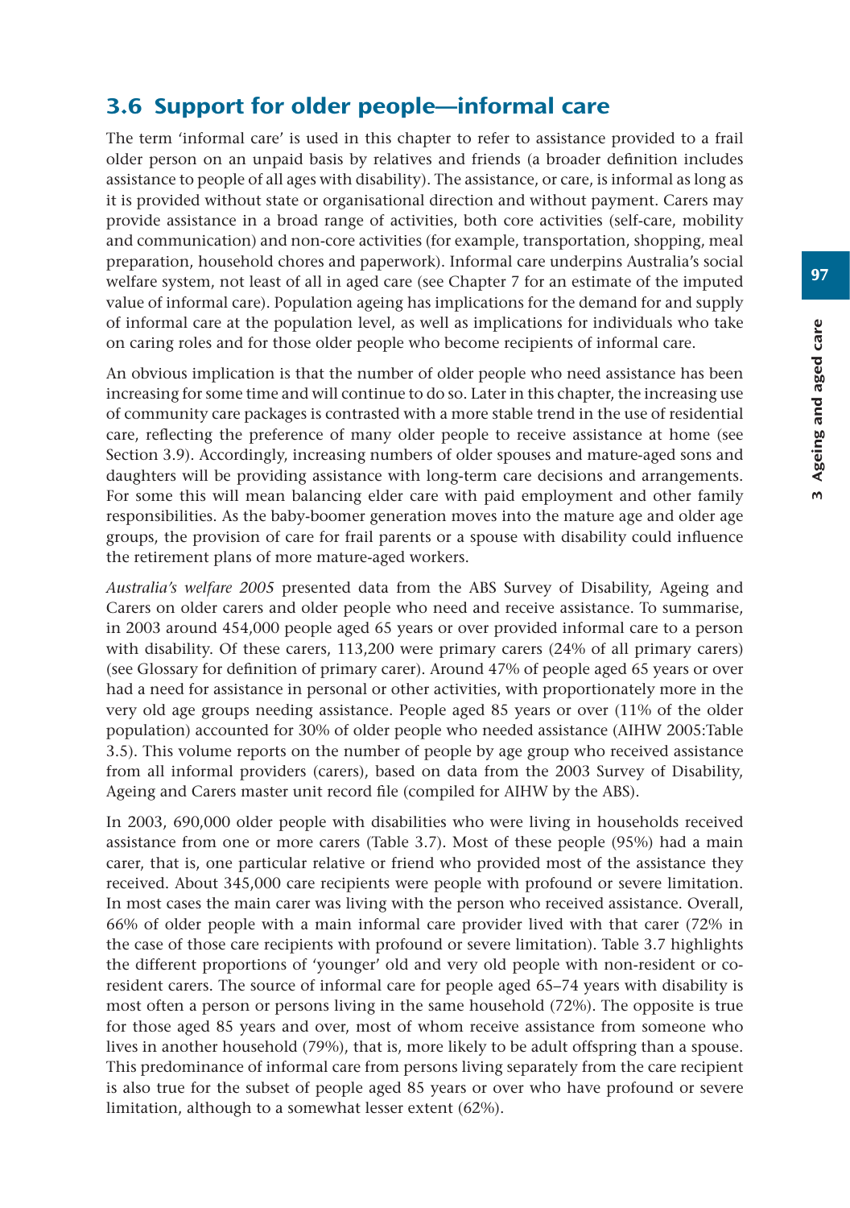## 3.6 Support for older people—informal care

The term 'informal care' is used in this chapter to refer to assistance provided to a frail older person on an unpaid basis by relatives and friends (a broader definition includes assistance to people of all ages with disability). The assistance, or care, is informal as long as it is provided without state or organisational direction and without payment. Carers may provide assistance in a broad range of activities, both core activities (self-care, mobility and communication) and non-core activities (for example, transportation, shopping, meal preparation, household chores and paperwork). Informal care underpins Australia's social welfare system, not least of all in aged care (see Chapter 7 for an estimate of the imputed value of informal care). Population ageing has implications for the demand for and supply of informal care at the population level, as well as implications for individuals who take on caring roles and for those older people who become recipients of informal care.

An obvious implication is that the number of older people who need assistance has been increasing for some time and will continue to do so. Later in this chapter, the increasing use of community care packages is contrasted with a more stable trend in the use of residential care, reflecting the preference of many older people to receive assistance at home (see Section 3.9). Accordingly, increasing numbers of older spouses and mature-aged sons and daughters will be providing assistance with long-term care decisions and arrangements. For some this will mean balancing elder care with paid employment and other family responsibilities. As the baby-boomer generation moves into the mature age and older age groups, the provision of care for frail parents or a spouse with disability could influence the retirement plans of more mature-aged workers.

*Australia's welfare 2005* presented data from the ABS Survey of Disability, Ageing and Carers on older carers and older people who need and receive assistance. To summarise, in 2003 around 454,000 people aged 65 years or over provided informal care to a person with disability. Of these carers, 113,200 were primary carers (24% of all primary carers) (see Glossary for definition of primary carer). Around 47% of people aged 65 years or over had a need for assistance in personal or other activities, with proportionately more in the very old age groups needing assistance. People aged 85 years or over (11% of the older population) accounted for 30% of older people who needed assistance (AIHW 2005:Table 3.5). This volume reports on the number of people by age group who received assistance from all informal providers (carers), based on data from the 2003 Survey of Disability, Ageing and Carers master unit record file (compiled for AIHW by the ABS).

In 2003, 690,000 older people with disabilities who were living in households received assistance from one or more carers (Table 3.7). Most of these people (95%) had a main carer, that is, one particular relative or friend who provided most of the assistance they received. About 345,000 care recipients were people with profound or severe limitation. In most cases the main carer was living with the person who received assistance. Overall, 66% of older people with a main informal care provider lived with that carer (72% in the case of those care recipients with profound or severe limitation). Table 3.7 highlights the different proportions of 'younger' old and very old people with non-resident or co-resident carers. The source of informal care for people aged 65–74 years with disability is most often a person or persons living in the same household (72%). The opposite is true for those aged 85 years and over, most of whom receive assistance from someone who lives in another household (79%), that is, more likely to be adult offspring than a spouse. This predominance of informal care from persons living separately from the care recipient is also true for the subset of people aged 85 years or over who have profound or severe limitation, although to a somewhat lesser extent (62%).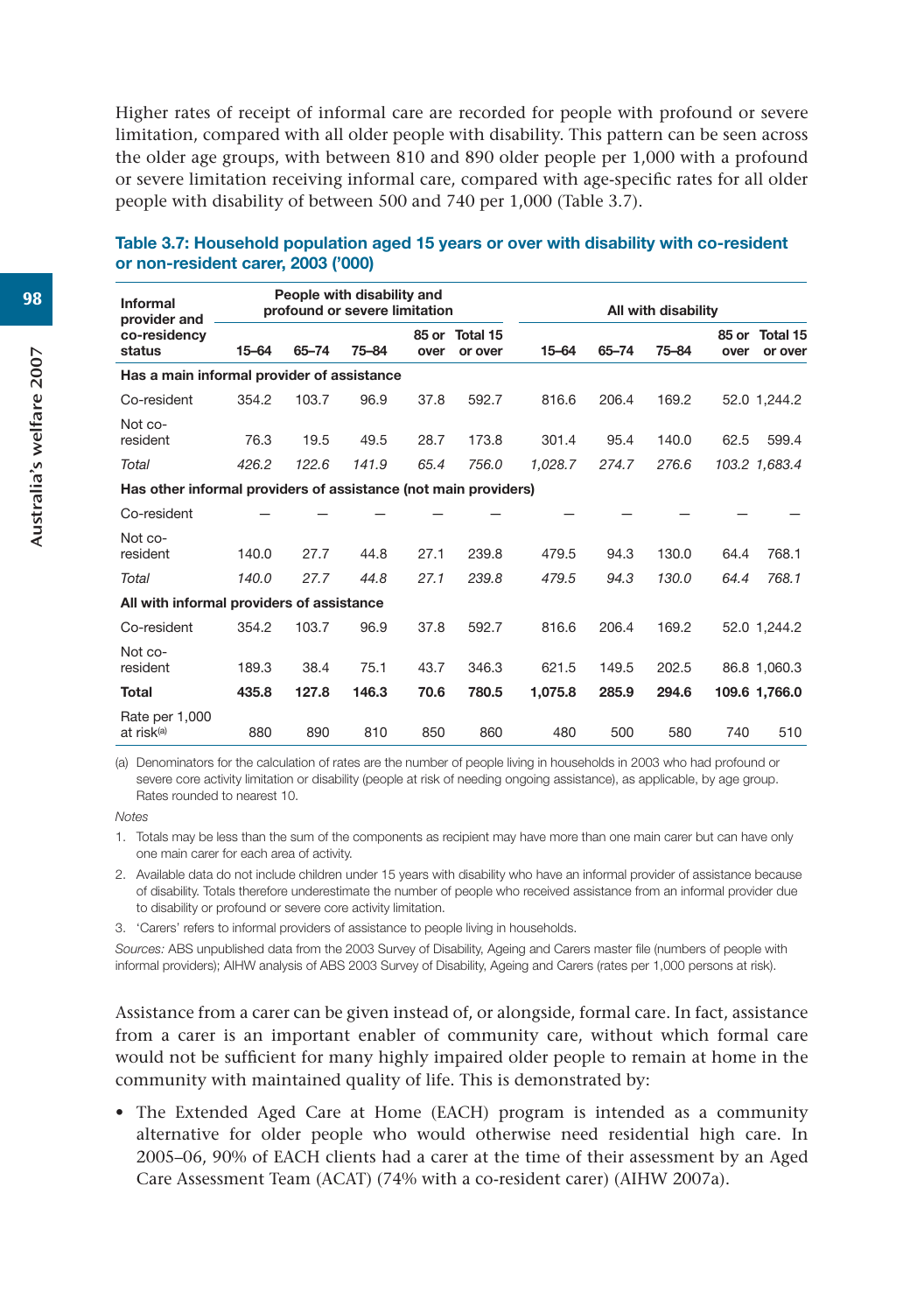Higher rates of receipt of informal care are recorded for people with profound or severe limitation, compared with all older people with disability. This pattern can be seen across the older age groups, with between 810 and 890 older people per 1,000 with a profound or severe limitation receiving informal care, compared with age-specific rates for all older people with disability of between 500 and 740 per 1,000 (Table 3.7).

**Table 3.7: Household population aged 15 years or over with disability with co-resident or non-resident carer, 2003 ('000)**

| Informal provider and co-residency status | People with disability and profound or severe limitation | | | | | All with disability | | | | |
|---|---|---|---|---|---|---|---|---|---|---|
| | 15–64 | 65–74 | 75–84 | 85 or over | Total 15 or over | 15–64 | 65–74 | 75–84 | 85 or over | Total 15 or over |
| **Has a main informal provider of assistance** | | | | | | | | | | |
| Co-resident | 354.2 | 103.7 | 96.9 | 37.8 | 592.7 | 816.6 | 206.4 | 169.2 | 52.0 | 1,244.2 |
| Not co-resident | 76.3 | 19.5 | 49.5 | 28.7 | 173.8 | 301.4 | 95.4 | 140.0 | 62.5 | 599.4 |
| *Total* | *426.2* | *122.6* | *141.9* | *65.4* | *756.0* | *1,028.7* | *274.7* | *276.6* | *103.2* | *1,683.4* |
| **Has other informal providers of assistance (not main providers)** | | | | | | | | | | |
| Co-resident | — | — | — | — | — | — | — | — | — | — |
| Not co-resident | 140.0 | 27.7 | 44.8 | 27.1 | 239.8 | 479.5 | 94.3 | 130.0 | 64.4 | 768.1 |
| *Total* | *140.0* | *27.7* | *44.8* | *27.1* | *239.8* | *479.5* | *94.3* | *130.0* | *64.4* | *768.1* |
| **All with informal providers of assistance** | | | | | | | | | | |
| Co-resident | 354.2 | 103.7 | 96.9 | 37.8 | 592.7 | 816.6 | 206.4 | 169.2 | 52.0 | 1,244.2 |
| Not co-resident | 189.3 | 38.4 | 75.1 | 43.7 | 346.3 | 621.5 | 149.5 | 202.5 | 86.8 | 1,060.3 |
| **Total** | **435.8** | **127.8** | **146.3** | **70.6** | **780.5** | **1,075.8** | **285.9** | **294.6** | **109.6** | **1,766.0** |
| Rate per 1,000 at risk(a) | 880 | 890 | 810 | 850 | 860 | 480 | 500 | 580 | 740 | 510 |

(a) Denominators for the calculation of rates are the number of people living in households in 2003 who had profound or severe core activity limitation or disability (people at risk of needing ongoing assistance), as applicable, by age group. Rates rounded to nearest 10.

*Notes*

1. Totals may be less than the sum of the components as recipient may have more than one main carer but can have only one main carer for each area of activity.
2. Available data do not include children under 15 years with disability who have an informal provider of assistance because of disability. Totals therefore underestimate the number of people who received assistance from an informal provider due to disability or profound or severe core activity limitation.
3. 'Carers' refers to informal providers of assistance to people living in households.

*Sources:* ABS unpublished data from the 2003 Survey of Disability, Ageing and Carers master file (numbers of people with informal providers); AIHW analysis of ABS 2003 Survey of Disability, Ageing and Carers (rates per 1,000 persons at risk).

Assistance from a carer can be given instead of, or alongside, formal care. In fact, assistance from a carer is an important enabler of community care, without which formal care would not be sufficient for many highly impaired older people to remain at home in the community with maintained quality of life. This is demonstrated by:

- The Extended Aged Care at Home (EACH) program is intended as a community alternative for older people who would otherwise need residential high care. In 2005–06, 90% of EACH clients had a carer at the time of their assessment by an Aged Care Assessment Team (ACAT) (74% with a co-resident carer) (AIHW 2007a).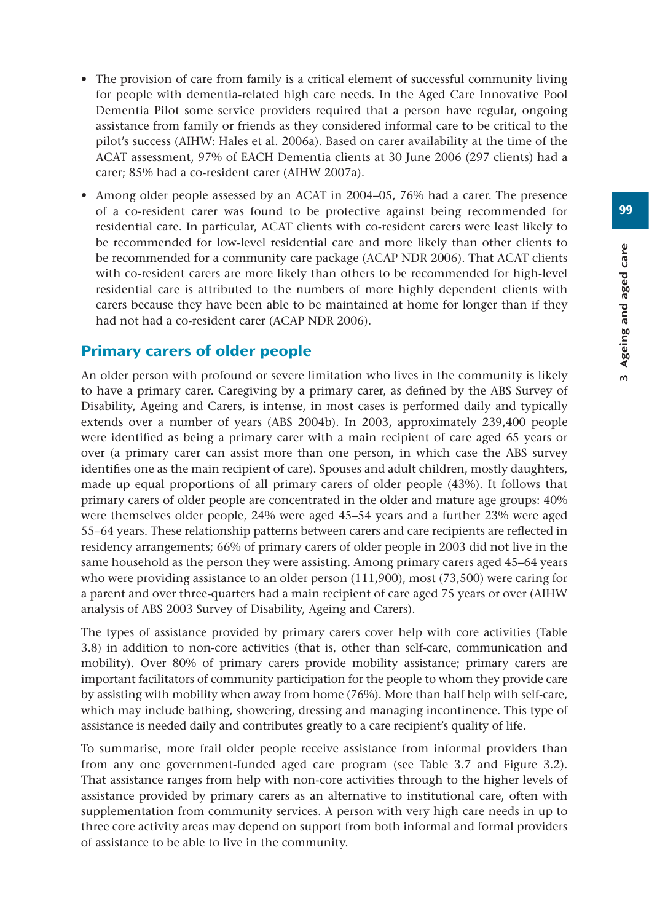- The provision of care from family is a critical element of successful community living for people with dementia-related high care needs. In the Aged Care Innovative Pool Dementia Pilot some service providers required that a person have regular, ongoing assistance from family or friends as they considered informal care to be critical to the pilot's success (AIHW: Hales et al. 2006a). Based on carer availability at the time of the ACAT assessment, 97% of EACH Dementia clients at 30 June 2006 (297 clients) had a carer; 85% had a co-resident carer (AIHW 2007a).
- Among older people assessed by an ACAT in 2004–05, 76% had a carer. The presence of a co-resident carer was found to be protective against being recommended for residential care. In particular, ACAT clients with co-resident carers were least likely to be recommended for low-level residential care and more likely than other clients to be recommended for a community care package (ACAP NDR 2006). That ACAT clients with co-resident carers are more likely than others to be recommended for high-level residential care is attributed to the numbers of more highly dependent clients with carers because they have been able to be maintained at home for longer than if they had not had a co-resident carer (ACAP NDR 2006).

## Primary carers of older people

An older person with profound or severe limitation who lives in the community is likely to have a primary carer. Caregiving by a primary carer, as defined by the ABS Survey of Disability, Ageing and Carers, is intense, in most cases is performed daily and typically extends over a number of years (ABS 2004b). In 2003, approximately 239,400 people were identified as being a primary carer with a main recipient of care aged 65 years or over (a primary carer can assist more than one person, in which case the ABS survey identifies one as the main recipient of care). Spouses and adult children, mostly daughters, made up equal proportions of all primary carers of older people (43%). It follows that primary carers of older people are concentrated in the older and mature age groups: 40% were themselves older people, 24% were aged 45–54 years and a further 23% were aged 55–64 years. These relationship patterns between carers and care recipients are reflected in residency arrangements; 66% of primary carers of older people in 2003 did not live in the same household as the person they were assisting. Among primary carers aged 45–64 years who were providing assistance to an older person (111,900), most (73,500) were caring for a parent and over three-quarters had a main recipient of care aged 75 years or over (AIHW analysis of ABS 2003 Survey of Disability, Ageing and Carers).

The types of assistance provided by primary carers cover help with core activities (Table 3.8) in addition to non-core activities (that is, other than self-care, communication and mobility). Over 80% of primary carers provide mobility assistance; primary carers are important facilitators of community participation for the people to whom they provide care by assisting with mobility when away from home (76%). More than half help with self-care, which may include bathing, showering, dressing and managing incontinence. This type of assistance is needed daily and contributes greatly to a care recipient's quality of life.

To summarise, more frail older people receive assistance from informal providers than from any one government-funded aged care program (see Table 3.7 and Figure 3.2). That assistance ranges from help with non-core activities through to the higher levels of assistance provided by primary carers as an alternative to institutional care, often with supplementation from community services. A person with very high care needs in up to three core activity areas may depend on support from both informal and formal providers of assistance to be able to live in the community.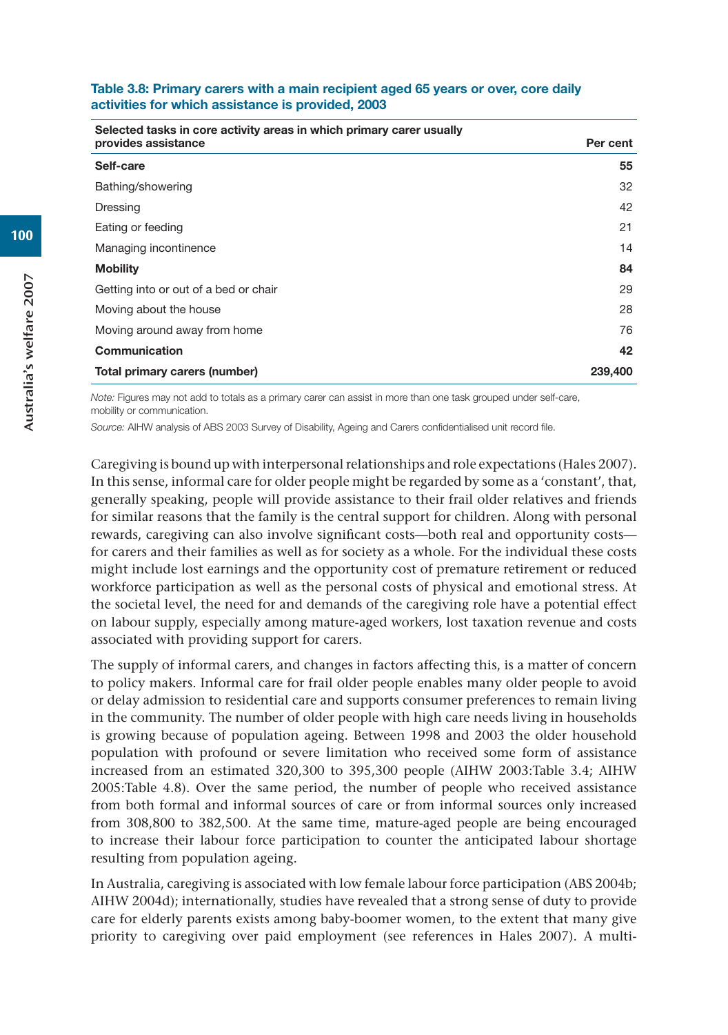**Table 3.8: Primary carers with a main recipient aged 65 years or over, core daily activities for which assistance is provided, 2003**

| Selected tasks in core activity areas in which primary carer usually provides assistance | Per cent |
|---|---|
| **Self-care** | **55** |
| Bathing/showering | 32 |
| Dressing | 42 |
| Eating or feeding | 21 |
| Managing incontinence | 14 |
| **Mobility** | **84** |
| Getting into or out of a bed or chair | 29 |
| Moving about the house | 28 |
| Moving around away from home | 76 |
| **Communication** | **42** |
| **Total primary carers (number)** | **239,400** |

*Note:* Figures may not add to totals as a primary carer can assist in more than one task grouped under self-care, mobility or communication.

*Source:* AIHW analysis of ABS 2003 Survey of Disability, Ageing and Carers confidentialised unit record file.

Caregiving is bound up with interpersonal relationships and role expectations (Hales 2007). In this sense, informal care for older people might be regarded by some as a 'constant', that, generally speaking, people will provide assistance to their frail older relatives and friends for similar reasons that the family is the central support for children. Along with personal rewards, caregiving can also involve significant costs—both real and opportunity costs—for carers and their families as well as for society as a whole. For the individual these costs might include lost earnings and the opportunity cost of premature retirement or reduced workforce participation as well as the personal costs of physical and emotional stress. At the societal level, the need for and demands of the caregiving role have a potential effect on labour supply, especially among mature-aged workers, lost taxation revenue and costs associated with providing support for carers.

The supply of informal carers, and changes in factors affecting this, is a matter of concern to policy makers. Informal care for frail older people enables many older people to avoid or delay admission to residential care and supports consumer preferences to remain living in the community. The number of older people with high care needs living in households is growing because of population ageing. Between 1998 and 2003 the older household population with profound or severe limitation who received some form of assistance increased from an estimated 320,300 to 395,300 people (AIHW 2003:Table 3.4; AIHW 2005:Table 4.8). Over the same period, the number of people who received assistance from both formal and informal sources of care or from informal sources only increased from 308,800 to 382,500. At the same time, mature-aged people are being encouraged to increase their labour force participation to counter the anticipated labour shortage resulting from population ageing.

In Australia, caregiving is associated with low female labour force participation (ABS 2004b; AIHW 2004d); internationally, studies have revealed that a strong sense of duty to provide care for elderly parents exists among baby-boomer women, to the extent that many give priority to caregiving over paid employment (see references in Hales 2007). A multi-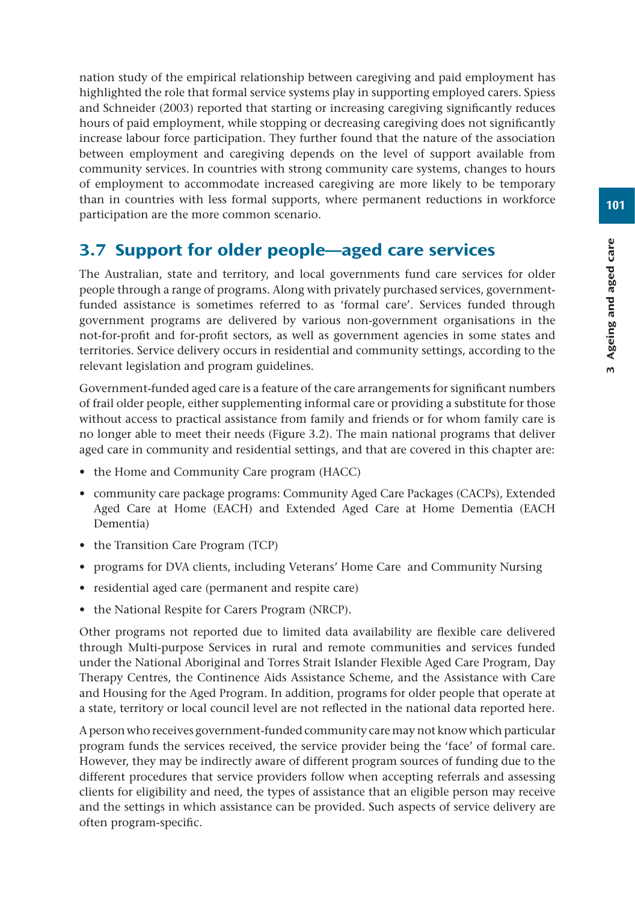nation study of the empirical relationship between caregiving and paid employment has highlighted the role that formal service systems play in supporting employed carers. Spiess and Schneider (2003) reported that starting or increasing caregiving significantly reduces hours of paid employment, while stopping or decreasing caregiving does not significantly increase labour force participation. They further found that the nature of the association between employment and caregiving depends on the level of support available from community services. In countries with strong community care systems, changes to hours of employment to accommodate increased caregiving are more likely to be temporary than in countries with less formal supports, where permanent reductions in workforce participation are the more common scenario.

## 3.7 Support for older people—aged care services

The Australian, state and territory, and local governments fund care services for older people through a range of programs. Along with privately purchased services, government-funded assistance is sometimes referred to as 'formal care'. Services funded through government programs are delivered by various non-government organisations in the not-for-profit and for-profit sectors, as well as government agencies in some states and territories. Service delivery occurs in residential and community settings, according to the relevant legislation and program guidelines.

Government-funded aged care is a feature of the care arrangements for significant numbers of frail older people, either supplementing informal care or providing a substitute for those without access to practical assistance from family and friends or for whom family care is no longer able to meet their needs (Figure 3.2). The main national programs that deliver aged care in community and residential settings, and that are covered in this chapter are:

- the Home and Community Care program (HACC)
- community care package programs: Community Aged Care Packages (CACPs), Extended Aged Care at Home (EACH) and Extended Aged Care at Home Dementia (EACH Dementia)
- the Transition Care Program (TCP)
- programs for DVA clients, including Veterans' Home Care and Community Nursing
- residential aged care (permanent and respite care)
- the National Respite for Carers Program (NRCP).

Other programs not reported due to limited data availability are flexible care delivered through Multi-purpose Services in rural and remote communities and services funded under the National Aboriginal and Torres Strait Islander Flexible Aged Care Program, Day Therapy Centres, the Continence Aids Assistance Scheme, and the Assistance with Care and Housing for the Aged Program. In addition, programs for older people that operate at a state, territory or local council level are not reflected in the national data reported here.

A person who receives government-funded community care may not know which particular program funds the services received, the service provider being the 'face' of formal care. However, they may be indirectly aware of different program sources of funding due to the different procedures that service providers follow when accepting referrals and assessing clients for eligibility and need, the types of assistance that an eligible person may receive and the settings in which assistance can be provided. Such aspects of service delivery are often program-specific.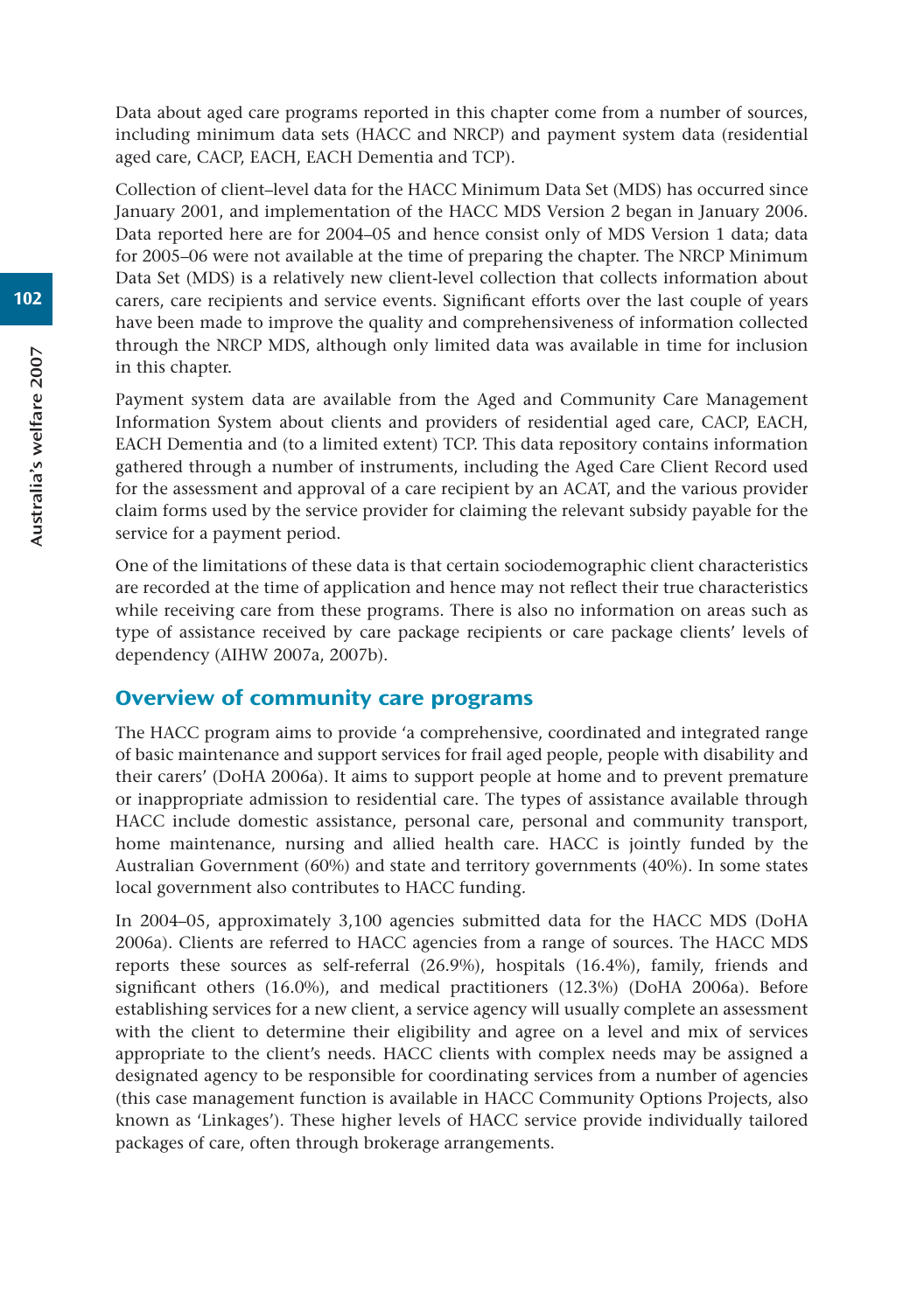Data about aged care programs reported in this chapter come from a number of sources, including minimum data sets (HACC and NRCP) and payment system data (residential aged care, CACP, EACH, EACH Dementia and TCP).

Collection of client–level data for the HACC Minimum Data Set (MDS) has occurred since January 2001, and implementation of the HACC MDS Version 2 began in January 2006. Data reported here are for 2004–05 and hence consist only of MDS Version 1 data; data for 2005–06 were not available at the time of preparing the chapter. The NRCP Minimum Data Set (MDS) is a relatively new client-level collection that collects information about carers, care recipients and service events. Significant efforts over the last couple of years have been made to improve the quality and comprehensiveness of information collected through the NRCP MDS, although only limited data was available in time for inclusion in this chapter.

Payment system data are available from the Aged and Community Care Management Information System about clients and providers of residential aged care, CACP, EACH, EACH Dementia and (to a limited extent) TCP. This data repository contains information gathered through a number of instruments, including the Aged Care Client Record used for the assessment and approval of a care recipient by an ACAT, and the various provider claim forms used by the service provider for claiming the relevant subsidy payable for the service for a payment period.

One of the limitations of these data is that certain sociodemographic client characteristics are recorded at the time of application and hence may not reflect their true characteristics while receiving care from these programs. There is also no information on areas such as type of assistance received by care package recipients or care package clients' levels of dependency (AIHW 2007a, 2007b).

## Overview of community care programs

The HACC program aims to provide 'a comprehensive, coordinated and integrated range of basic maintenance and support services for frail aged people, people with disability and their carers' (DoHA 2006a). It aims to support people at home and to prevent premature or inappropriate admission to residential care. The types of assistance available through HACC include domestic assistance, personal care, personal and community transport, home maintenance, nursing and allied health care. HACC is jointly funded by the Australian Government (60%) and state and territory governments (40%). In some states local government also contributes to HACC funding.

In 2004–05, approximately 3,100 agencies submitted data for the HACC MDS (DoHA 2006a). Clients are referred to HACC agencies from a range of sources. The HACC MDS reports these sources as self-referral (26.9%), hospitals (16.4%), family, friends and significant others (16.0%), and medical practitioners (12.3%) (DoHA 2006a). Before establishing services for a new client, a service agency will usually complete an assessment with the client to determine their eligibility and agree on a level and mix of services appropriate to the client's needs. HACC clients with complex needs may be assigned a designated agency to be responsible for coordinating services from a number of agencies (this case management function is available in HACC Community Options Projects, also known as 'Linkages'). These higher levels of HACC service provide individually tailored packages of care, often through brokerage arrangements.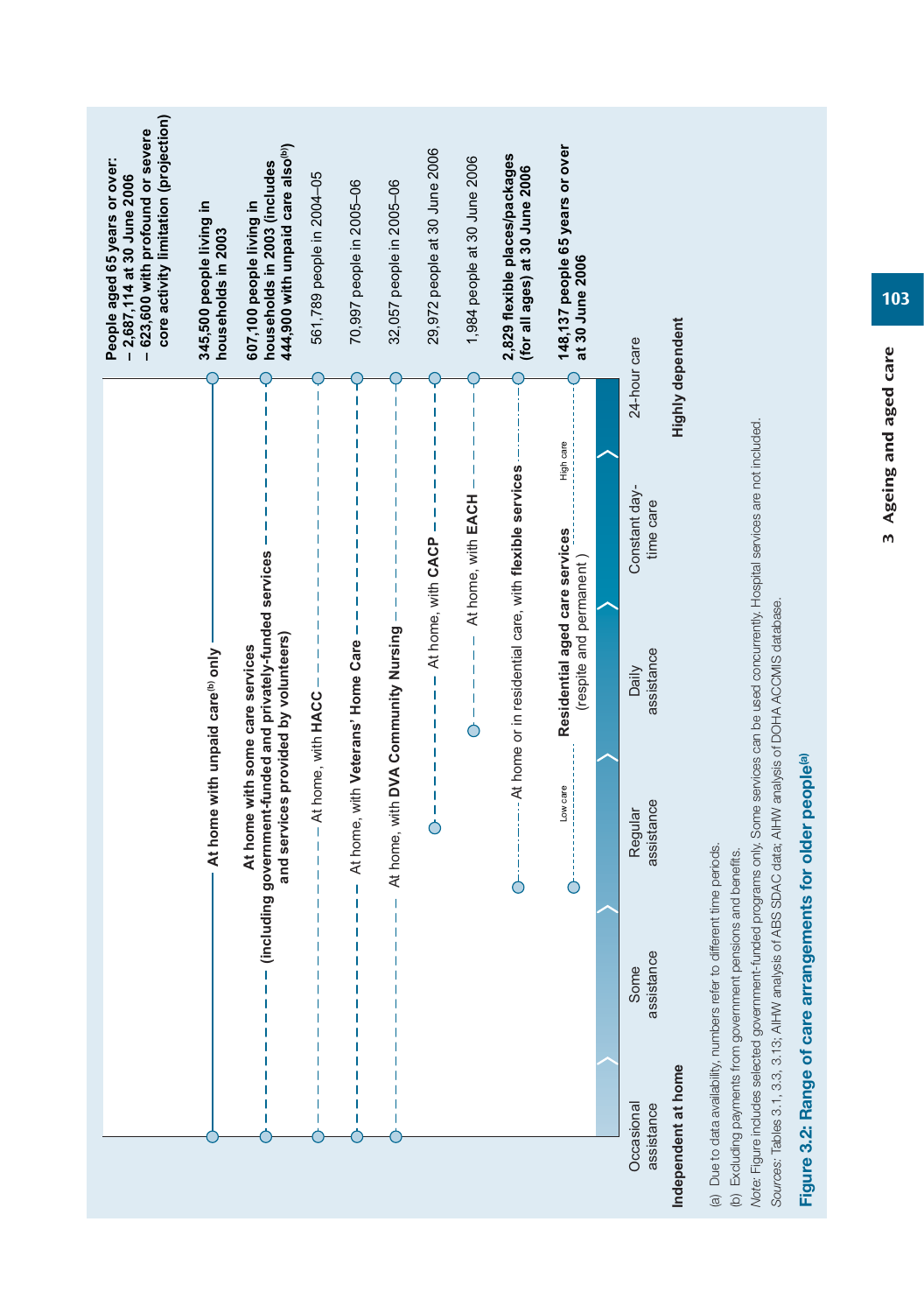People aged 65 years or over:
– 2,687,114 at 30 June 2006
– 623,600 with profound or severe core activity limitation (projection)

| Care arrangement | Number |
|---|---|
| At home with unpaid care[b] only | **345,500 people living in households in 2003** |
| At home with some care services (including government-funded and privately-funded services and services provided by volunteers) | **607,100 people living in households in 2003 (includes 444,900 with unpaid care also[b])** |
| At home, with **HACC** | 561,789 people in 2004–05 |
| At home, with **Veterans' Home Care** | 70,997 people in 2005–06 |
| At home, with **DVA Community Nursing** | 32,057 people in 2005–06 |
| At home, with **CACP** | 29,972 people at 30 June 2006 |
| At home, with **EACH** | 1,984 people at 30 June 2006 |
| At home or in residential care, with **flexible services** | **2,829 flexible places/packages (for all ages) at 30 June 2006** |
| **Residential aged care services** (respite and permanent) — Low care to High care | **148,137 people 65 years or over at 30 June 2006** |

Level of assistance: Occasional assistance → Some assistance → Regular assistance → Daily assistance → Constant day-time care → 24-hour care

**Independent at home** → **Highly dependent**

(a) Due to data availability, numbers refer to different time periods.

(b) Excluding payments from government pensions and benefits.

*Note:* Figure includes selected government-funded programs only. Some services can be used concurrently. Hospital services are not included.

*Sources:* Tables 3.1, 3.3, 3.13; AIHW analysis of ABS SDAC data; AIHW analysis of DOHA ACCMIS database.

**Figure 3.2: Range of care arrangements for older people[a]**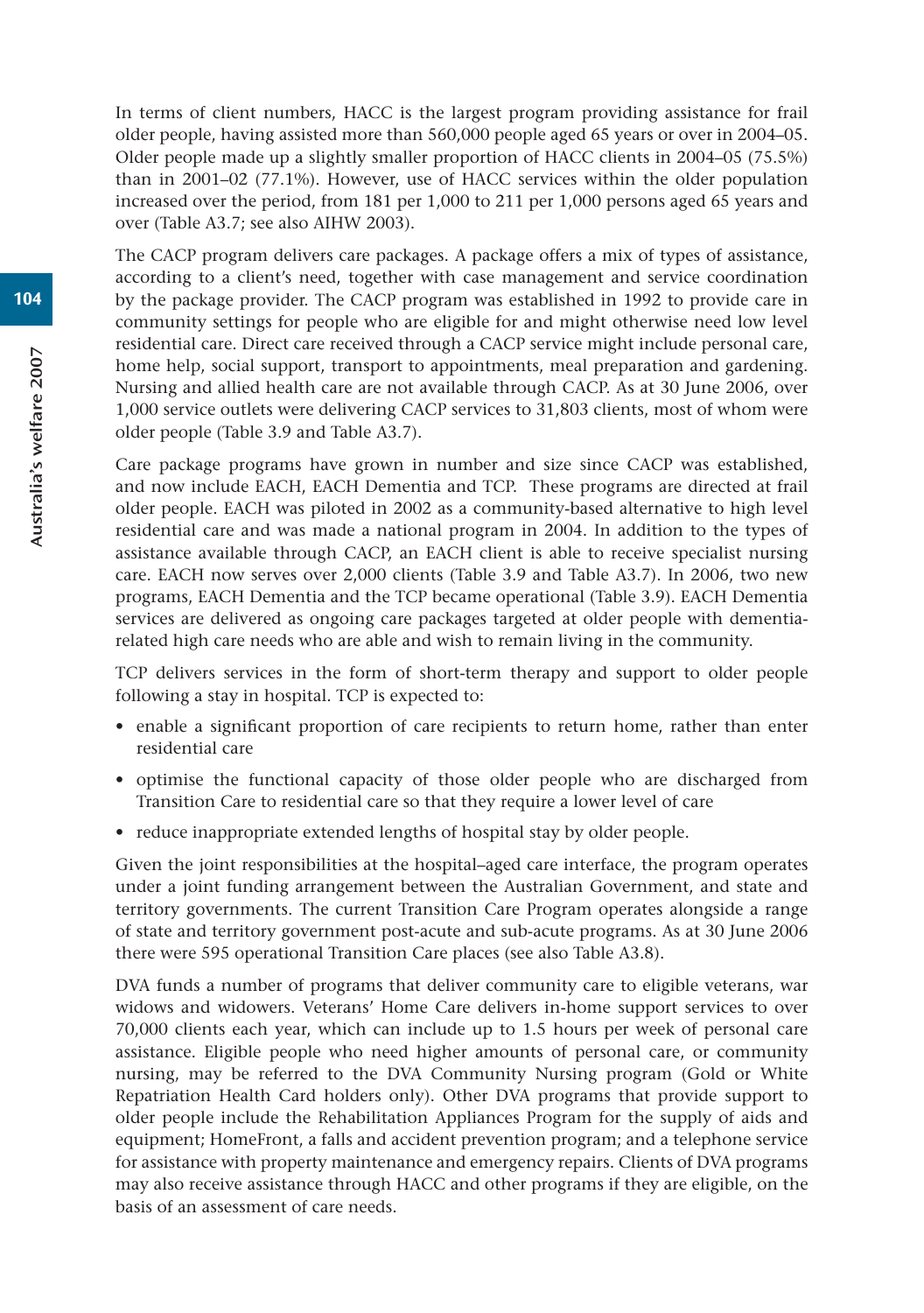In terms of client numbers, HACC is the largest program providing assistance for frail older people, having assisted more than 560,000 people aged 65 years or over in 2004–05. Older people made up a slightly smaller proportion of HACC clients in 2004–05 (75.5%) than in 2001–02 (77.1%). However, use of HACC services within the older population increased over the period, from 181 per 1,000 to 211 per 1,000 persons aged 65 years and over (Table A3.7; see also AIHW 2003).

The CACP program delivers care packages. A package offers a mix of types of assistance, according to a client's need, together with case management and service coordination by the package provider. The CACP program was established in 1992 to provide care in community settings for people who are eligible for and might otherwise need low level residential care. Direct care received through a CACP service might include personal care, home help, social support, transport to appointments, meal preparation and gardening. Nursing and allied health care are not available through CACP. As at 30 June 2006, over 1,000 service outlets were delivering CACP services to 31,803 clients, most of whom were older people (Table 3.9 and Table A3.7).

Care package programs have grown in number and size since CACP was established, and now include EACH, EACH Dementia and TCP. These programs are directed at frail older people. EACH was piloted in 2002 as a community-based alternative to high level residential care and was made a national program in 2004. In addition to the types of assistance available through CACP, an EACH client is able to receive specialist nursing care. EACH now serves over 2,000 clients (Table 3.9 and Table A3.7). In 2006, two new programs, EACH Dementia and the TCP became operational (Table 3.9). EACH Dementia services are delivered as ongoing care packages targeted at older people with dementia-related high care needs who are able and wish to remain living in the community.

TCP delivers services in the form of short-term therapy and support to older people following a stay in hospital. TCP is expected to:

- enable a significant proportion of care recipients to return home, rather than enter residential care
- optimise the functional capacity of those older people who are discharged from Transition Care to residential care so that they require a lower level of care
- reduce inappropriate extended lengths of hospital stay by older people.

Given the joint responsibilities at the hospital–aged care interface, the program operates under a joint funding arrangement between the Australian Government, and state and territory governments. The current Transition Care Program operates alongside a range of state and territory government post-acute and sub-acute programs. As at 30 June 2006 there were 595 operational Transition Care places (see also Table A3.8).

DVA funds a number of programs that deliver community care to eligible veterans, war widows and widowers. Veterans' Home Care delivers in-home support services to over 70,000 clients each year, which can include up to 1.5 hours per week of personal care assistance. Eligible people who need higher amounts of personal care, or community nursing, may be referred to the DVA Community Nursing program (Gold or White Repatriation Health Card holders only). Other DVA programs that provide support to older people include the Rehabilitation Appliances Program for the supply of aids and equipment; HomeFront, a falls and accident prevention program; and a telephone service for assistance with property maintenance and emergency repairs. Clients of DVA programs may also receive assistance through HACC and other programs if they are eligible, on the basis of an assessment of care needs.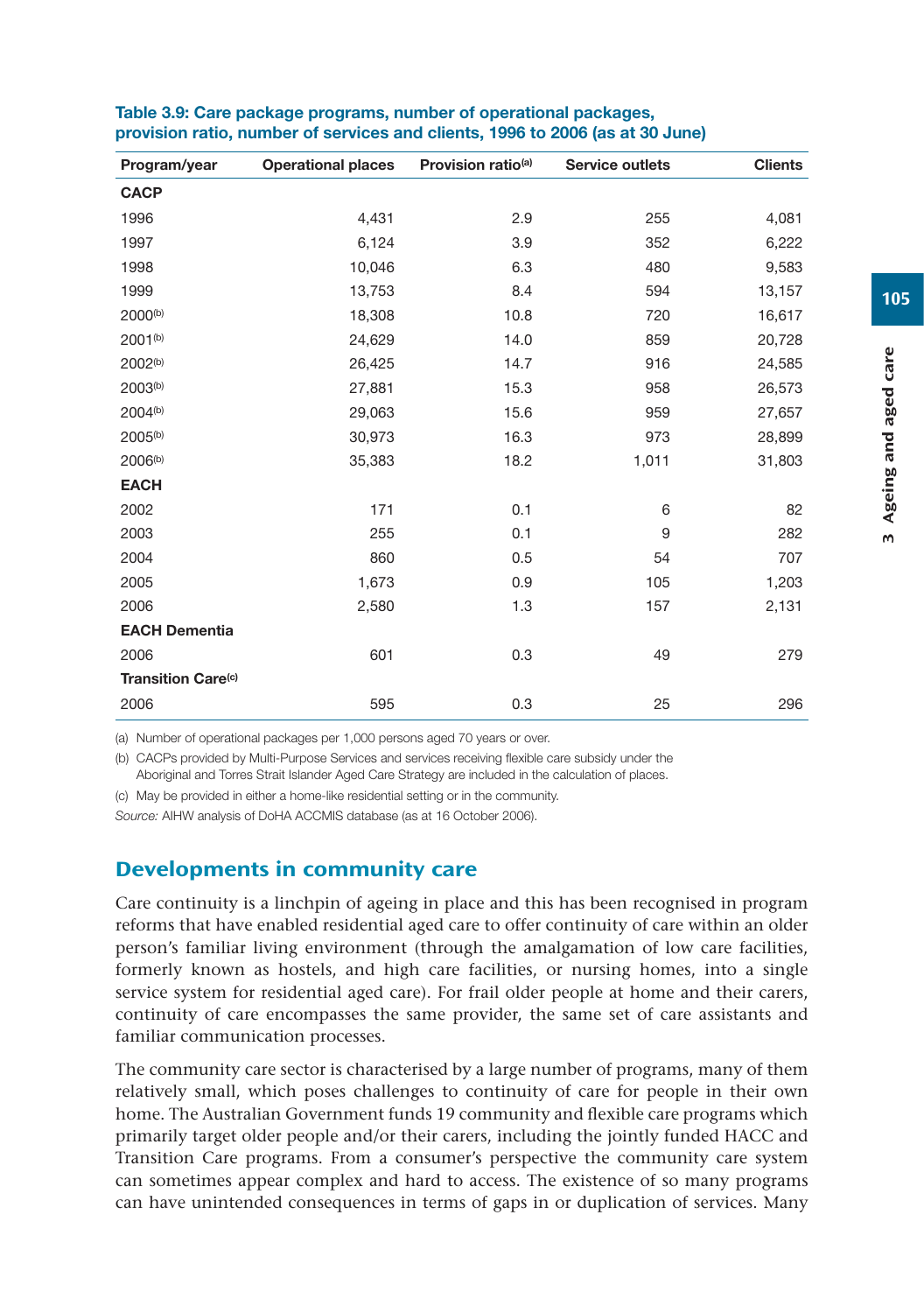**Table 3.9: Care package programs, number of operational packages, provision ratio, number of services and clients, 1996 to 2006 (as at 30 June)**

| Program/year | Operational places | Provision ratio[(a)] | Service outlets | Clients |
|---|---|---|---|---|
| **CACP** | | | | |
| 1996 | 4,431 | 2.9 | 255 | 4,081 |
| 1997 | 6,124 | 3.9 | 352 | 6,222 |
| 1998 | 10,046 | 6.3 | 480 | 9,583 |
| 1999 | 13,753 | 8.4 | 594 | 13,157 |
| 2000[(b)] | 18,308 | 10.8 | 720 | 16,617 |
| 2001[(b)] | 24,629 | 14.0 | 859 | 20,728 |
| 2002[(b)] | 26,425 | 14.7 | 916 | 24,585 |
| 2003[(b)] | 27,881 | 15.3 | 958 | 26,573 |
| 2004[(b)] | 29,063 | 15.6 | 959 | 27,657 |
| 2005[(b)] | 30,973 | 16.3 | 973 | 28,899 |
| 2006[(b)] | 35,383 | 18.2 | 1,011 | 31,803 |
| **EACH** | | | | |
| 2002 | 171 | 0.1 | 6 | 82 |
| 2003 | 255 | 0.1 | 9 | 282 |
| 2004 | 860 | 0.5 | 54 | 707 |
| 2005 | 1,673 | 0.9 | 105 | 1,203 |
| 2006 | 2,580 | 1.3 | 157 | 2,131 |
| **EACH Dementia** | | | | |
| 2006 | 601 | 0.3 | 49 | 279 |
| **Transition Care[(c)]** | | | | |
| 2006 | 595 | 0.3 | 25 | 296 |

(a) Number of operational packages per 1,000 persons aged 70 years or over.

(b) CACPs provided by Multi-Purpose Services and services receiving flexible care subsidy under the Aboriginal and Torres Strait Islander Aged Care Strategy are included in the calculation of places.

(c) May be provided in either a home-like residential setting or in the community.

*Source:* AIHW analysis of DoHA ACCMIS database (as at 16 October 2006).

## Developments in community care

Care continuity is a linchpin of ageing in place and this has been recognised in program reforms that have enabled residential aged care to offer continuity of care within an older person's familiar living environment (through the amalgamation of low care facilities, formerly known as hostels, and high care facilities, or nursing homes, into a single service system for residential aged care). For frail older people at home and their carers, continuity of care encompasses the same provider, the same set of care assistants and familiar communication processes.

The community care sector is characterised by a large number of programs, many of them relatively small, which poses challenges to continuity of care for people in their own home. The Australian Government funds 19 community and flexible care programs which primarily target older people and/or their carers, including the jointly funded HACC and Transition Care programs. From a consumer's perspective the community care system can sometimes appear complex and hard to access. The existence of so many programs can have unintended consequences in terms of gaps in or duplication of services. Many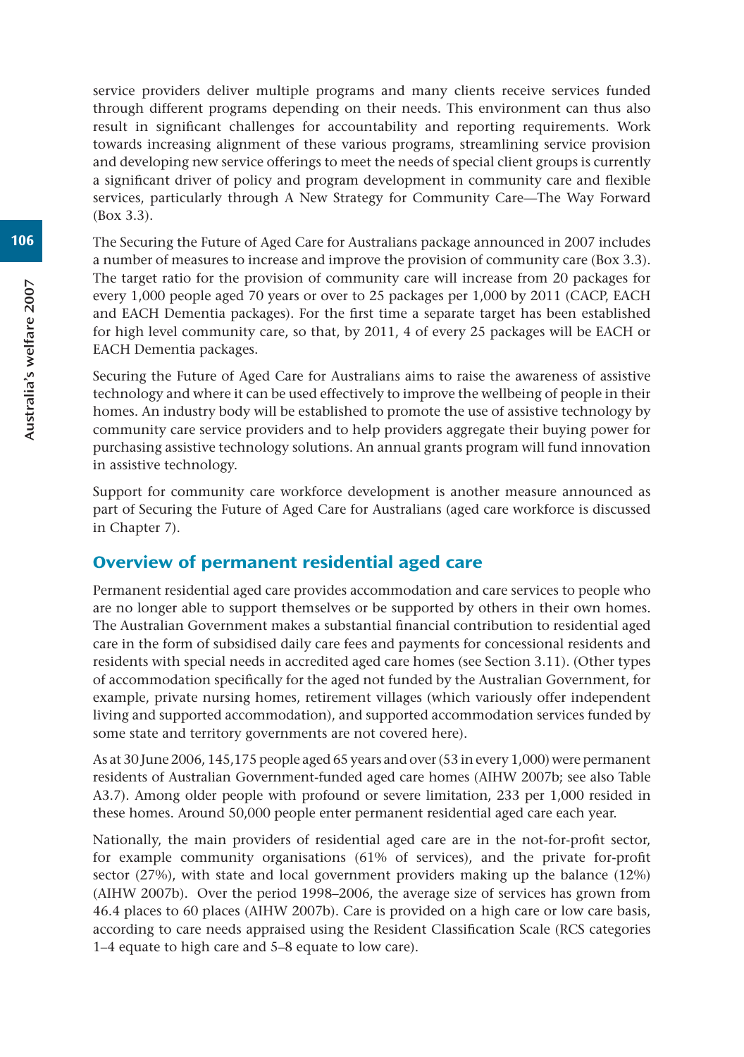service providers deliver multiple programs and many clients receive services funded through different programs depending on their needs. This environment can thus also result in significant challenges for accountability and reporting requirements. Work towards increasing alignment of these various programs, streamlining service provision and developing new service offerings to meet the needs of special client groups is currently a significant driver of policy and program development in community care and flexible services, particularly through A New Strategy for Community Care—The Way Forward (Box 3.3).

The Securing the Future of Aged Care for Australians package announced in 2007 includes a number of measures to increase and improve the provision of community care (Box 3.3). The target ratio for the provision of community care will increase from 20 packages for every 1,000 people aged 70 years or over to 25 packages per 1,000 by 2011 (CACP, EACH and EACH Dementia packages). For the first time a separate target has been established for high level community care, so that, by 2011, 4 of every 25 packages will be EACH or EACH Dementia packages.

Securing the Future of Aged Care for Australians aims to raise the awareness of assistive technology and where it can be used effectively to improve the wellbeing of people in their homes. An industry body will be established to promote the use of assistive technology by community care service providers and to help providers aggregate their buying power for purchasing assistive technology solutions. An annual grants program will fund innovation in assistive technology.

Support for community care workforce development is another measure announced as part of Securing the Future of Aged Care for Australians (aged care workforce is discussed in Chapter 7).

## Overview of permanent residential aged care

Permanent residential aged care provides accommodation and care services to people who are no longer able to support themselves or be supported by others in their own homes. The Australian Government makes a substantial financial contribution to residential aged care in the form of subsidised daily care fees and payments for concessional residents and residents with special needs in accredited aged care homes (see Section 3.11). (Other types of accommodation specifically for the aged not funded by the Australian Government, for example, private nursing homes, retirement villages (which variously offer independent living and supported accommodation), and supported accommodation services funded by some state and territory governments are not covered here).

As at 30 June 2006, 145,175 people aged 65 years and over (53 in every 1,000) were permanent residents of Australian Government-funded aged care homes (AIHW 2007b; see also Table A3.7). Among older people with profound or severe limitation, 233 per 1,000 resided in these homes. Around 50,000 people enter permanent residential aged care each year.

Nationally, the main providers of residential aged care are in the not-for-profit sector, for example community organisations (61% of services), and the private for-profit sector (27%), with state and local government providers making up the balance (12%) (AIHW 2007b). Over the period 1998–2006, the average size of services has grown from 46.4 places to 60 places (AIHW 2007b). Care is provided on a high care or low care basis, according to care needs appraised using the Resident Classification Scale (RCS categories 1–4 equate to high care and 5–8 equate to low care).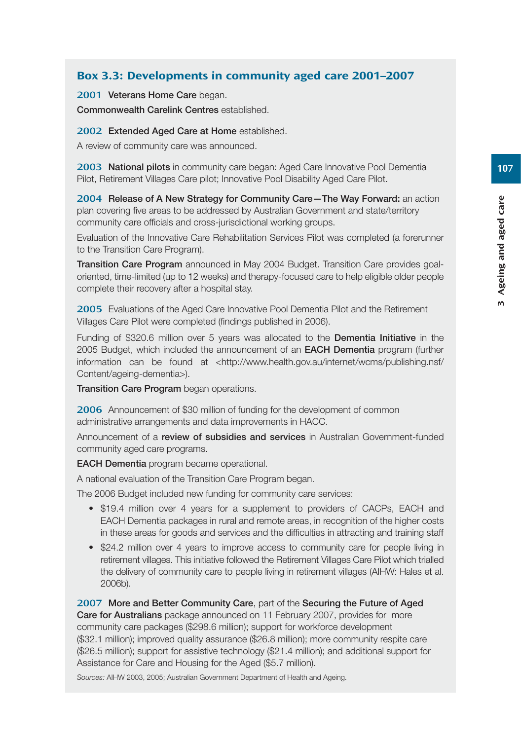## Box 3.3: Developments in community aged care 2001–2007

**2001** **Veterans Home Care** began.

**Commonwealth Carelink Centres** established.

**2002** **Extended Aged Care at Home** established.

A review of community care was announced.

**2003** **National pilots** in community care began: Aged Care Innovative Pool Dementia Pilot, Retirement Villages Care pilot; Innovative Pool Disability Aged Care Pilot.

**2004** **Release of A New Strategy for Community Care—The Way Forward:** an action plan covering five areas to be addressed by Australian Government and state/territory community care officials and cross-jurisdictional working groups.

Evaluation of the Innovative Care Rehabilitation Services Pilot was completed (a forerunner to the Transition Care Program).

**Transition Care Program** announced in May 2004 Budget. Transition Care provides goal-oriented, time-limited (up to 12 weeks) and therapy-focused care to help eligible older people complete their recovery after a hospital stay.

**2005** Evaluations of the Aged Care Innovative Pool Dementia Pilot and the Retirement Villages Care Pilot were completed (findings published in 2006).

Funding of $320.6 million over 5 years was allocated to the **Dementia Initiative** in the 2005 Budget, which included the announcement of an **EACH Dementia** program (further information can be found at <http://www.health.gov.au/internet/wcms/publishing.nsf/Content/ageing-dementia>).

**Transition Care Program** began operations.

**2006** Announcement of $30 million of funding for the development of common administrative arrangements and data improvements in HACC.

Announcement of a **review of subsidies and services** in Australian Government-funded community aged care programs.

**EACH Dementia** program became operational.

A national evaluation of the Transition Care Program began.

The 2006 Budget included new funding for community care services:

- $19.4 million over 4 years for a supplement to providers of CACPs, EACH and EACH Dementia packages in rural and remote areas, in recognition of the higher costs in these areas for goods and services and the difficulties in attracting and training staff
- $24.2 million over 4 years to improve access to community care for people living in retirement villages. This initiative followed the Retirement Villages Care Pilot which trialled the delivery of community care to people living in retirement villages (AIHW: Hales et al. 2006b).

**2007** **More and Better Community Care**, part of the **Securing the Future of Aged Care for Australians** package announced on 11 February 2007, provides for more community care packages ($298.6 million); support for workforce development ($32.1 million); improved quality assurance ($26.8 million); more community respite care ($26.5 million); support for assistive technology ($21.4 million); and additional support for Assistance for Care and Housing for the Aged ($5.7 million).

*Sources:* AIHW 2003, 2005; Australian Government Department of Health and Ageing.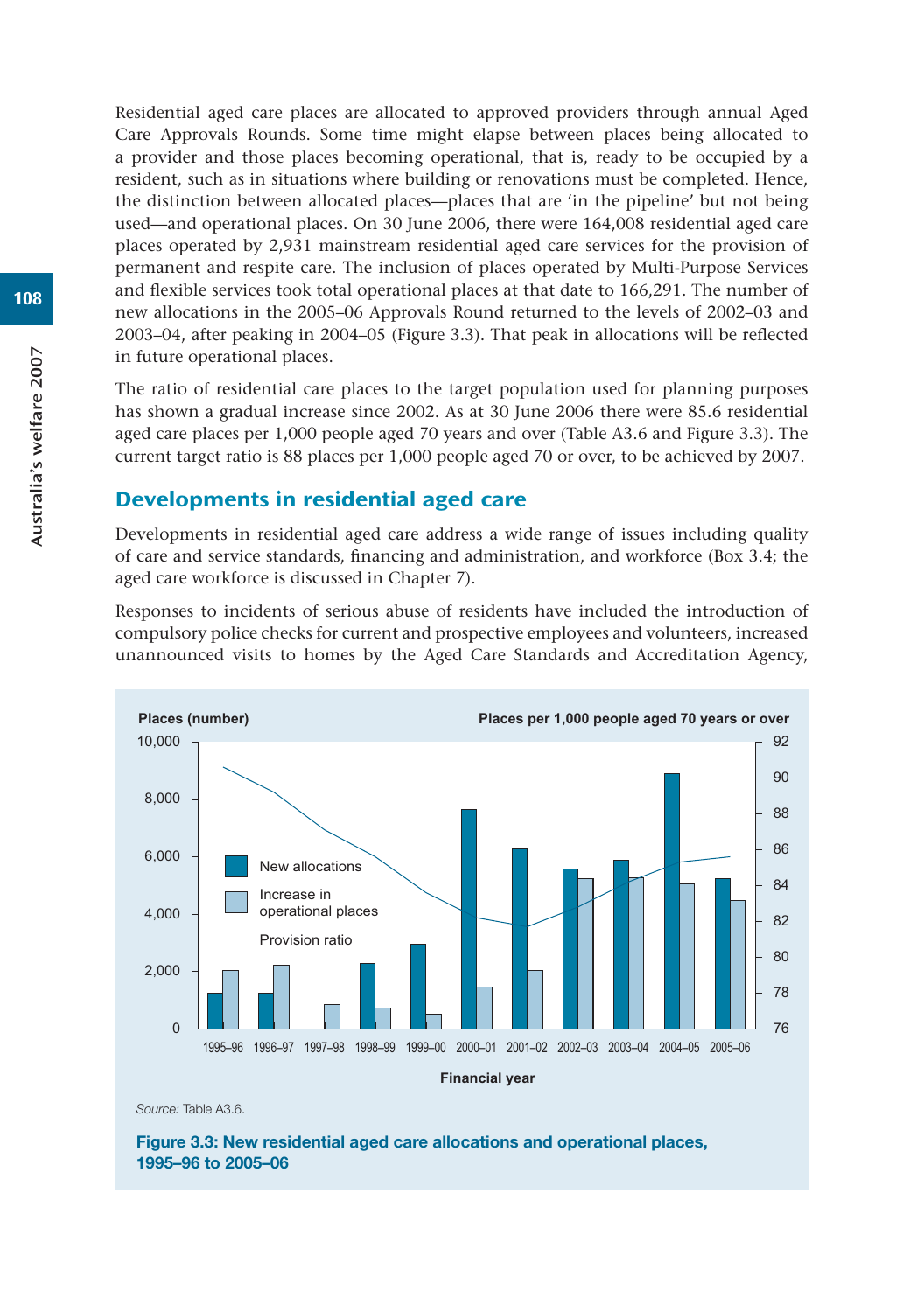Residential aged care places are allocated to approved providers through annual Aged Care Approvals Rounds. Some time might elapse between places being allocated to a provider and those places becoming operational, that is, ready to be occupied by a resident, such as in situations where building or renovations must be completed. Hence, the distinction between allocated places—places that are 'in the pipeline' but not being used—and operational places. On 30 June 2006, there were 164,008 residential aged care places operated by 2,931 mainstream residential aged care services for the provision of permanent and respite care. The inclusion of places operated by Multi-Purpose Services and flexible services took total operational places at that date to 166,291. The number of new allocations in the 2005–06 Approvals Round returned to the levels of 2002–03 and 2003–04, after peaking in 2004–05 (Figure 3.3). That peak in allocations will be reflected in future operational places.

The ratio of residential care places to the target population used for planning purposes has shown a gradual increase since 2002. As at 30 June 2006 there were 85.6 residential aged care places per 1,000 people aged 70 years and over (Table A3.6 and Figure 3.3). The current target ratio is 88 places per 1,000 people aged 70 or over, to be achieved by 2007.

## Developments in residential aged care

Developments in residential aged care address a wide range of issues including quality of care and service standards, financing and administration, and workforce (Box 3.4; the aged care workforce is discussed in Chapter 7).

Responses to incidents of serious abuse of residents have included the introduction of compulsory police checks for current and prospective employees and volunteers, increased unannounced visits to homes by the Aged Care Standards and Accreditation Agency,

*Source:* Table A3.6.

**Figure 3.3: New residential aged care allocations and operational places, 1995–96 to 2005–06**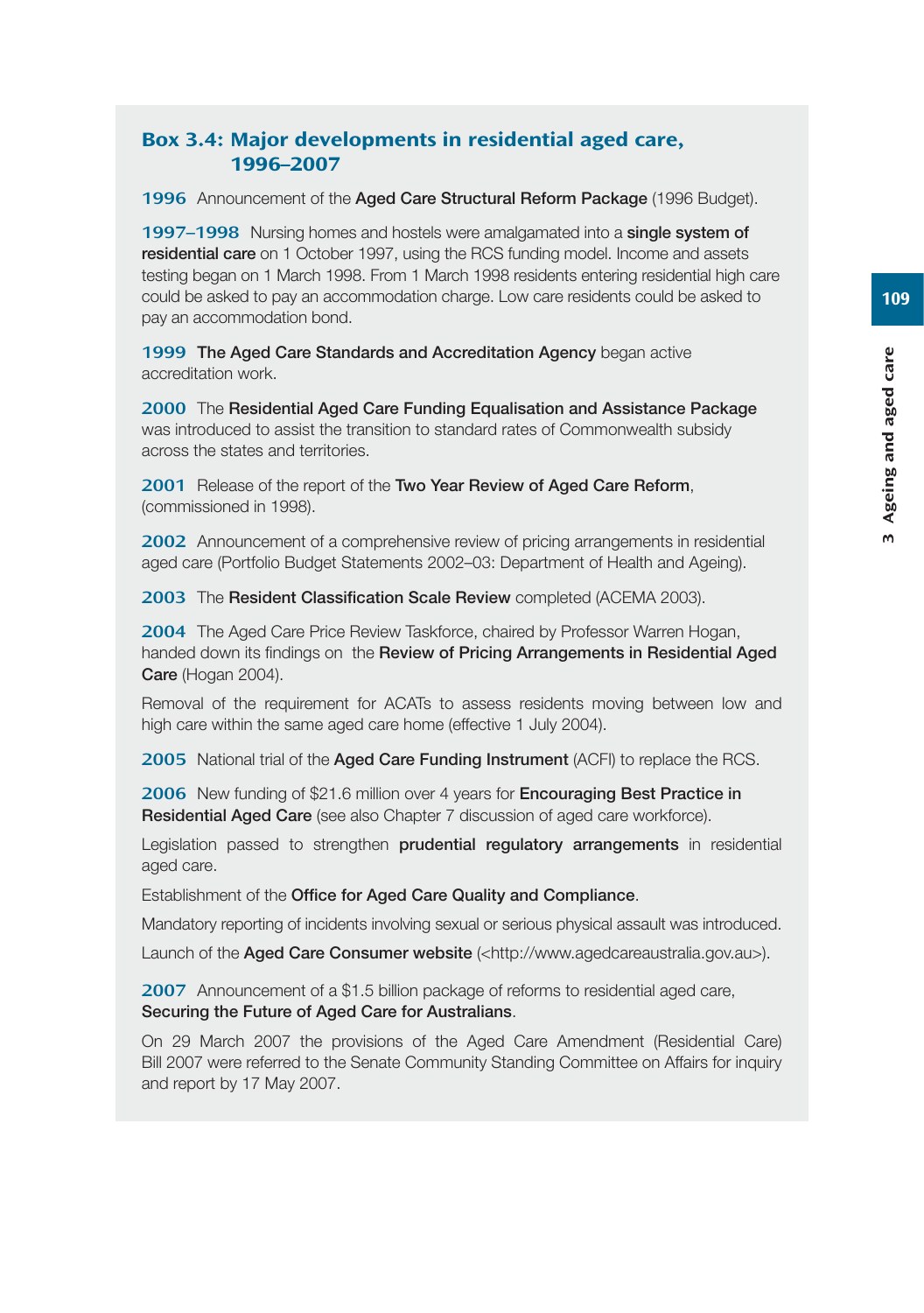### Box 3.4: Major developments in residential aged care, 1996–2007

**1996** Announcement of the **Aged Care Structural Reform Package** (1996 Budget).

**1997–1998** Nursing homes and hostels were amalgamated into a **single system of residential care** on 1 October 1997, using the RCS funding model. Income and assets testing began on 1 March 1998. From 1 March 1998 residents entering residential high care could be asked to pay an accommodation charge. Low care residents could be asked to pay an accommodation bond.

**1999** **The Aged Care Standards and Accreditation Agency** began active accreditation work.

**2000** The **Residential Aged Care Funding Equalisation and Assistance Package** was introduced to assist the transition to standard rates of Commonwealth subsidy across the states and territories.

**2001** Release of the report of the **Two Year Review of Aged Care Reform**, (commissioned in 1998).

**2002** Announcement of a comprehensive review of pricing arrangements in residential aged care (Portfolio Budget Statements 2002–03: Department of Health and Ageing).

**2003** The **Resident Classification Scale Review** completed (ACEMA 2003).

**2004** The Aged Care Price Review Taskforce, chaired by Professor Warren Hogan, handed down its findings on the **Review of Pricing Arrangements in Residential Aged Care** (Hogan 2004).

Removal of the requirement for ACATs to assess residents moving between low and high care within the same aged care home (effective 1 July 2004).

**2005** National trial of the **Aged Care Funding Instrument** (ACFI) to replace the RCS.

**2006** New funding of $21.6 million over 4 years for **Encouraging Best Practice in Residential Aged Care** (see also Chapter 7 discussion of aged care workforce).

Legislation passed to strengthen **prudential regulatory arrangements** in residential aged care.

Establishment of the **Office for Aged Care Quality and Compliance**.

Mandatory reporting of incidents involving sexual or serious physical assault was introduced.

Launch of the **Aged Care Consumer website** (<http://www.agedcareaustralia.gov.au>).

**2007** Announcement of a $1.5 billion package of reforms to residential aged care, **Securing the Future of Aged Care for Australians**.

On 29 March 2007 the provisions of the Aged Care Amendment (Residential Care) Bill 2007 were referred to the Senate Community Standing Committee on Affairs for inquiry and report by 17 May 2007.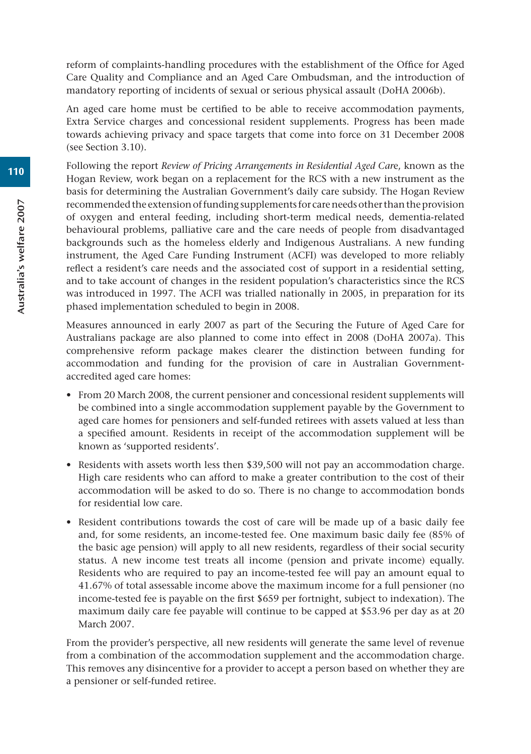reform of complaints-handling procedures with the establishment of the Office for Aged Care Quality and Compliance and an Aged Care Ombudsman, and the introduction of mandatory reporting of incidents of sexual or serious physical assault (DoHA 2006b).

An aged care home must be certified to be able to receive accommodation payments, Extra Service charges and concessional resident supplements. Progress has been made towards achieving privacy and space targets that come into force on 31 December 2008 (see Section 3.10).

Following the report *Review of Pricing Arrangements in Residential Aged Care*, known as the Hogan Review, work began on a replacement for the RCS with a new instrument as the basis for determining the Australian Government's daily care subsidy. The Hogan Review recommended the extension of funding supplements for care needs other than the provision of oxygen and enteral feeding, including short-term medical needs, dementia-related behavioural problems, palliative care and the care needs of people from disadvantaged backgrounds such as the homeless elderly and Indigenous Australians. A new funding instrument, the Aged Care Funding Instrument (ACFI) was developed to more reliably reflect a resident's care needs and the associated cost of support in a residential setting, and to take account of changes in the resident population's characteristics since the RCS was introduced in 1997. The ACFI was trialled nationally in 2005, in preparation for its phased implementation scheduled to begin in 2008.

Measures announced in early 2007 as part of the Securing the Future of Aged Care for Australians package are also planned to come into effect in 2008 (DoHA 2007a). This comprehensive reform package makes clearer the distinction between funding for accommodation and funding for the provision of care in Australian Government-accredited aged care homes:

- From 20 March 2008, the current pensioner and concessional resident supplements will be combined into a single accommodation supplement payable by the Government to aged care homes for pensioners and self-funded retirees with assets valued at less than a specified amount. Residents in receipt of the accommodation supplement will be known as 'supported residents'.
- Residents with assets worth less then $39,500 will not pay an accommodation charge. High care residents who can afford to make a greater contribution to the cost of their accommodation will be asked to do so. There is no change to accommodation bonds for residential low care.
- Resident contributions towards the cost of care will be made up of a basic daily fee and, for some residents, an income-tested fee. One maximum basic daily fee (85% of the basic age pension) will apply to all new residents, regardless of their social security status. A new income test treats all income (pension and private income) equally. Residents who are required to pay an income-tested fee will pay an amount equal to 41.67% of total assessable income above the maximum income for a full pensioner (no income-tested fee is payable on the first $659 per fortnight, subject to indexation). The maximum daily care fee payable will continue to be capped at $53.96 per day as at 20 March 2007.

From the provider's perspective, all new residents will generate the same level of revenue from a combination of the accommodation supplement and the accommodation charge. This removes any disincentive for a provider to accept a person based on whether they are a pensioner or self-funded retiree.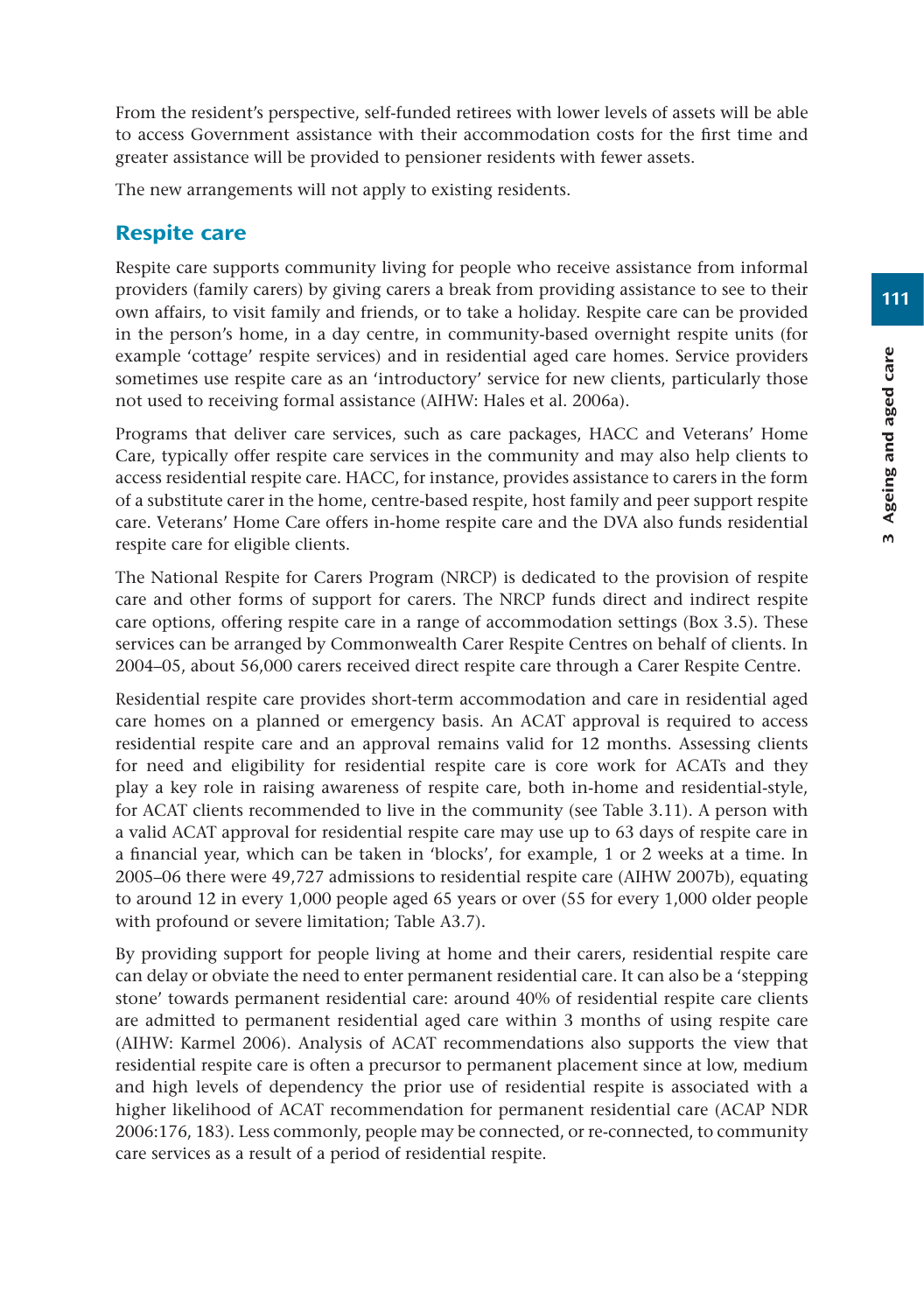From the resident's perspective, self-funded retirees with lower levels of assets will be able to access Government assistance with their accommodation costs for the first time and greater assistance will be provided to pensioner residents with fewer assets.

The new arrangements will not apply to existing residents.

## Respite care

Respite care supports community living for people who receive assistance from informal providers (family carers) by giving carers a break from providing assistance to see to their own affairs, to visit family and friends, or to take a holiday. Respite care can be provided in the person's home, in a day centre, in community-based overnight respite units (for example 'cottage' respite services) and in residential aged care homes. Service providers sometimes use respite care as an 'introductory' service for new clients, particularly those not used to receiving formal assistance (AIHW: Hales et al. 2006a).

Programs that deliver care services, such as care packages, HACC and Veterans' Home Care, typically offer respite care services in the community and may also help clients to access residential respite care. HACC, for instance, provides assistance to carers in the form of a substitute carer in the home, centre-based respite, host family and peer support respite care. Veterans' Home Care offers in-home respite care and the DVA also funds residential respite care for eligible clients.

The National Respite for Carers Program (NRCP) is dedicated to the provision of respite care and other forms of support for carers. The NRCP funds direct and indirect respite care options, offering respite care in a range of accommodation settings (Box 3.5). These services can be arranged by Commonwealth Carer Respite Centres on behalf of clients. In 2004–05, about 56,000 carers received direct respite care through a Carer Respite Centre.

Residential respite care provides short-term accommodation and care in residential aged care homes on a planned or emergency basis. An ACAT approval is required to access residential respite care and an approval remains valid for 12 months. Assessing clients for need and eligibility for residential respite care is core work for ACATs and they play a key role in raising awareness of respite care, both in-home and residential-style, for ACAT clients recommended to live in the community (see Table 3.11). A person with a valid ACAT approval for residential respite care may use up to 63 days of respite care in a financial year, which can be taken in 'blocks', for example, 1 or 2 weeks at a time. In 2005–06 there were 49,727 admissions to residential respite care (AIHW 2007b), equating to around 12 in every 1,000 people aged 65 years or over (55 for every 1,000 older people with profound or severe limitation; Table A3.7).

By providing support for people living at home and their carers, residential respite care can delay or obviate the need to enter permanent residential care. It can also be a 'stepping stone' towards permanent residential care: around 40% of residential respite care clients are admitted to permanent residential aged care within 3 months of using respite care (AIHW: Karmel 2006). Analysis of ACAT recommendations also supports the view that residential respite care is often a precursor to permanent placement since at low, medium and high levels of dependency the prior use of residential respite is associated with a higher likelihood of ACAT recommendation for permanent residential care (ACAP NDR 2006:176, 183). Less commonly, people may be connected, or re-connected, to community care services as a result of a period of residential respite.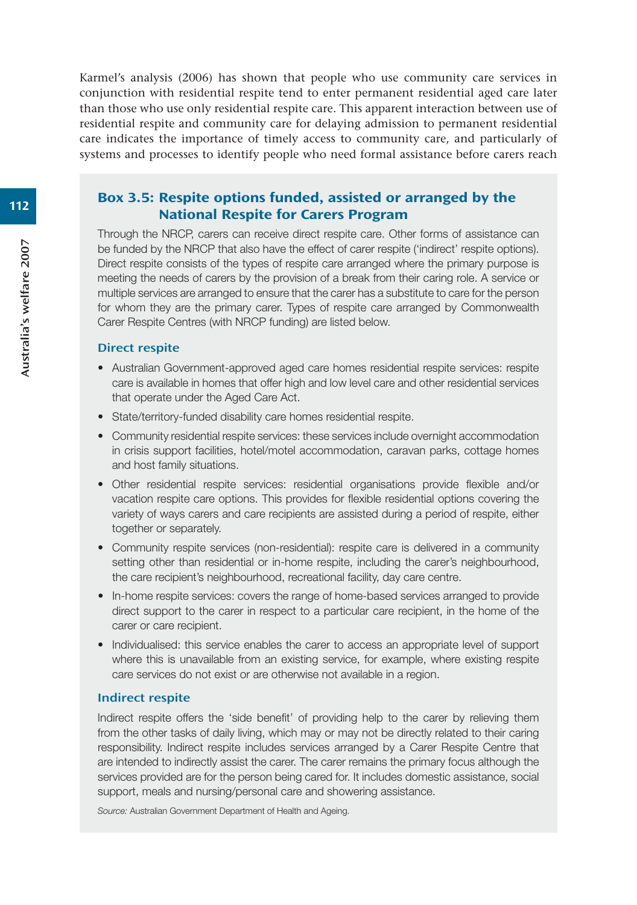Karmel's analysis (2006) has shown that people who use community care services in conjunction with residential respite tend to enter permanent residential aged care later than those who use only residential respite care. This apparent interaction between use of residential respite and community care for delaying admission to permanent residential care indicates the importance of timely access to community care, and particularly of systems and processes to identify people who need formal assistance before carers reach

## Box 3.5: Respite options funded, assisted or arranged by the National Respite for Carers Program

Through the NRCP, carers can receive direct respite care. Other forms of assistance can be funded by the NRCP that also have the effect of carer respite ('indirect' respite options). Direct respite consists of the types of respite care arranged where the primary purpose is meeting the needs of carers by the provision of a break from their caring role. A service or multiple services are arranged to ensure that the carer has a substitute to care for the person for whom they are the primary carer. Types of respite care arranged by Commonwealth Carer Respite Centres (with NRCP funding) are listed below.

### Direct respite

- Australian Government-approved aged care homes residential respite services: respite care is available in homes that offer high and low level care and other residential services that operate under the Aged Care Act.
- State/territory-funded disability care homes residential respite.
- Community residential respite services: these services include overnight accommodation in crisis support facilities, hotel/motel accommodation, caravan parks, cottage homes and host family situations.
- Other residential respite services: residential organisations provide flexible and/or vacation respite care options. This provides for flexible residential options covering the variety of ways carers and care recipients are assisted during a period of respite, either together or separately.
- Community respite services (non-residential): respite care is delivered in a community setting other than residential or in-home respite, including the carer's neighbourhood, the care recipient's neighbourhood, recreational facility, day care centre.
- In-home respite services: covers the range of home-based services arranged to provide direct support to the carer in respect to a particular care recipient, in the home of the carer or care recipient.
- Individualised: this service enables the carer to access an appropriate level of support where this is unavailable from an existing service, for example, where existing respite care services do not exist or are otherwise not available in a region.

### Indirect respite

Indirect respite offers the 'side benefit' of providing help to the carer by relieving them from the other tasks of daily living, which may or may not be directly related to their caring responsibility. Indirect respite includes services arranged by a Carer Respite Centre that are intended to indirectly assist the carer. The carer remains the primary focus although the services provided are for the person being cared for. It includes domestic assistance, social support, meals and nursing/personal care and showering assistance.

*Source:* Australian Government Department of Health and Ageing.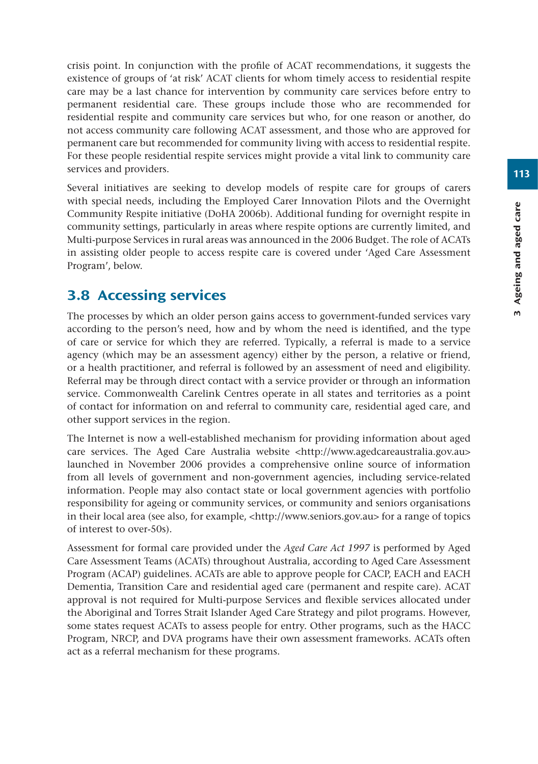crisis point. In conjunction with the profile of ACAT recommendations, it suggests the existence of groups of 'at risk' ACAT clients for whom timely access to residential respite care may be a last chance for intervention by community care services before entry to permanent residential care. These groups include those who are recommended for residential respite and community care services but who, for one reason or another, do not access community care following ACAT assessment, and those who are approved for permanent care but recommended for community living with access to residential respite. For these people residential respite services might provide a vital link to community care services and providers.

Several initiatives are seeking to develop models of respite care for groups of carers with special needs, including the Employed Carer Innovation Pilots and the Overnight Community Respite initiative (DoHA 2006b). Additional funding for overnight respite in community settings, particularly in areas where respite options are currently limited, and Multi-purpose Services in rural areas was announced in the 2006 Budget. The role of ACATs in assisting older people to access respite care is covered under 'Aged Care Assessment Program', below.

## 3.8 Accessing services

The processes by which an older person gains access to government-funded services vary according to the person's need, how and by whom the need is identified, and the type of care or service for which they are referred. Typically, a referral is made to a service agency (which may be an assessment agency) either by the person, a relative or friend, or a health practitioner, and referral is followed by an assessment of need and eligibility. Referral may be through direct contact with a service provider or through an information service. Commonwealth Carelink Centres operate in all states and territories as a point of contact for information on and referral to community care, residential aged care, and other support services in the region.

The Internet is now a well-established mechanism for providing information about aged care services. The Aged Care Australia website <http://www.agedcareaustralia.gov.au> launched in November 2006 provides a comprehensive online source of information from all levels of government and non-government agencies, including service-related information. People may also contact state or local government agencies with portfolio responsibility for ageing or community services, or community and seniors organisations in their local area (see also, for example, <http://www.seniors.gov.au> for a range of topics of interest to over-50s).

Assessment for formal care provided under the *Aged Care Act 1997* is performed by Aged Care Assessment Teams (ACATs) throughout Australia, according to Aged Care Assessment Program (ACAP) guidelines. ACATs are able to approve people for CACP, EACH and EACH Dementia, Transition Care and residential aged care (permanent and respite care). ACAT approval is not required for Multi-purpose Services and flexible services allocated under the Aboriginal and Torres Strait Islander Aged Care Strategy and pilot programs. However, some states request ACATs to assess people for entry. Other programs, such as the HACC Program, NRCP, and DVA programs have their own assessment frameworks. ACATs often act as a referral mechanism for these programs.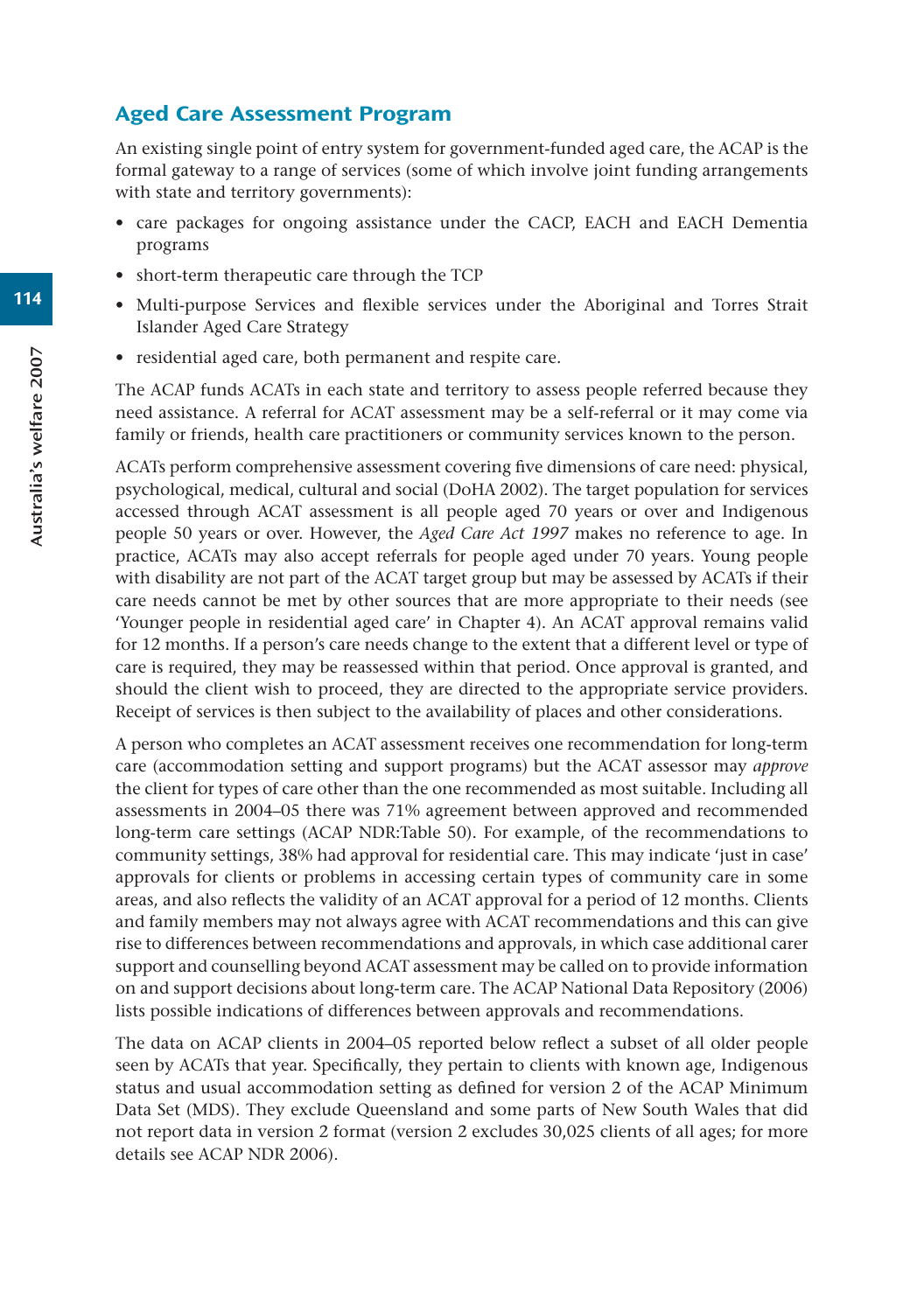## Aged Care Assessment Program

An existing single point of entry system for government-funded aged care, the ACAP is the formal gateway to a range of services (some of which involve joint funding arrangements with state and territory governments):

- care packages for ongoing assistance under the CACP, EACH and EACH Dementia programs
- short-term therapeutic care through the TCP
- Multi-purpose Services and flexible services under the Aboriginal and Torres Strait Islander Aged Care Strategy
- residential aged care, both permanent and respite care.

The ACAP funds ACATs in each state and territory to assess people referred because they need assistance. A referral for ACAT assessment may be a self-referral or it may come via family or friends, health care practitioners or community services known to the person.

ACATs perform comprehensive assessment covering five dimensions of care need: physical, psychological, medical, cultural and social (DoHA 2002). The target population for services accessed through ACAT assessment is all people aged 70 years or over and Indigenous people 50 years or over. However, the *Aged Care Act 1997* makes no reference to age. In practice, ACATs may also accept referrals for people aged under 70 years. Young people with disability are not part of the ACAT target group but may be assessed by ACATs if their care needs cannot be met by other sources that are more appropriate to their needs (see 'Younger people in residential aged care' in Chapter 4). An ACAT approval remains valid for 12 months. If a person's care needs change to the extent that a different level or type of care is required, they may be reassessed within that period. Once approval is granted, and should the client wish to proceed, they are directed to the appropriate service providers. Receipt of services is then subject to the availability of places and other considerations.

A person who completes an ACAT assessment receives one recommendation for long-term care (accommodation setting and support programs) but the ACAT assessor may *approve* the client for types of care other than the one recommended as most suitable. Including all assessments in 2004–05 there was 71% agreement between approved and recommended long-term care settings (ACAP NDR:Table 50). For example, of the recommendations to community settings, 38% had approval for residential care. This may indicate 'just in case' approvals for clients or problems in accessing certain types of community care in some areas, and also reflects the validity of an ACAT approval for a period of 12 months. Clients and family members may not always agree with ACAT recommendations and this can give rise to differences between recommendations and approvals, in which case additional carer support and counselling beyond ACAT assessment may be called on to provide information on and support decisions about long-term care. The ACAP National Data Repository (2006) lists possible indications of differences between approvals and recommendations.

The data on ACAP clients in 2004–05 reported below reflect a subset of all older people seen by ACATs that year. Specifically, they pertain to clients with known age, Indigenous status and usual accommodation setting as defined for version 2 of the ACAP Minimum Data Set (MDS). They exclude Queensland and some parts of New South Wales that did not report data in version 2 format (version 2 excludes 30,025 clients of all ages; for more details see ACAP NDR 2006).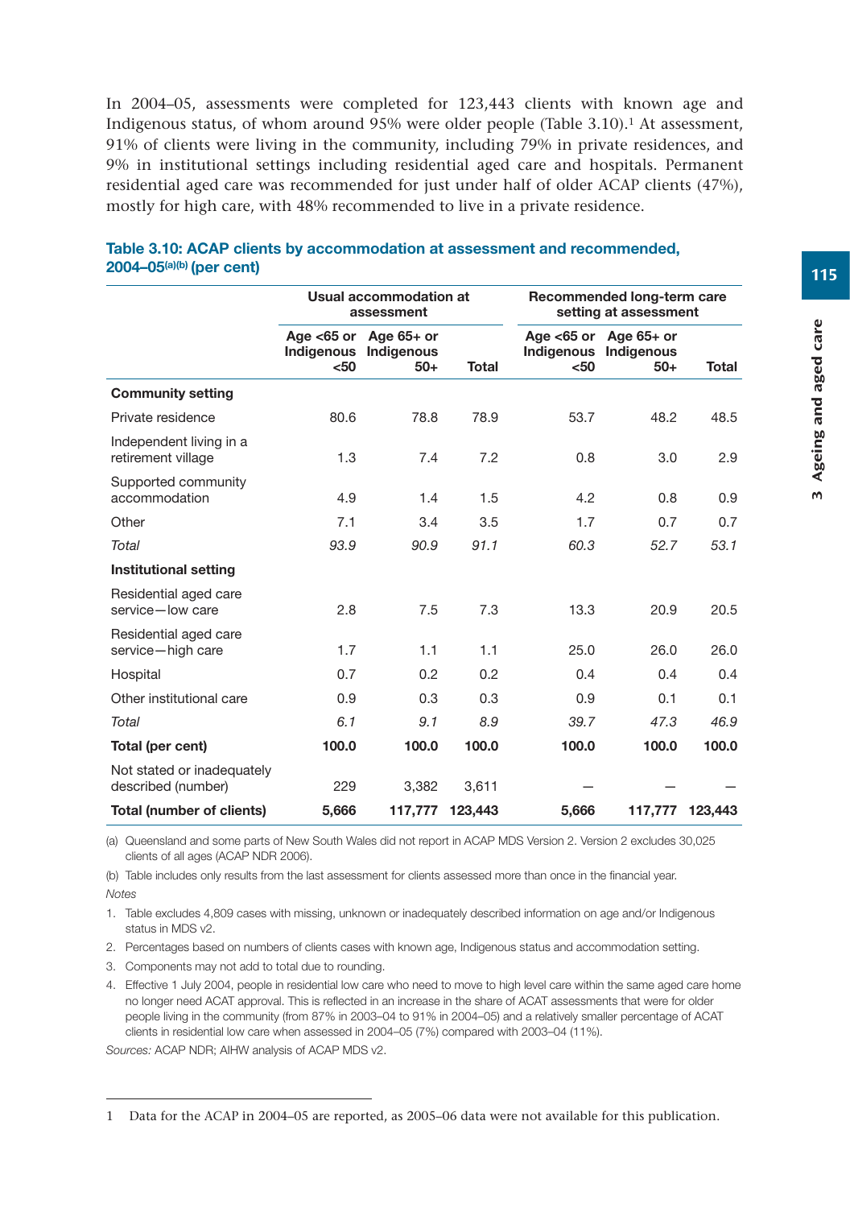In 2004–05, assessments were completed for 123,443 clients with known age and Indigenous status, of whom around 95% were older people (Table 3.10).[1] At assessment, 91% of clients were living in the community, including 79% in private residences, and 9% in institutional settings including residential aged care and hospitals. Permanent residential aged care was recommended for just under half of older ACAP clients (47%), mostly for high care, with 48% recommended to live in a private residence.

**Table 3.10: ACAP clients by accommodation at assessment and recommended, 2004–05[(a)(b)] (per cent)**

| | Usual accommodation at assessment | | | Recommended long-term care setting at assessment | | |
|---|---|---|---|---|---|---|
| | Age <65 or Indigenous <50 | Age 65+ or Indigenous 50+ | Total | Age <65 or Indigenous <50 | Age 65+ or Indigenous 50+ | Total |
| **Community setting** | | | | | | |
| Private residence | 80.6 | 78.8 | 78.9 | 53.7 | 48.2 | 48.5 |
| Independent living in a retirement village | 1.3 | 7.4 | 7.2 | 0.8 | 3.0 | 2.9 |
| Supported community accommodation | 4.9 | 1.4 | 1.5 | 4.2 | 0.8 | 0.9 |
| Other | 7.1 | 3.4 | 3.5 | 1.7 | 0.7 | 0.7 |
| *Total* | *93.9* | *90.9* | *91.1* | *60.3* | *52.7* | *53.1* |
| **Institutional setting** | | | | | | |
| Residential aged care service—low care | 2.8 | 7.5 | 7.3 | 13.3 | 20.9 | 20.5 |
| Residential aged care service—high care | 1.7 | 1.1 | 1.1 | 25.0 | 26.0 | 26.0 |
| Hospital | 0.7 | 0.2 | 0.2 | 0.4 | 0.4 | 0.4 |
| Other institutional care | 0.9 | 0.3 | 0.3 | 0.9 | 0.1 | 0.1 |
| *Total* | *6.1* | *9.1* | *8.9* | *39.7* | *47.3* | *46.9* |
| **Total (per cent)** | **100.0** | **100.0** | **100.0** | **100.0** | **100.0** | **100.0** |
| Not stated or inadequately described (number) | 229 | 3,382 | 3,611 | — | — | — |
| **Total (number of clients)** | **5,666** | **117,777** | **123,443** | **5,666** | **117,777** | **123,443** |

(a) Queensland and some parts of New South Wales did not report in ACAP MDS Version 2. Version 2 excludes 30,025 clients of all ages (ACAP NDR 2006).

(b) Table includes only results from the last assessment for clients assessed more than once in the financial year.

*Notes*

1. Table excludes 4,809 cases with missing, unknown or inadequately described information on age and/or Indigenous status in MDS v2.
2. Percentages based on numbers of clients cases with known age, Indigenous status and accommodation setting.
3. Components may not add to total due to rounding.
4. Effective 1 July 2004, people in residential low care who need to move to high level care within the same aged care home no longer need ACAT approval. This is reflected in an increase in the share of ACAT assessments that were for older people living in the community (from 87% in 2003–04 to 91% in 2004–05) and a relatively smaller percentage of ACAT clients in residential low care when assessed in 2004–05 (7%) compared with 2003–04 (11%).

*Sources:* ACAP NDR; AIHW analysis of ACAP MDS v2.

---

1 Data for the ACAP in 2004–05 are reported, as 2005–06 data were not available for this publication.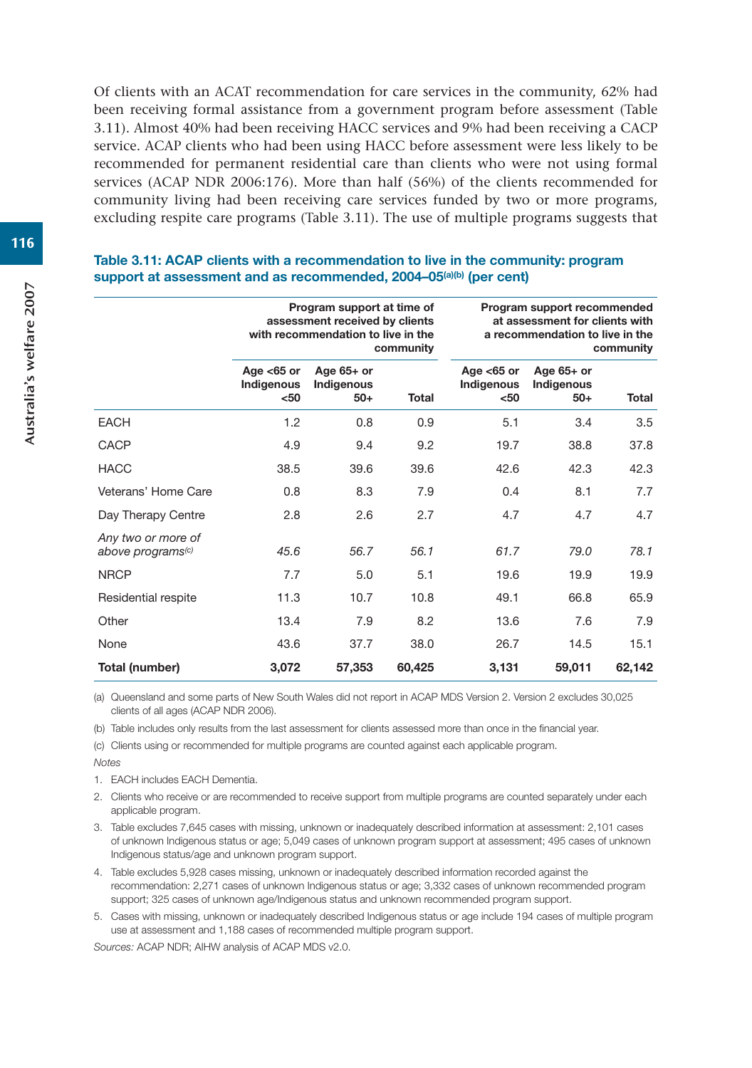Of clients with an ACAT recommendation for care services in the community, 62% had been receiving formal assistance from a government program before assessment (Table 3.11). Almost 40% had been receiving HACC services and 9% had been receiving a CACP service. ACAP clients who had been using HACC before assessment were less likely to be recommended for permanent residential care than clients who were not using formal services (ACAP NDR 2006:176). More than half (56%) of the clients recommended for community living had been receiving care services funded by two or more programs, excluding respite care programs (Table 3.11). The use of multiple programs suggests that

**Table 3.11: ACAP clients with a recommendation to live in the community: program support at assessment and as recommended, 2004–05[(a)(b)] (per cent)**

| | Program support at time of assessment received by clients with recommendation to live in the community | | | Program support recommended at assessment for clients with a recommendation to live in the community | | |
|---|---|---|---|---|---|---|
| | Age <65 or Indigenous <50 | Age 65+ or Indigenous 50+ | Total | Age <65 or Indigenous <50 | Age 65+ or Indigenous 50+ | Total |
| EACH | 1.2 | 0.8 | 0.9 | 5.1 | 3.4 | 3.5 |
| CACP | 4.9 | 9.4 | 9.2 | 19.7 | 38.8 | 37.8 |
| HACC | 38.5 | 39.6 | 39.6 | 42.6 | 42.3 | 42.3 |
| Veterans' Home Care | 0.8 | 8.3 | 7.9 | 0.4 | 8.1 | 7.7 |
| Day Therapy Centre | 2.8 | 2.6 | 2.7 | 4.7 | 4.7 | 4.7 |
| *Any two or more of above programs[(c)]* | *45.6* | *56.7* | *56.1* | *61.7* | *79.0* | *78.1* |
| NRCP | 7.7 | 5.0 | 5.1 | 19.6 | 19.9 | 19.9 |
| Residential respite | 11.3 | 10.7 | 10.8 | 49.1 | 66.8 | 65.9 |
| Other | 13.4 | 7.9 | 8.2 | 13.6 | 7.6 | 7.9 |
| None | 43.6 | 37.7 | 38.0 | 26.7 | 14.5 | 15.1 |
| **Total (number)** | **3,072** | **57,353** | **60,425** | **3,131** | **59,011** | **62,142** |

(a) Queensland and some parts of New South Wales did not report in ACAP MDS Version 2. Version 2 excludes 30,025 clients of all ages (ACAP NDR 2006).

(b) Table includes only results from the last assessment for clients assessed more than once in the financial year.

(c) Clients using or recommended for multiple programs are counted against each applicable program.

*Notes*

1. EACH includes EACH Dementia.
2. Clients who receive or are recommended to receive support from multiple programs are counted separately under each applicable program.
3. Table excludes 7,645 cases with missing, unknown or inadequately described information at assessment: 2,101 cases of unknown Indigenous status or age; 5,049 cases of unknown program support at assessment; 495 cases of unknown Indigenous status/age and unknown program support.
4. Table excludes 5,928 cases missing, unknown or inadequately described information recorded against the recommendation: 2,271 cases of unknown Indigenous status or age; 3,332 cases of unknown recommended program support; 325 cases of unknown age/Indigenous status and unknown recommended program support.
5. Cases with missing, unknown or inadequately described Indigenous status or age include 194 cases of multiple program use at assessment and 1,188 cases of recommended multiple program support.

*Sources:* ACAP NDR; AIHW analysis of ACAP MDS v2.0.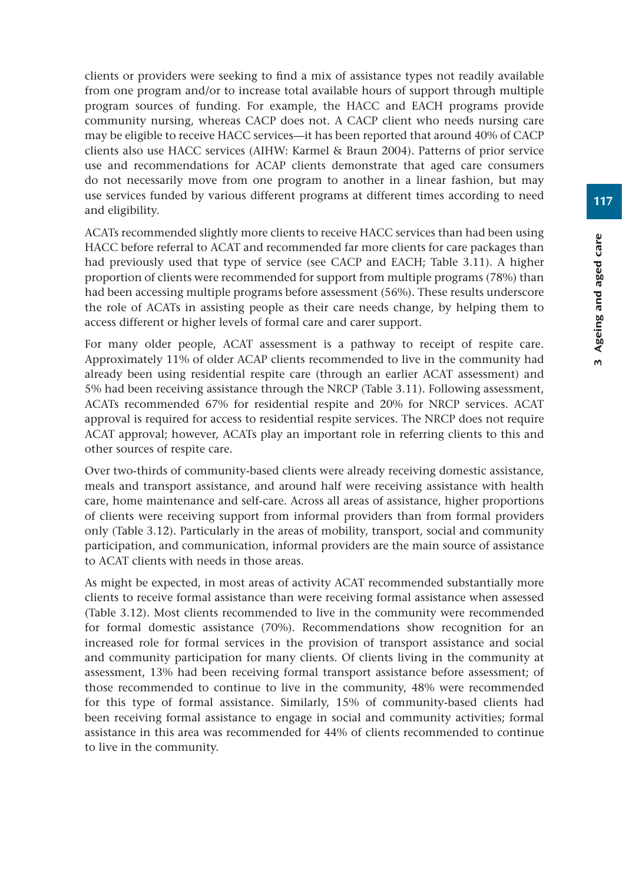clients or providers were seeking to find a mix of assistance types not readily available from one program and/or to increase total available hours of support through multiple program sources of funding. For example, the HACC and EACH programs provide community nursing, whereas CACP does not. A CACP client who needs nursing care may be eligible to receive HACC services—it has been reported that around 40% of CACP clients also use HACC services (AIHW: Karmel & Braun 2004). Patterns of prior service use and recommendations for ACAP clients demonstrate that aged care consumers do not necessarily move from one program to another in a linear fashion, but may use services funded by various different programs at different times according to need and eligibility.

ACATs recommended slightly more clients to receive HACC services than had been using HACC before referral to ACAT and recommended far more clients for care packages than had previously used that type of service (see CACP and EACH; Table 3.11). A higher proportion of clients were recommended for support from multiple programs (78%) than had been accessing multiple programs before assessment (56%). These results underscore the role of ACATs in assisting people as their care needs change, by helping them to access different or higher levels of formal care and carer support.

For many older people, ACAT assessment is a pathway to receipt of respite care. Approximately 11% of older ACAP clients recommended to live in the community had already been using residential respite care (through an earlier ACAT assessment) and 5% had been receiving assistance through the NRCP (Table 3.11). Following assessment, ACATs recommended 67% for residential respite and 20% for NRCP services. ACAT approval is required for access to residential respite services. The NRCP does not require ACAT approval; however, ACATs play an important role in referring clients to this and other sources of respite care.

Over two-thirds of community-based clients were already receiving domestic assistance, meals and transport assistance, and around half were receiving assistance with health care, home maintenance and self-care. Across all areas of assistance, higher proportions of clients were receiving support from informal providers than from formal providers only (Table 3.12). Particularly in the areas of mobility, transport, social and community participation, and communication, informal providers are the main source of assistance to ACAT clients with needs in those areas.

As might be expected, in most areas of activity ACAT recommended substantially more clients to receive formal assistance than were receiving formal assistance when assessed (Table 3.12). Most clients recommended to live in the community were recommended for formal domestic assistance (70%). Recommendations show recognition for an increased role for formal services in the provision of transport assistance and social and community participation for many clients. Of clients living in the community at assessment, 13% had been receiving formal transport assistance before assessment; of those recommended to continue to live in the community, 48% were recommended for this type of formal assistance. Similarly, 15% of community-based clients had been receiving formal assistance to engage in social and community activities; formal assistance in this area was recommended for 44% of clients recommended to continue to live in the community.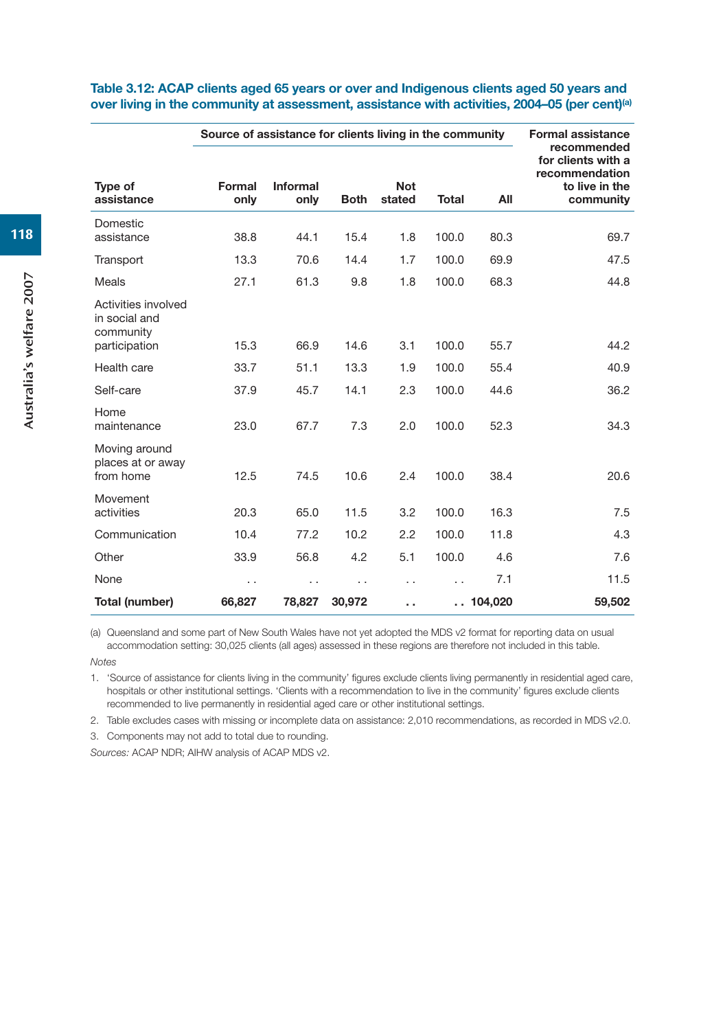**Table 3.12: ACAP clients aged 65 years or over and Indigenous clients aged 50 years and over living in the community at assessment, assistance with activities, 2004–05 (per cent)[(a)]**

| Type of assistance | Source of assistance for clients living in the community | | | | | | Formal assistance recommended for clients with a recommendation to live in the community |
|---|---|---|---|---|---|---|---|
| | Formal only | Informal only | Both | Not stated | Total | All | |
| Domestic assistance | 38.8 | 44.1 | 15.4 | 1.8 | 100.0 | 80.3 | 69.7 |
| Transport | 13.3 | 70.6 | 14.4 | 1.7 | 100.0 | 69.9 | 47.5 |
| Meals | 27.1 | 61.3 | 9.8 | 1.8 | 100.0 | 68.3 | 44.8 |
| Activities involved in social and community participation | 15.3 | 66.9 | 14.6 | 3.1 | 100.0 | 55.7 | 44.2 |
| Health care | 33.7 | 51.1 | 13.3 | 1.9 | 100.0 | 55.4 | 40.9 |
| Self-care | 37.9 | 45.7 | 14.1 | 2.3 | 100.0 | 44.6 | 36.2 |
| Home maintenance | 23.0 | 67.7 | 7.3 | 2.0 | 100.0 | 52.3 | 34.3 |
| Moving around places at or away from home | 12.5 | 74.5 | 10.6 | 2.4 | 100.0 | 38.4 | 20.6 |
| Movement activities | 20.3 | 65.0 | 11.5 | 3.2 | 100.0 | 16.3 | 7.5 |
| Communication | 10.4 | 77.2 | 10.2 | 2.2 | 100.0 | 11.8 | 4.3 |
| Other | 33.9 | 56.8 | 4.2 | 5.1 | 100.0 | 4.6 | 7.6 |
| None | . . | . . | . . | . . | . . | 7.1 | 11.5 |
| **Total (number)** | **66,827** | **78,827** | **30,972** | **. .** | **. .** | **104,020** | **59,502** |

(a) Queensland and some part of New South Wales have not yet adopted the MDS v2 format for reporting data on usual accommodation setting: 30,025 clients (all ages) assessed in these regions are therefore not included in this table.

*Notes*

1. 'Source of assistance for clients living in the community' figures exclude clients living permanently in residential aged care, hospitals or other institutional settings. 'Clients with a recommendation to live in the community' figures exclude clients recommended to live permanently in residential aged care or other institutional settings.
2. Table excludes cases with missing or incomplete data on assistance: 2,010 recommendations, as recorded in MDS v2.0.
3. Components may not add to total due to rounding.

*Sources:* ACAP NDR; AIHW analysis of ACAP MDS v2.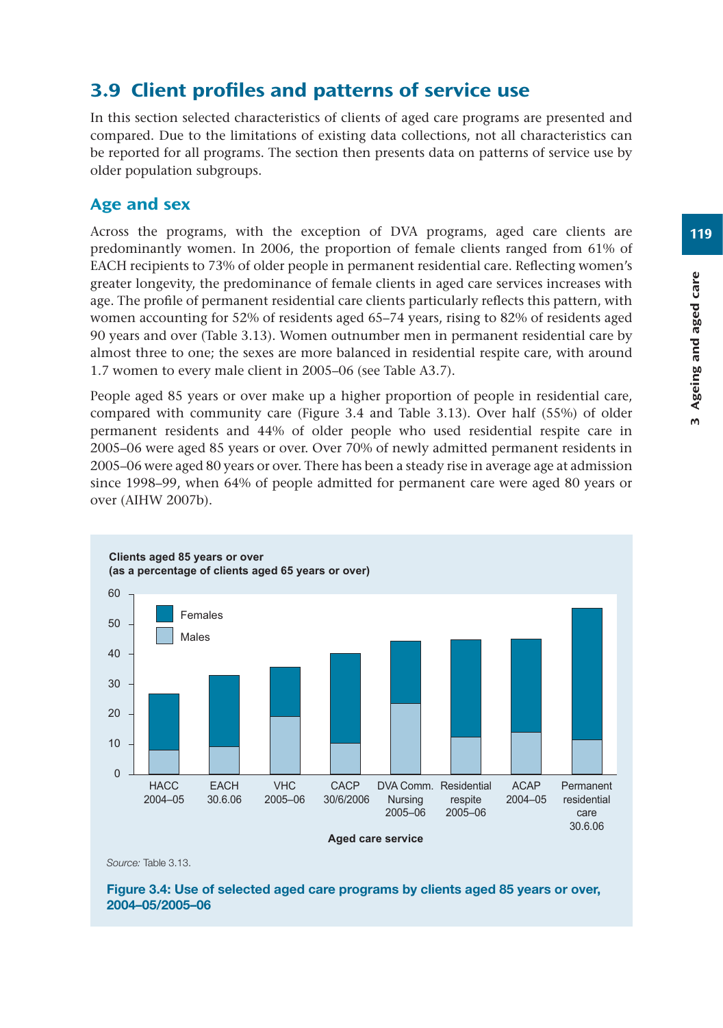## 3.9 Client profiles and patterns of service use

In this section selected characteristics of clients of aged care programs are presented and compared. Due to the limitations of existing data collections, not all characteristics can be reported for all programs. The section then presents data on patterns of service use by older population subgroups.

### Age and sex

Across the programs, with the exception of DVA programs, aged care clients are predominantly women. In 2006, the proportion of female clients ranged from 61% of EACH recipients to 73% of older people in permanent residential care. Reflecting women's greater longevity, the predominance of female clients in aged care services increases with age. The profile of permanent residential care clients particularly reflects this pattern, with women accounting for 52% of residents aged 65–74 years, rising to 82% of residents aged 90 years and over (Table 3.13). Women outnumber men in permanent residential care by almost three to one; the sexes are more balanced in residential respite care, with around 1.7 women to every male client in 2005–06 (see Table A3.7).

People aged 85 years or over make up a higher proportion of people in residential care, compared with community care (Figure 3.4 and Table 3.13). Over half (55%) of older permanent residents and 44% of older people who used residential respite care in 2005–06 were aged 85 years or over. Over 70% of newly admitted permanent residents in 2005–06 were aged 80 years or over. There has been a steady rise in average age at admission since 1998–99, when 64% of people admitted for permanent care were aged 80 years or over (AIHW 2007b).

*Source:* Table 3.13.

**Figure 3.4: Use of selected aged care programs by clients aged 85 years or over, 2004–05/2005–06**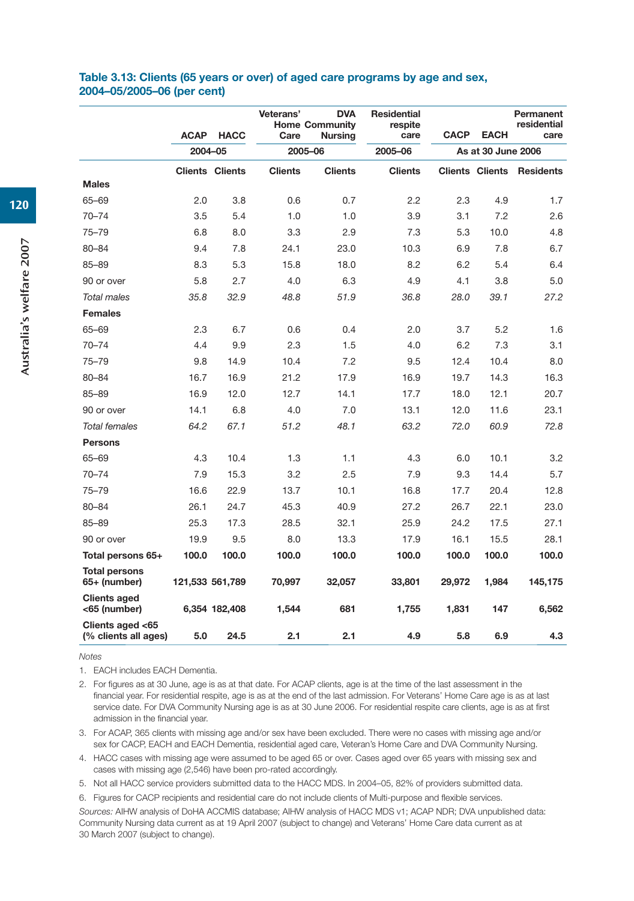### Table 3.13: Clients (65 years or over) of aged care programs by age and sex, 2004–05/2005–06 (per cent)

| | ACAP | HACC | Veterans' Home Care | DVA Community Nursing | Residential respite care | CACP | EACH | Permanent residential care |
|---|---|---|---|---|---|---|---|---|
| | 2004–05 | | 2005–06 | | 2005–06 | As at 30 June 2006 | | |
| | Clients | Clients | Clients | Clients | Clients | Clients | Clients | Residents |
| **Males** | | | | | | | | |
| 65–69 | 2.0 | 3.8 | 0.6 | 0.7 | 2.2 | 2.3 | 4.9 | 1.7 |
| 70–74 | 3.5 | 5.4 | 1.0 | 1.0 | 3.9 | 3.1 | 7.2 | 2.6 |
| 75–79 | 6.8 | 8.0 | 3.3 | 2.9 | 7.3 | 5.3 | 10.0 | 4.8 |
| 80–84 | 9.4 | 7.8 | 24.1 | 23.0 | 10.3 | 6.9 | 7.8 | 6.7 |
| 85–89 | 8.3 | 5.3 | 15.8 | 18.0 | 8.2 | 6.2 | 5.4 | 6.4 |
| 90 or over | 5.8 | 2.7 | 4.0 | 6.3 | 4.9 | 4.1 | 3.8 | 5.0 |
| *Total males* | *35.8* | *32.9* | *48.8* | *51.9* | *36.8* | *28.0* | *39.1* | *27.2* |
| **Females** | | | | | | | | |
| 65–69 | 2.3 | 6.7 | 0.6 | 0.4 | 2.0 | 3.7 | 5.2 | 1.6 |
| 70–74 | 4.4 | 9.9 | 2.3 | 1.5 | 4.0 | 6.2 | 7.3 | 3.1 |
| 75–79 | 9.8 | 14.9 | 10.4 | 7.2 | 9.5 | 12.4 | 10.4 | 8.0 |
| 80–84 | 16.7 | 16.9 | 21.2 | 17.9 | 16.9 | 19.7 | 14.3 | 16.3 |
| 85–89 | 16.9 | 12.0 | 12.7 | 14.1 | 17.7 | 18.0 | 12.1 | 20.7 |
| 90 or over | 14.1 | 6.8 | 4.0 | 7.0 | 13.1 | 12.0 | 11.6 | 23.1 |
| *Total females* | *64.2* | *67.1* | *51.2* | *48.1* | *63.2* | *72.0* | *60.9* | *72.8* |
| **Persons** | | | | | | | | |
| 65–69 | 4.3 | 10.4 | 1.3 | 1.1 | 4.3 | 6.0 | 10.1 | 3.2 |
| 70–74 | 7.9 | 15.3 | 3.2 | 2.5 | 7.9 | 9.3 | 14.4 | 5.7 |
| 75–79 | 16.6 | 22.9 | 13.7 | 10.1 | 16.8 | 17.7 | 20.4 | 12.8 |
| 80–84 | 26.1 | 24.7 | 45.3 | 40.9 | 27.2 | 26.7 | 22.1 | 23.0 |
| 85–89 | 25.3 | 17.3 | 28.5 | 32.1 | 25.9 | 24.2 | 17.5 | 27.1 |
| 90 or over | 19.9 | 9.5 | 8.0 | 13.3 | 17.9 | 16.1 | 15.5 | 28.1 |
| **Total persons 65+** | **100.0** | **100.0** | **100.0** | **100.0** | **100.0** | **100.0** | **100.0** | **100.0** |
| **Total persons 65+ (number)** | **121,533** | **561,789** | **70,997** | **32,057** | **33,801** | **29,972** | **1,984** | **145,175** |
| **Clients aged <65 (number)** | **6,354** | **182,408** | **1,544** | **681** | **1,755** | **1,831** | **147** | **6,562** |
| **Clients aged <65 (% clients all ages)** | **5.0** | **24.5** | **2.1** | **2.1** | **4.9** | **5.8** | **6.9** | **4.3** |

*Notes*

1. EACH includes EACH Dementia.
2. For figures as at 30 June, age is as at that date. For ACAP clients, age is at the time of the last assessment in the financial year. For residential respite, age is at the end of the last admission. For Veterans' Home Care age is as at last service date. For DVA Community Nursing age is as at 30 June 2006. For residential respite care clients, age is as at first admission in the financial year.
3. For ACAP, 365 clients with missing age and/or sex have been excluded. There were no cases with missing age and/or sex for CACP, EACH and EACH Dementia, residential aged care, Veteran's Home Care and DVA Community Nursing.
4. HACC cases with missing age were assumed to be aged 65 or over. Cases aged over 65 years with missing sex and cases with missing age (2,546) have been pro-rated accordingly.
5. Not all HACC service providers submitted data to the HACC MDS. In 2004–05, 82% of providers submitted data.
6. Figures for CACP recipients and residential care do not include clients of Multi-purpose and flexible services.

*Sources:* AIHW analysis of DoHA ACCMIS database; AIHW analysis of HACC MDS v1; ACAP NDR; DVA unpublished data: Community Nursing data current as at 19 April 2007 (subject to change) and Veterans' Home Care data current as at 30 March 2007 (subject to change).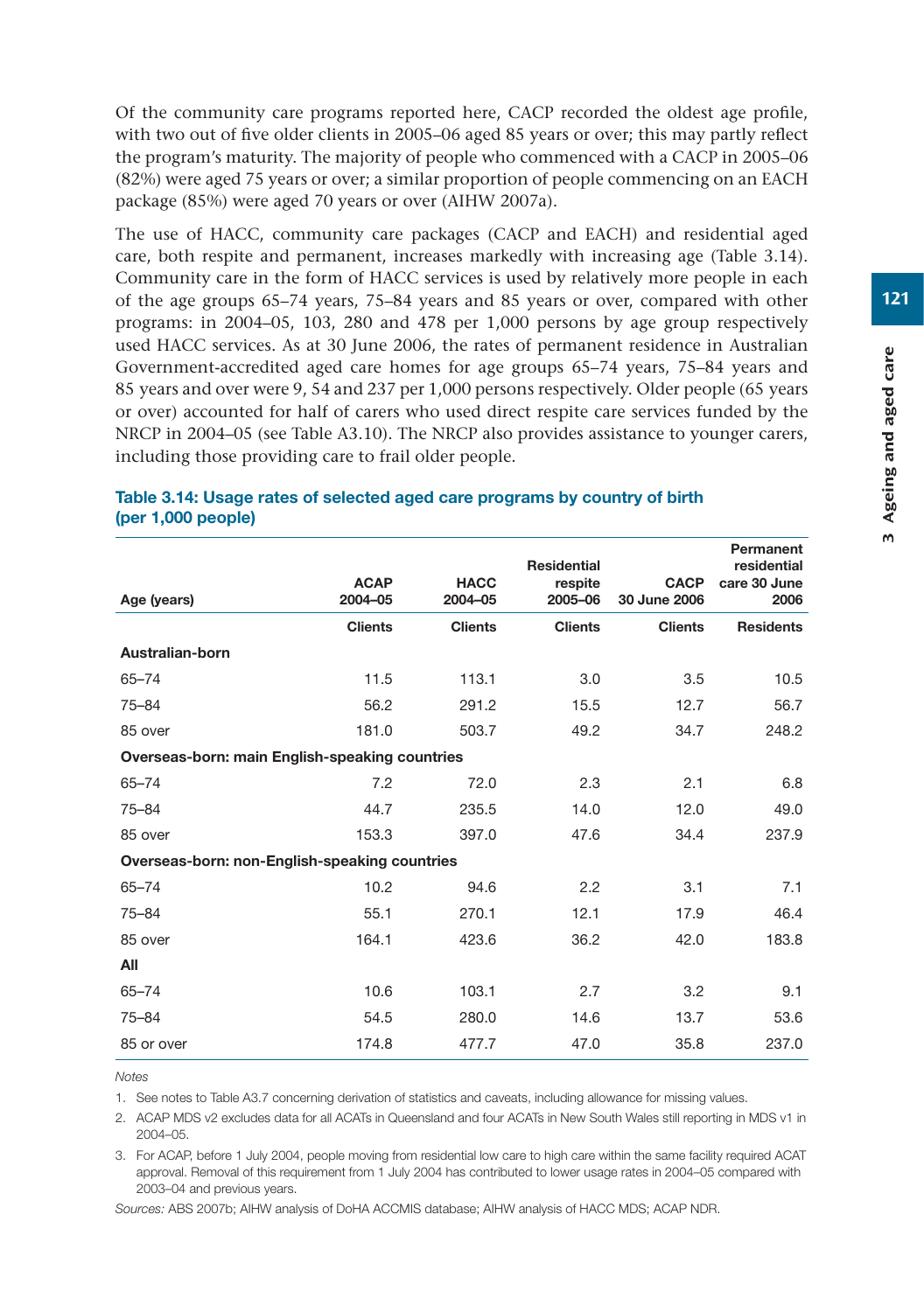Of the community care programs reported here, CACP recorded the oldest age profile, with two out of five older clients in 2005–06 aged 85 years or over; this may partly reflect the program's maturity. The majority of people who commenced with a CACP in 2005–06 (82%) were aged 75 years or over; a similar proportion of people commencing on an EACH package (85%) were aged 70 years or over (AIHW 2007a).

The use of HACC, community care packages (CACP and EACH) and residential aged care, both respite and permanent, increases markedly with increasing age (Table 3.14). Community care in the form of HACC services is used by relatively more people in each of the age groups 65–74 years, 75–84 years and 85 years or over, compared with other programs: in 2004–05, 103, 280 and 478 per 1,000 persons by age group respectively used HACC services. As at 30 June 2006, the rates of permanent residence in Australian Government-accredited aged care homes for age groups 65–74 years, 75–84 years and 85 years and over were 9, 54 and 237 per 1,000 persons respectively. Older people (65 years or over) accounted for half of carers who used direct respite care services funded by the NRCP in 2004–05 (see Table A3.10). The NRCP also provides assistance to younger carers, including those providing care to frail older people.

**Table 3.14: Usage rates of selected aged care programs by country of birth (per 1,000 people)**

| Age (years) | ACAP 2004–05 | HACC 2004–05 | Residential respite 2005–06 | CACP 30 June 2006 | Permanent residential care 30 June 2006 |
|---|---|---|---|---|---|
| | Clients | Clients | Clients | Clients | Residents |
| **Australian-born** | | | | | |
| 65–74 | 11.5 | 113.1 | 3.0 | 3.5 | 10.5 |
| 75–84 | 56.2 | 291.2 | 15.5 | 12.7 | 56.7 |
| 85 over | 181.0 | 503.7 | 49.2 | 34.7 | 248.2 |
| **Overseas-born: main English-speaking countries** | | | | | |
| 65–74 | 7.2 | 72.0 | 2.3 | 2.1 | 6.8 |
| 75–84 | 44.7 | 235.5 | 14.0 | 12.0 | 49.0 |
| 85 over | 153.3 | 397.0 | 47.6 | 34.4 | 237.9 |
| **Overseas-born: non-English-speaking countries** | | | | | |
| 65–74 | 10.2 | 94.6 | 2.2 | 3.1 | 7.1 |
| 75–84 | 55.1 | 270.1 | 12.1 | 17.9 | 46.4 |
| 85 over | 164.1 | 423.6 | 36.2 | 42.0 | 183.8 |
| **All** | | | | | |
| 65–74 | 10.6 | 103.1 | 2.7 | 3.2 | 9.1 |
| 75–84 | 54.5 | 280.0 | 14.6 | 13.7 | 53.6 |
| 85 or over | 174.8 | 477.7 | 47.0 | 35.8 | 237.0 |

*Notes*

1. See notes to Table A3.7 concerning derivation of statistics and caveats, including allowance for missing values.
2. ACAP MDS v2 excludes data for all ACATs in Queensland and four ACATs in New South Wales still reporting in MDS v1 in 2004–05.
3. For ACAP, before 1 July 2004, people moving from residential low care to high care within the same facility required ACAT approval. Removal of this requirement from 1 July 2004 has contributed to lower usage rates in 2004–05 compared with 2003–04 and previous years.

*Sources:* ABS 2007b; AIHW analysis of DoHA ACCMIS database; AIHW analysis of HACC MDS; ACAP NDR.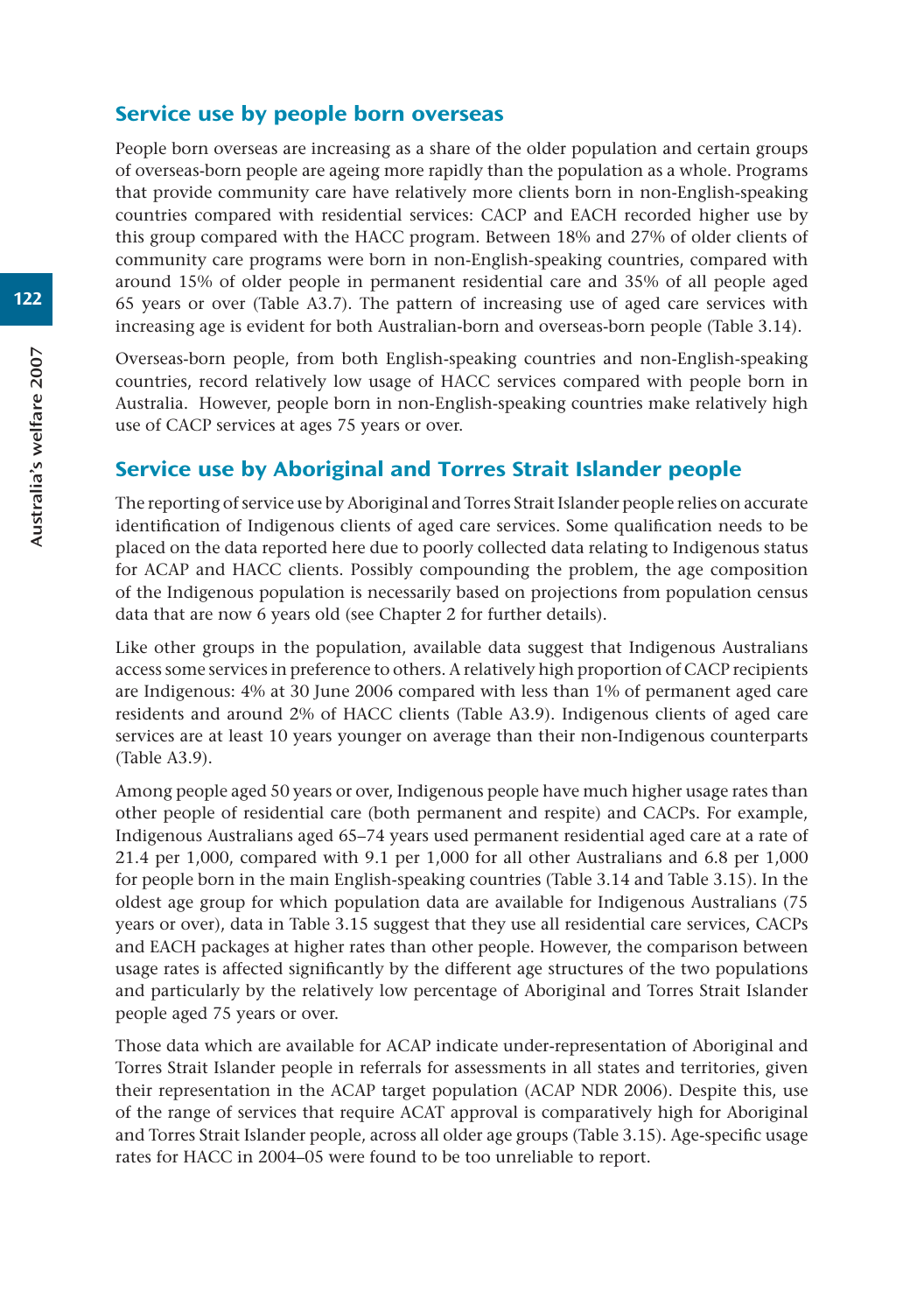## Service use by people born overseas

People born overseas are increasing as a share of the older population and certain groups of overseas-born people are ageing more rapidly than the population as a whole. Programs that provide community care have relatively more clients born in non-English-speaking countries compared with residential services: CACP and EACH recorded higher use by this group compared with the HACC program. Between 18% and 27% of older clients of community care programs were born in non-English-speaking countries, compared with around 15% of older people in permanent residential care and 35% of all people aged 65 years or over (Table A3.7). The pattern of increasing use of aged care services with increasing age is evident for both Australian-born and overseas-born people (Table 3.14).

Overseas-born people, from both English-speaking countries and non-English-speaking countries, record relatively low usage of HACC services compared with people born in Australia. However, people born in non-English-speaking countries make relatively high use of CACP services at ages 75 years or over.

## Service use by Aboriginal and Torres Strait Islander people

The reporting of service use by Aboriginal and Torres Strait Islander people relies on accurate identification of Indigenous clients of aged care services. Some qualification needs to be placed on the data reported here due to poorly collected data relating to Indigenous status for ACAP and HACC clients. Possibly compounding the problem, the age composition of the Indigenous population is necessarily based on projections from population census data that are now 6 years old (see Chapter 2 for further details).

Like other groups in the population, available data suggest that Indigenous Australians access some services in preference to others. A relatively high proportion of CACP recipients are Indigenous: 4% at 30 June 2006 compared with less than 1% of permanent aged care residents and around 2% of HACC clients (Table A3.9). Indigenous clients of aged care services are at least 10 years younger on average than their non-Indigenous counterparts (Table A3.9).

Among people aged 50 years or over, Indigenous people have much higher usage rates than other people of residential care (both permanent and respite) and CACPs. For example, Indigenous Australians aged 65–74 years used permanent residential aged care at a rate of 21.4 per 1,000, compared with 9.1 per 1,000 for all other Australians and 6.8 per 1,000 for people born in the main English-speaking countries (Table 3.14 and Table 3.15). In the oldest age group for which population data are available for Indigenous Australians (75 years or over), data in Table 3.15 suggest that they use all residential care services, CACPs and EACH packages at higher rates than other people. However, the comparison between usage rates is affected significantly by the different age structures of the two populations and particularly by the relatively low percentage of Aboriginal and Torres Strait Islander people aged 75 years or over.

Those data which are available for ACAP indicate under-representation of Aboriginal and Torres Strait Islander people in referrals for assessments in all states and territories, given their representation in the ACAP target population (ACAP NDR 2006). Despite this, use of the range of services that require ACAT approval is comparatively high for Aboriginal and Torres Strait Islander people, across all older age groups (Table 3.15). Age-specific usage rates for HACC in 2004–05 were found to be too unreliable to report.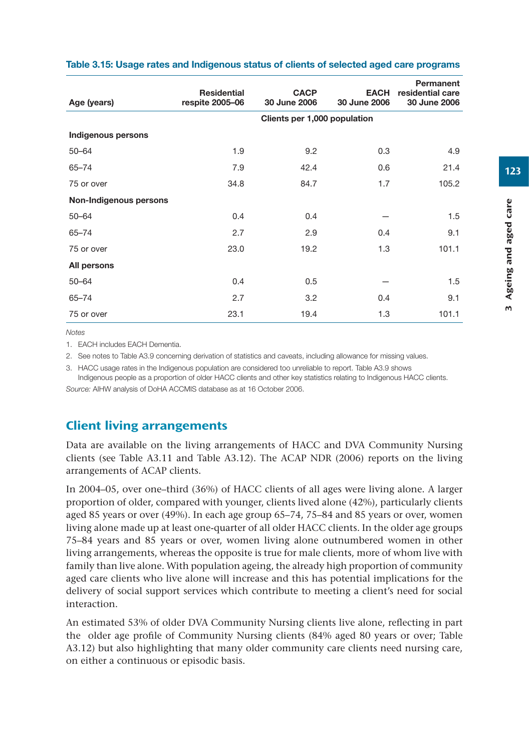**Table 3.15: Usage rates and Indigenous status of clients of selected aged care programs**

| Age (years) | Residential respite 2005–06 | CACP 30 June 2006 | EACH 30 June 2006 | Permanent residential care 30 June 2006 |
|---|---|---|---|---|
| | Clients per 1,000 population | | | |
| **Indigenous persons** | | | | |
| 50–64 | 1.9 | 9.2 | 0.3 | 4.9 |
| 65–74 | 7.9 | 42.4 | 0.6 | 21.4 |
| 75 or over | 34.8 | 84.7 | 1.7 | 105.2 |
| **Non-Indigenous persons** | | | | |
| 50–64 | 0.4 | 0.4 | — | 1.5 |
| 65–74 | 2.7 | 2.9 | 0.4 | 9.1 |
| 75 or over | 23.0 | 19.2 | 1.3 | 101.1 |
| **All persons** | | | | |
| 50–64 | 0.4 | 0.5 | — | 1.5 |
| 65–74 | 2.7 | 3.2 | 0.4 | 9.1 |
| 75 or over | 23.1 | 19.4 | 1.3 | 101.1 |

*Notes*

1. EACH includes EACH Dementia.
2. See notes to Table A3.9 concerning derivation of statistics and caveats, including allowance for missing values.
3. HACC usage rates in the Indigenous population are considered too unreliable to report. Table A3.9 shows Indigenous people as a proportion of older HACC clients and other key statistics relating to Indigenous HACC clients.

*Source:* AIHW analysis of DoHA ACCMIS database as at 16 October 2006.

## Client living arrangements

Data are available on the living arrangements of HACC and DVA Community Nursing clients (see Table A3.11 and Table A3.12). The ACAP NDR (2006) reports on the living arrangements of ACAP clients.

In 2004–05, over one–third (36%) of HACC clients of all ages were living alone. A larger proportion of older, compared with younger, clients lived alone (42%), particularly clients aged 85 years or over (49%). In each age group 65–74, 75–84 and 85 years or over, women living alone made up at least one-quarter of all older HACC clients. In the older age groups 75–84 years and 85 years or over, women living alone outnumbered women in other living arrangements, whereas the opposite is true for male clients, more of whom live with family than live alone. With population ageing, the already high proportion of community aged care clients who live alone will increase and this has potential implications for the delivery of social support services which contribute to meeting a client's need for social interaction.

An estimated 53% of older DVA Community Nursing clients live alone, reflecting in part the older age profile of Community Nursing clients (84% aged 80 years or over; Table A3.12) but also highlighting that many older community care clients need nursing care, on either a continuous or episodic basis.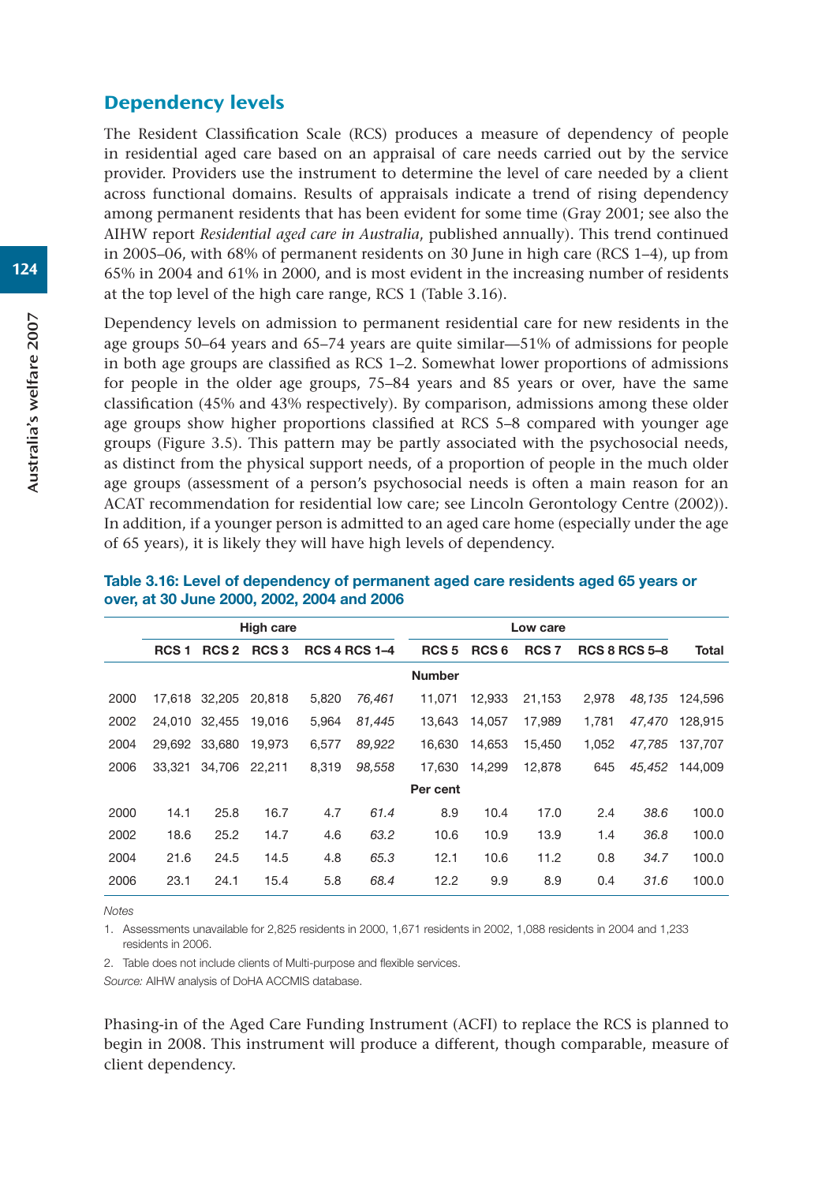## Dependency levels

The Resident Classification Scale (RCS) produces a measure of dependency of people in residential aged care based on an appraisal of care needs carried out by the service provider. Providers use the instrument to determine the level of care needed by a client across functional domains. Results of appraisals indicate a trend of rising dependency among permanent residents that has been evident for some time (Gray 2001; see also the AIHW report *Residential aged care in Australia*, published annually). This trend continued in 2005–06, with 68% of permanent residents on 30 June in high care (RCS 1–4), up from 65% in 2004 and 61% in 2000, and is most evident in the increasing number of residents at the top level of the high care range, RCS 1 (Table 3.16).

Dependency levels on admission to permanent residential care for new residents in the age groups 50–64 years and 65–74 years are quite similar—51% of admissions for people in both age groups are classified as RCS 1–2. Somewhat lower proportions of admissions for people in the older age groups, 75–84 years and 85 years or over, have the same classification (45% and 43% respectively). By comparison, admissions among these older age groups show higher proportions classified at RCS 5–8 compared with younger age groups (Figure 3.5). This pattern may be partly associated with the psychosocial needs, as distinct from the physical support needs, of a proportion of people in the much older age groups (assessment of a person's psychosocial needs is often a main reason for an ACAT recommendation for residential low care; see Lincoln Gerontology Centre (2002)). In addition, if a younger person is admitted to an aged care home (especially under the age of 65 years), it is likely they will have high levels of dependency.

**Table 3.16: Level of dependency of permanent aged care residents aged 65 years or over, at 30 June 2000, 2002, 2004 and 2006**

| | High care | | | | | Low care | | | | | |
|---|---|---|---|---|---|---|---|---|---|---|---|
| | RCS 1 | RCS 2 | RCS 3 | RCS 4 | RCS 1–4 | RCS 5 | RCS 6 | RCS 7 | RCS 8 | RCS 5–8 | Total |
| | | | | | | **Number** | | | | | |
| 2000 | 17,618 | 32,205 | 20,818 | 5,820 | *76,461* | 11,071 | 12,933 | 21,153 | 2,978 | *48,135* | 124,596 |
| 2002 | 24,010 | 32,455 | 19,016 | 5,964 | *81,445* | 13,643 | 14,057 | 17,989 | 1,781 | *47,470* | 128,915 |
| 2004 | 29,692 | 33,680 | 19,973 | 6,577 | *89,922* | 16,630 | 14,653 | 15,450 | 1,052 | *47,785* | 137,707 |
| 2006 | 33,321 | 34,706 | 22,211 | 8,319 | *98,558* | 17,630 | 14,299 | 12,878 | 645 | *45,452* | 144,009 |
| | | | | | | **Per cent** | | | | | |
| 2000 | 14.1 | 25.8 | 16.7 | 4.7 | *61.4* | 8.9 | 10.4 | 17.0 | 2.4 | *38.6* | 100.0 |
| 2002 | 18.6 | 25.2 | 14.7 | 4.6 | *63.2* | 10.6 | 10.9 | 13.9 | 1.4 | *36.8* | 100.0 |
| 2004 | 21.6 | 24.5 | 14.5 | 4.8 | *65.3* | 12.1 | 10.6 | 11.2 | 0.8 | *34.7* | 100.0 |
| 2006 | 23.1 | 24.1 | 15.4 | 5.8 | *68.4* | 12.2 | 9.9 | 8.9 | 0.4 | *31.6* | 100.0 |

*Notes*

1. Assessments unavailable for 2,825 residents in 2000, 1,671 residents in 2002, 1,088 residents in 2004 and 1,233 residents in 2006.
2. Table does not include clients of Multi-purpose and flexible services.

*Source:* AIHW analysis of DoHA ACCMIS database.

Phasing-in of the Aged Care Funding Instrument (ACFI) to replace the RCS is planned to begin in 2008. This instrument will produce a different, though comparable, measure of client dependency.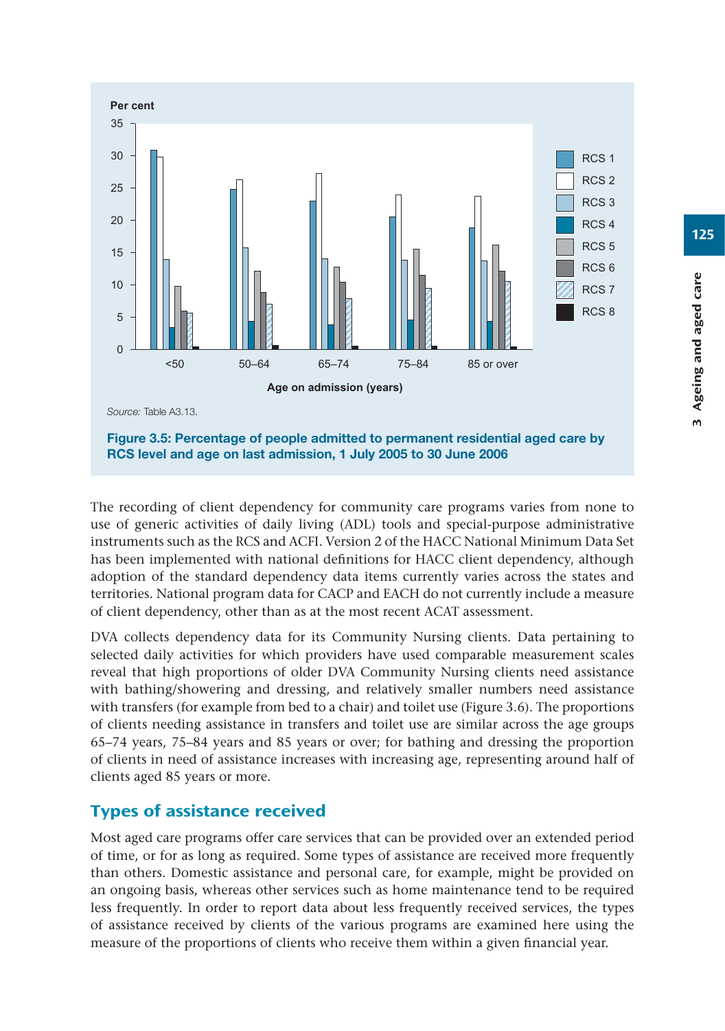Source: Table A3.13.

**Figure 3.5: Percentage of people admitted to permanent residential aged care by RCS level and age on last admission, 1 July 2005 to 30 June 2006**

The recording of client dependency for community care programs varies from none to use of generic activities of daily living (ADL) tools and special-purpose administrative instruments such as the RCS and ACFI. Version 2 of the HACC National Minimum Data Set has been implemented with national definitions for HACC client dependency, although adoption of the standard dependency data items currently varies across the states and territories. National program data for CACP and EACH do not currently include a measure of client dependency, other than as at the most recent ACAT assessment.

DVA collects dependency data for its Community Nursing clients. Data pertaining to selected daily activities for which providers have used comparable measurement scales reveal that high proportions of older DVA Community Nursing clients need assistance with bathing/showering and dressing, and relatively smaller numbers need assistance with transfers (for example from bed to a chair) and toilet use (Figure 3.6). The proportions of clients needing assistance in transfers and toilet use are similar across the age groups 65–74 years, 75–84 years and 85 years or over; for bathing and dressing the proportion of clients in need of assistance increases with increasing age, representing around half of clients aged 85 years or more.

## Types of assistance received

Most aged care programs offer care services that can be provided over an extended period of time, or for as long as required. Some types of assistance are received more frequently than others. Domestic assistance and personal care, for example, might be provided on an ongoing basis, whereas other services such as home maintenance tend to be required less frequently. In order to report data about less frequently received services, the types of assistance received by clients of the various programs are examined here using the measure of the proportions of clients who receive them within a given financial year.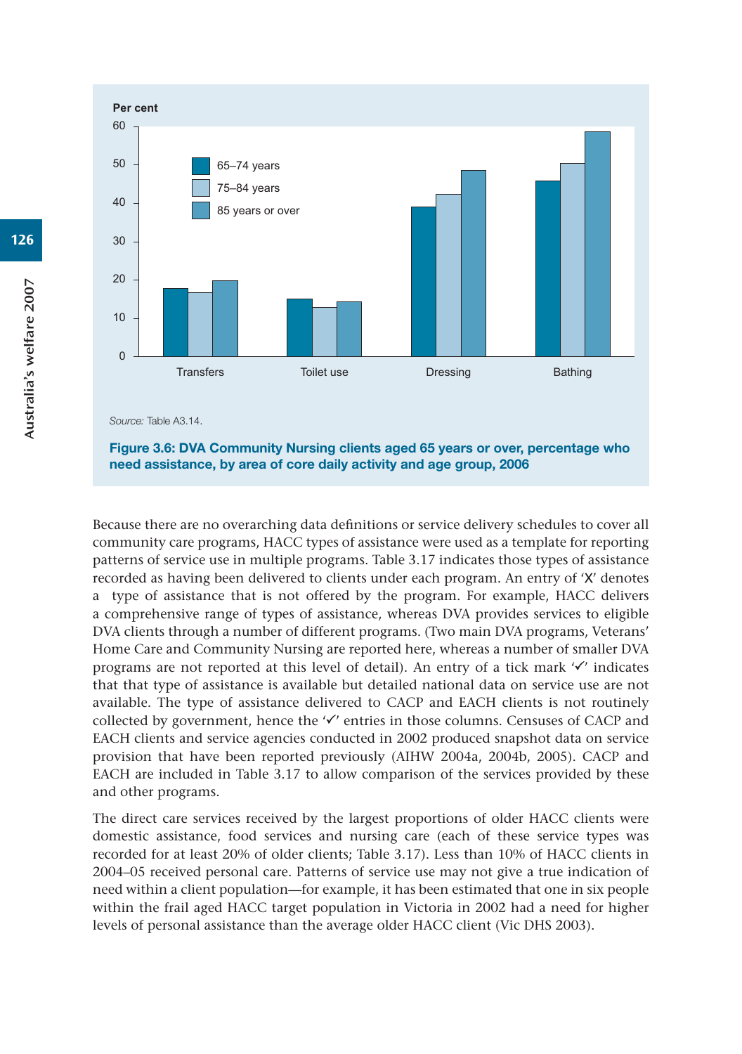Source: Table A3.14.

**Figure 3.6: DVA Community Nursing clients aged 65 years or over, percentage who need assistance, by area of core daily activity and age group, 2006**

Because there are no overarching data definitions or service delivery schedules to cover all community care programs, HACC types of assistance were used as a template for reporting patterns of service use in multiple programs. Table 3.17 indicates those types of assistance recorded as having been delivered to clients under each program. An entry of 'X' denotes a type of assistance that is not offered by the program. For example, HACC delivers a comprehensive range of types of assistance, whereas DVA provides services to eligible DVA clients through a number of different programs. (Two main DVA programs, Veterans' Home Care and Community Nursing are reported here, whereas a number of smaller DVA programs are not reported at this level of detail). An entry of a tick mark '✓' indicates that that type of assistance is available but detailed national data on service use are not available. The type of assistance delivered to CACP and EACH clients is not routinely collected by government, hence the '✓' entries in those columns. Censuses of CACP and EACH clients and service agencies conducted in 2002 produced snapshot data on service provision that have been reported previously (AIHW 2004a, 2004b, 2005). CACP and EACH are included in Table 3.17 to allow comparison of the services provided by these and other programs.

The direct care services received by the largest proportions of older HACC clients were domestic assistance, food services and nursing care (each of these service types was recorded for at least 20% of older clients; Table 3.17). Less than 10% of HACC clients in 2004–05 received personal care. Patterns of service use may not give a true indication of need within a client population—for example, it has been estimated that one in six people within the frail aged HACC target population in Victoria in 2002 had a need for higher levels of personal assistance than the average older HACC client (Vic DHS 2003).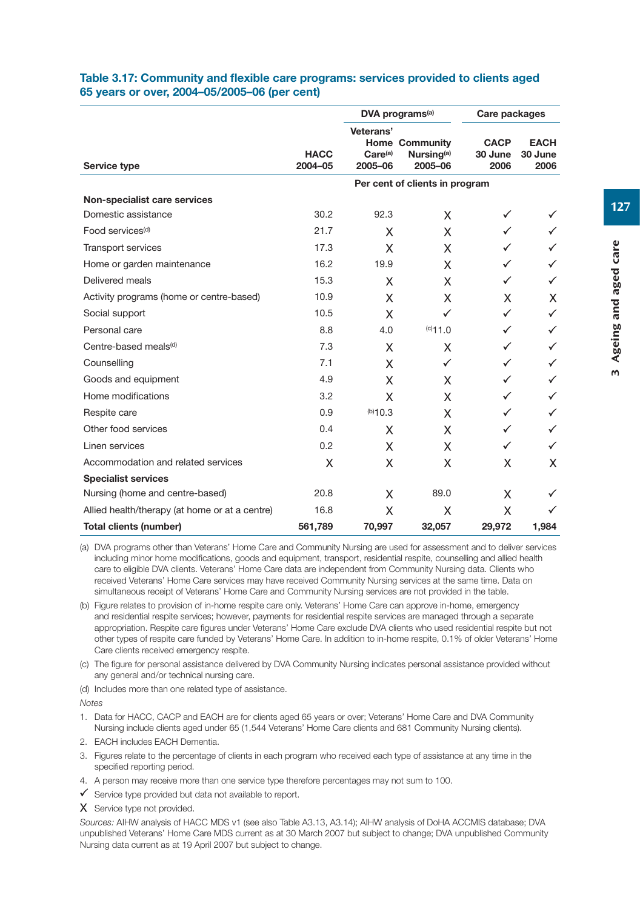**Table 3.17: Community and flexible care programs: services provided to clients aged 65 years or over, 2004–05/2005–06 (per cent)**

| Service type | HACC 2004–05 | DVA programs[(a)] Veterans' Home Care[(a)] 2005–06 | DVA programs[(a)] Community Nursing[(a)] 2005–06 | Care packages CACP 30 June 2006 | Care packages EACH 30 June 2006 |
|---|---|---|---|---|---|
| | Per cent of clients in program | | | | |
| **Non-specialist care services** | | | | | |
| Domestic assistance | 30.2 | 92.3 | X | ✓ | ✓ |
| Food services[(d)] | 21.7 | X | X | ✓ | ✓ |
| Transport services | 17.3 | X | X | ✓ | ✓ |
| Home or garden maintenance | 16.2 | 19.9 | X | ✓ | ✓ |
| Delivered meals | 15.3 | X | X | ✓ | ✓ |
| Activity programs (home or centre-based) | 10.9 | X | X | X | X |
| Social support | 10.5 | X | ✓ | ✓ | ✓ |
| Personal care | 8.8 | 4.0 | [(c)]11.0 | ✓ | ✓ |
| Centre-based meals[(d)] | 7.3 | X | X | ✓ | ✓ |
| Counselling | 7.1 | X | ✓ | ✓ | ✓ |
| Goods and equipment | 4.9 | X | X | ✓ | ✓ |
| Home modifications | 3.2 | X | X | ✓ | ✓ |
| Respite care | 0.9 | [(b)]10.3 | X | ✓ | ✓ |
| Other food services | 0.4 | X | X | ✓ | ✓ |
| Linen services | 0.2 | X | X | ✓ | ✓ |
| Accommodation and related services | X | X | X | X | X |
| **Specialist services** | | | | | |
| Nursing (home and centre-based) | 20.8 | X | 89.0 | X | ✓ |
| Allied health/therapy (at home or at a centre) | 16.8 | X | X | X | ✓ |
| **Total clients (number)** | **561,789** | **70,997** | **32,057** | **29,972** | **1,984** |

(a) DVA programs other than Veterans' Home Care and Community Nursing are used for assessment and to deliver services including minor home modifications, goods and equipment, transport, residential respite, counselling and allied health care to eligible DVA clients. Veterans' Home Care data are independent from Community Nursing data. Clients who received Veterans' Home Care services may have received Community Nursing services at the same time. Data on simultaneous receipt of Veterans' Home Care and Community Nursing services are not provided in the table.

(b) Figure relates to provision of in-home respite care only. Veterans' Home Care can approve in-home, emergency and residential respite services; however, payments for residential respite services are managed through a separate appropriation. Respite care figures under Veterans' Home Care exclude DVA clients who used residential respite but not other types of respite care funded by Veterans' Home Care. In addition to in-home respite, 0.1% of older Veterans' Home Care clients received emergency respite.

(c) The figure for personal assistance delivered by DVA Community Nursing indicates personal assistance provided without any general and/or technical nursing care.

(d) Includes more than one related type of assistance.

*Notes*

1. Data for HACC, CACP and EACH are for clients aged 65 years or over; Veterans' Home Care and DVA Community Nursing include clients aged under 65 (1,544 Veterans' Home Care clients and 681 Community Nursing clients).
2. EACH includes EACH Dementia.
3. Figures relate to the percentage of clients in each program who received each type of assistance at any time in the specified reporting period.
4. A person may receive more than one service type therefore percentages may not sum to 100.

✓ Service type provided but data not available to report.

X Service type not provided.

*Sources:* AIHW analysis of HACC MDS v1 (see also Table A3.13, A3.14); AIHW analysis of DoHA ACCMIS database; DVA unpublished Veterans' Home Care MDS current as at 30 March 2007 but subject to change; DVA unpublished Community Nursing data current as at 19 April 2007 but subject to change.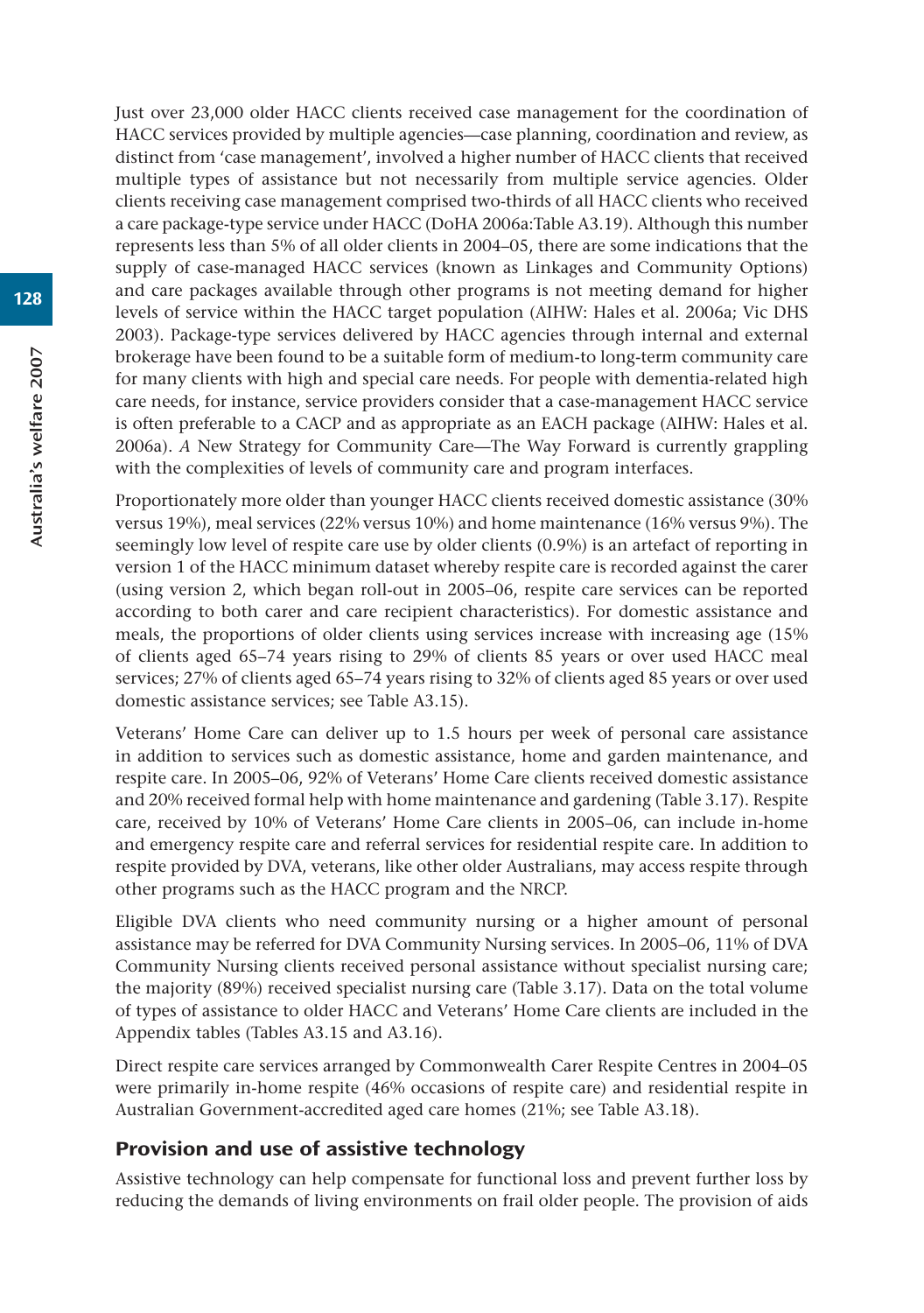Just over 23,000 older HACC clients received case management for the coordination of HACC services provided by multiple agencies—case planning, coordination and review, as distinct from 'case management', involved a higher number of HACC clients that received multiple types of assistance but not necessarily from multiple service agencies. Older clients receiving case management comprised two-thirds of all HACC clients who received a care package-type service under HACC (DoHA 2006a:Table A3.19). Although this number represents less than 5% of all older clients in 2004–05, there are some indications that the supply of case-managed HACC services (known as Linkages and Community Options) and care packages available through other programs is not meeting demand for higher levels of service within the HACC target population (AIHW: Hales et al. 2006a; Vic DHS 2003). Package-type services delivered by HACC agencies through internal and external brokerage have been found to be a suitable form of medium-to long-term community care for many clients with high and special care needs. For people with dementia-related high care needs, for instance, service providers consider that a case-management HACC service is often preferable to a CACP and as appropriate as an EACH package (AIHW: Hales et al. 2006a). *A* New Strategy for Community Care—The Way Forward is currently grappling with the complexities of levels of community care and program interfaces.

Proportionately more older than younger HACC clients received domestic assistance (30% versus 19%), meal services (22% versus 10%) and home maintenance (16% versus 9%). The seemingly low level of respite care use by older clients (0.9%) is an artefact of reporting in version 1 of the HACC minimum dataset whereby respite care is recorded against the carer (using version 2, which began roll-out in 2005–06, respite care services can be reported according to both carer and care recipient characteristics). For domestic assistance and meals, the proportions of older clients using services increase with increasing age (15% of clients aged 65–74 years rising to 29% of clients 85 years or over used HACC meal services; 27% of clients aged 65–74 years rising to 32% of clients aged 85 years or over used domestic assistance services; see Table A3.15).

Veterans' Home Care can deliver up to 1.5 hours per week of personal care assistance in addition to services such as domestic assistance, home and garden maintenance, and respite care. In 2005–06, 92% of Veterans' Home Care clients received domestic assistance and 20% received formal help with home maintenance and gardening (Table 3.17). Respite care, received by 10% of Veterans' Home Care clients in 2005–06, can include in-home and emergency respite care and referral services for residential respite care. In addition to respite provided by DVA, veterans, like other older Australians, may access respite through other programs such as the HACC program and the NRCP.

Eligible DVA clients who need community nursing or a higher amount of personal assistance may be referred for DVA Community Nursing services. In 2005–06, 11% of DVA Community Nursing clients received personal assistance without specialist nursing care; the majority (89%) received specialist nursing care (Table 3.17). Data on the total volume of types of assistance to older HACC and Veterans' Home Care clients are included in the Appendix tables (Tables A3.15 and A3.16).

Direct respite care services arranged by Commonwealth Carer Respite Centres in 2004–05 were primarily in-home respite (46% occasions of respite care) and residential respite in Australian Government-accredited aged care homes (21%; see Table A3.18).

## Provision and use of assistive technology

Assistive technology can help compensate for functional loss and prevent further loss by reducing the demands of living environments on frail older people. The provision of aids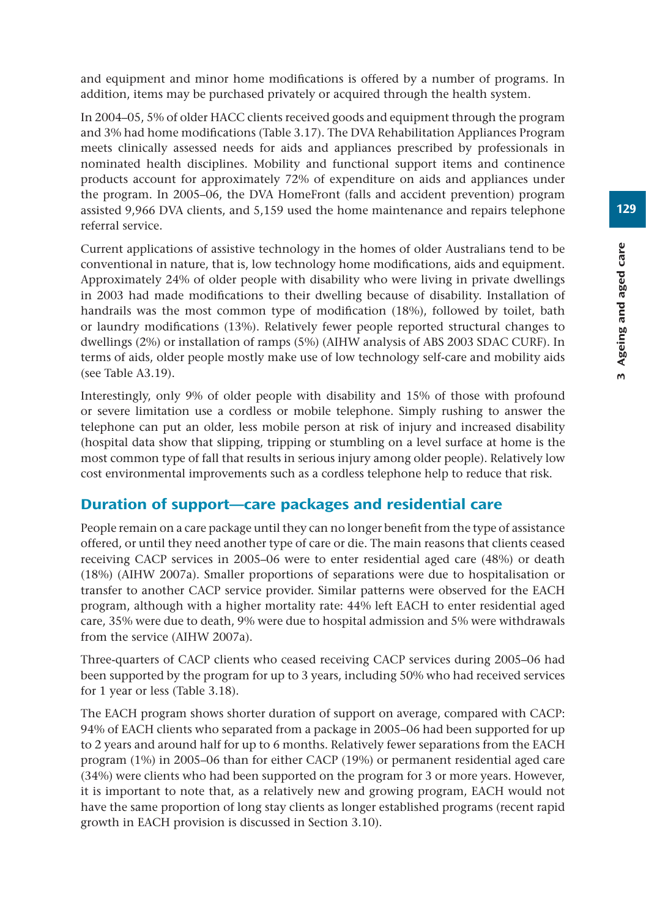and equipment and minor home modifications is offered by a number of programs. In addition, items may be purchased privately or acquired through the health system.

In 2004–05, 5% of older HACC clients received goods and equipment through the program and 3% had home modifications (Table 3.17). The DVA Rehabilitation Appliances Program meets clinically assessed needs for aids and appliances prescribed by professionals in nominated health disciplines. Mobility and functional support items and continence products account for approximately 72% of expenditure on aids and appliances under the program. In 2005–06, the DVA HomeFront (falls and accident prevention) program assisted 9,966 DVA clients, and 5,159 used the home maintenance and repairs telephone referral service.

Current applications of assistive technology in the homes of older Australians tend to be conventional in nature, that is, low technology home modifications, aids and equipment. Approximately 24% of older people with disability who were living in private dwellings in 2003 had made modifications to their dwelling because of disability. Installation of handrails was the most common type of modification (18%), followed by toilet, bath or laundry modifications (13%). Relatively fewer people reported structural changes to dwellings (2%) or installation of ramps (5%) (AIHW analysis of ABS 2003 SDAC CURF). In terms of aids, older people mostly make use of low technology self-care and mobility aids (see Table A3.19).

Interestingly, only 9% of older people with disability and 15% of those with profound or severe limitation use a cordless or mobile telephone. Simply rushing to answer the telephone can put an older, less mobile person at risk of injury and increased disability (hospital data show that slipping, tripping or stumbling on a level surface at home is the most common type of fall that results in serious injury among older people). Relatively low cost environmental improvements such as a cordless telephone help to reduce that risk.

## Duration of support—care packages and residential care

People remain on a care package until they can no longer benefit from the type of assistance offered, or until they need another type of care or die. The main reasons that clients ceased receiving CACP services in 2005–06 were to enter residential aged care (48%) or death (18%) (AIHW 2007a). Smaller proportions of separations were due to hospitalisation or transfer to another CACP service provider. Similar patterns were observed for the EACH program, although with a higher mortality rate: 44% left EACH to enter residential aged care, 35% were due to death, 9% were due to hospital admission and 5% were withdrawals from the service (AIHW 2007a).

Three-quarters of CACP clients who ceased receiving CACP services during 2005–06 had been supported by the program for up to 3 years, including 50% who had received services for 1 year or less (Table 3.18).

The EACH program shows shorter duration of support on average, compared with CACP: 94% of EACH clients who separated from a package in 2005–06 had been supported for up to 2 years and around half for up to 6 months. Relatively fewer separations from the EACH program (1%) in 2005–06 than for either CACP (19%) or permanent residential aged care (34%) were clients who had been supported on the program for 3 or more years. However, it is important to note that, as a relatively new and growing program, EACH would not have the same proportion of long stay clients as longer established programs (recent rapid growth in EACH provision is discussed in Section 3.10).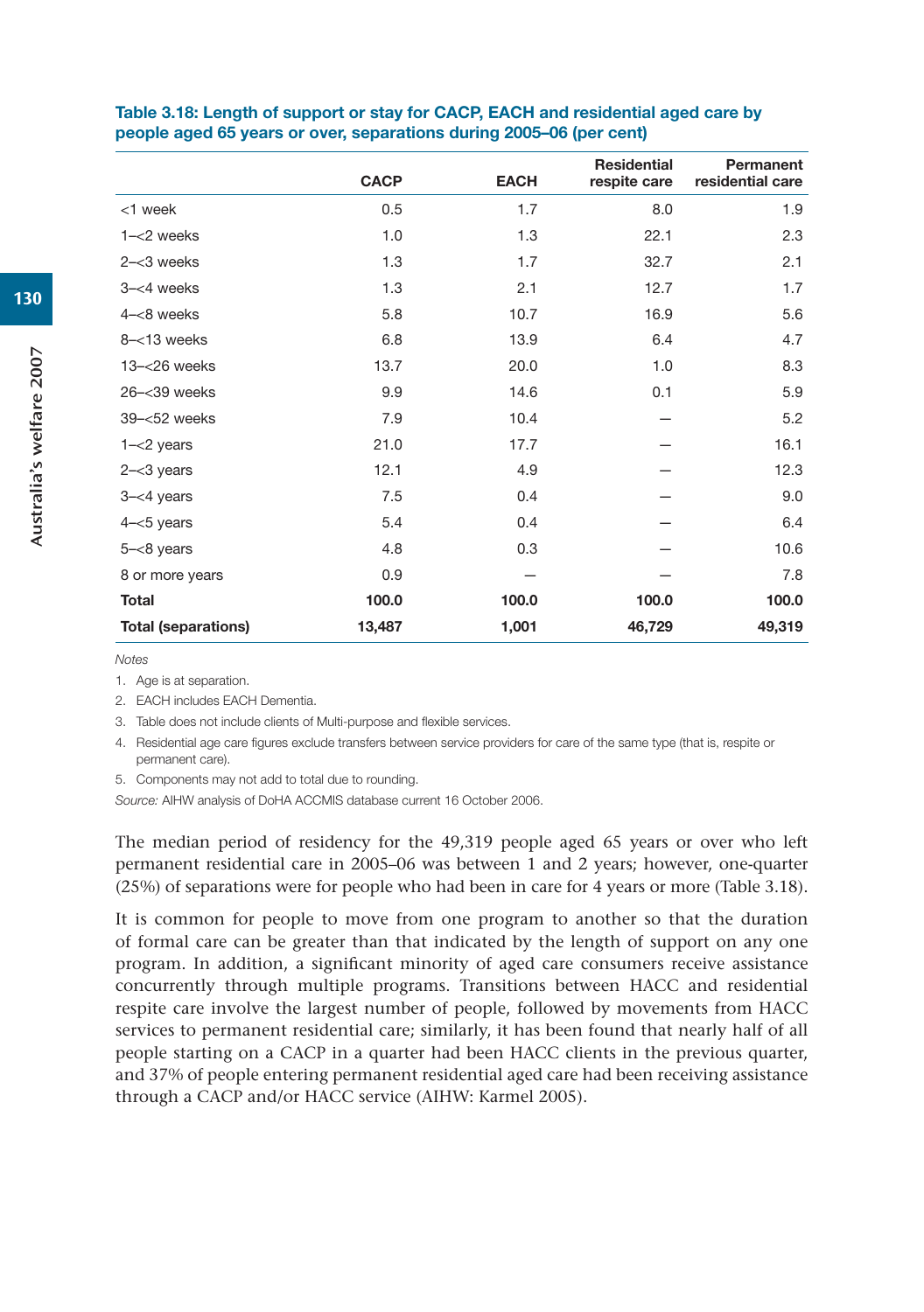**Table 3.18: Length of support or stay for CACP, EACH and residential aged care by people aged 65 years or over, separations during 2005–06 (per cent)**

| | CACP | EACH | Residential respite care | Permanent residential care |
|---|---|---|---|---|
| <1 week | 0.5 | 1.7 | 8.0 | 1.9 |
| 1–<2 weeks | 1.0 | 1.3 | 22.1 | 2.3 |
| 2–<3 weeks | 1.3 | 1.7 | 32.7 | 2.1 |
| 3–<4 weeks | 1.3 | 2.1 | 12.7 | 1.7 |
| 4–<8 weeks | 5.8 | 10.7 | 16.9 | 5.6 |
| 8–<13 weeks | 6.8 | 13.9 | 6.4 | 4.7 |
| 13–<26 weeks | 13.7 | 20.0 | 1.0 | 8.3 |
| 26–<39 weeks | 9.9 | 14.6 | 0.1 | 5.9 |
| 39–<52 weeks | 7.9 | 10.4 | — | 5.2 |
| 1–<2 years | 21.0 | 17.7 | — | 16.1 |
| 2–<3 years | 12.1 | 4.9 | — | 12.3 |
| 3–<4 years | 7.5 | 0.4 | — | 9.0 |
| 4–<5 years | 5.4 | 0.4 | — | 6.4 |
| 5–<8 years | 4.8 | 0.3 | — | 10.6 |
| 8 or more years | 0.9 | — | — | 7.8 |
| **Total** | **100.0** | **100.0** | **100.0** | **100.0** |
| **Total (separations)** | **13,487** | **1,001** | **46,729** | **49,319** |

*Notes*

1. Age is at separation.
2. EACH includes EACH Dementia.
3. Table does not include clients of Multi-purpose and flexible services.
4. Residential age care figures exclude transfers between service providers for care of the same type (that is, respite or permanent care).
5. Components may not add to total due to rounding.

*Source:* AIHW analysis of DoHA ACCMIS database current 16 October 2006.

The median period of residency for the 49,319 people aged 65 years or over who left permanent residential care in 2005–06 was between 1 and 2 years; however, one-quarter (25%) of separations were for people who had been in care for 4 years or more (Table 3.18).

It is common for people to move from one program to another so that the duration of formal care can be greater than that indicated by the length of support on any one program. In addition, a significant minority of aged care consumers receive assistance concurrently through multiple programs. Transitions between HACC and residential respite care involve the largest number of people, followed by movements from HACC services to permanent residential care; similarly, it has been found that nearly half of all people starting on a CACP in a quarter had been HACC clients in the previous quarter, and 37% of people entering permanent residential aged care had been receiving assistance through a CACP and/or HACC service (AIHW: Karmel 2005).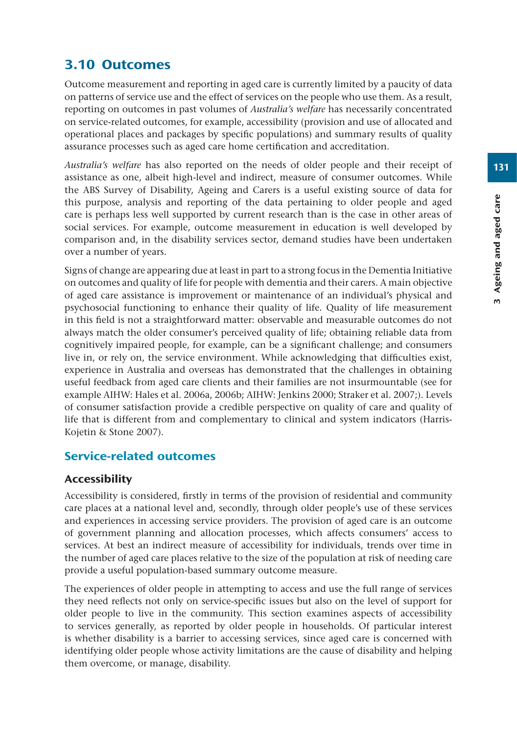## 3.10 Outcomes

Outcome measurement and reporting in aged care is currently limited by a paucity of data on patterns of service use and the effect of services on the people who use them. As a result, reporting on outcomes in past volumes of *Australia's welfare* has necessarily concentrated on service-related outcomes, for example, accessibility (provision and use of allocated and operational places and packages by specific populations) and summary results of quality assurance processes such as aged care home certification and accreditation.

*Australia's welfare* has also reported on the needs of older people and their receipt of assistance as one, albeit high-level and indirect, measure of consumer outcomes. While the ABS Survey of Disability, Ageing and Carers is a useful existing source of data for this purpose, analysis and reporting of the data pertaining to older people and aged care is perhaps less well supported by current research than is the case in other areas of social services. For example, outcome measurement in education is well developed by comparison and, in the disability services sector, demand studies have been undertaken over a number of years.

Signs of change are appearing due at least in part to a strong focus in the Dementia Initiative on outcomes and quality of life for people with dementia and their carers. A main objective of aged care assistance is improvement or maintenance of an individual's physical and psychosocial functioning to enhance their quality of life. Quality of life measurement in this field is not a straightforward matter: observable and measurable outcomes do not always match the older consumer's perceived quality of life; obtaining reliable data from cognitively impaired people, for example, can be a significant challenge; and consumers live in, or rely on, the service environment. While acknowledging that difficulties exist, experience in Australia and overseas has demonstrated that the challenges in obtaining useful feedback from aged care clients and their families are not insurmountable (see for example AIHW: Hales et al. 2006a, 2006b; AIHW: Jenkins 2000; Straker et al. 2007;). Levels of consumer satisfaction provide a credible perspective on quality of care and quality of life that is different from and complementary to clinical and system indicators (Harris-Kojetin & Stone 2007).

### Service-related outcomes

#### Accessibility

Accessibility is considered, firstly in terms of the provision of residential and community care places at a national level and, secondly, through older people's use of these services and experiences in accessing service providers. The provision of aged care is an outcome of government planning and allocation processes, which affects consumers' access to services. At best an indirect measure of accessibility for individuals, trends over time in the number of aged care places relative to the size of the population at risk of needing care provide a useful population-based summary outcome measure.

The experiences of older people in attempting to access and use the full range of services they need reflects not only on service-specific issues but also on the level of support for older people to live in the community. This section examines aspects of accessibility to services generally, as reported by older people in households. Of particular interest is whether disability is a barrier to accessing services, since aged care is concerned with identifying older people whose activity limitations are the cause of disability and helping them overcome, or manage, disability.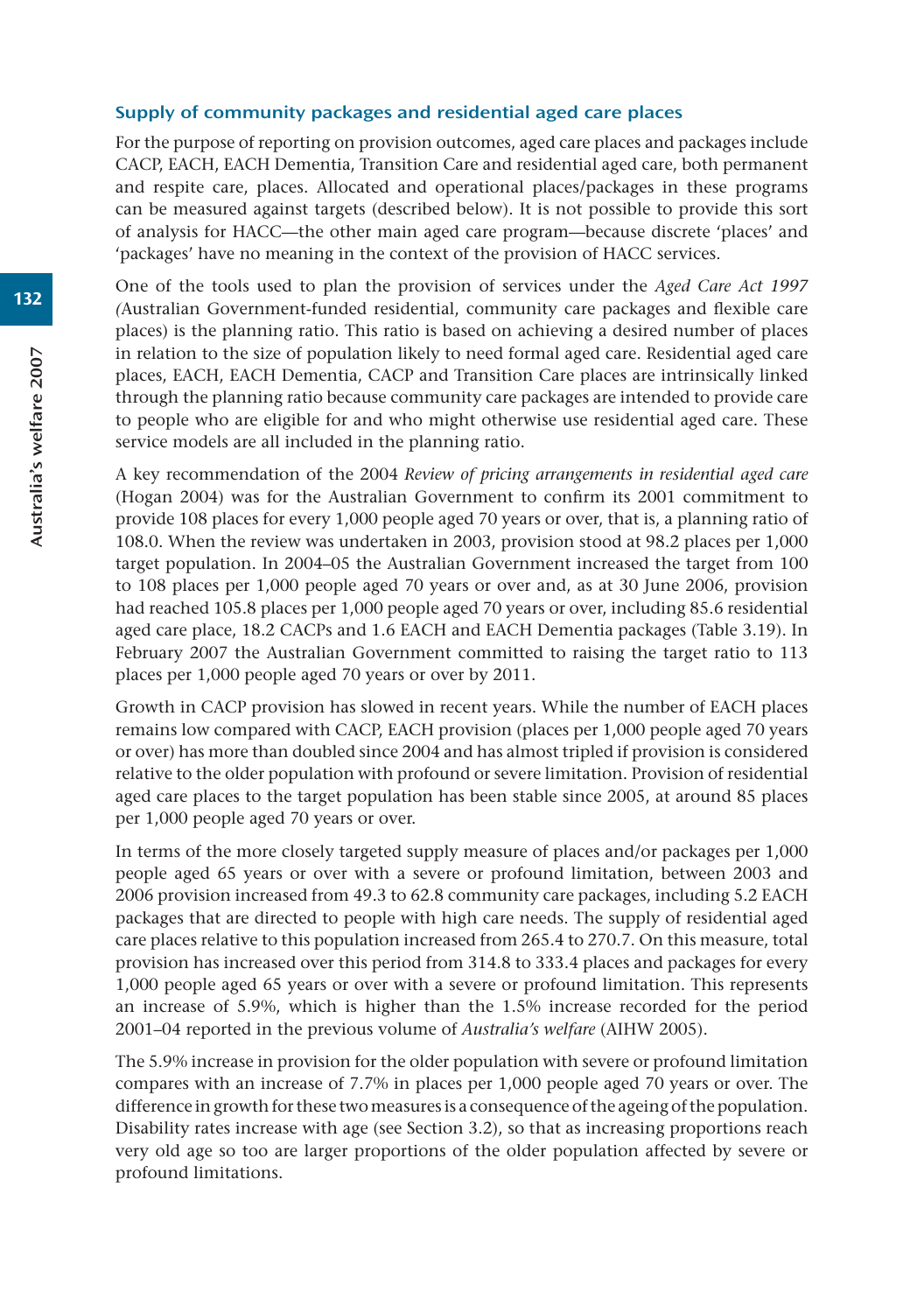### Supply of community packages and residential aged care places

For the purpose of reporting on provision outcomes, aged care places and packages include CACP, EACH, EACH Dementia, Transition Care and residential aged care, both permanent and respite care, places. Allocated and operational places/packages in these programs can be measured against targets (described below). It is not possible to provide this sort of analysis for HACC—the other main aged care program—because discrete 'places' and 'packages' have no meaning in the context of the provision of HACC services.

One of the tools used to plan the provision of services under the *Aged Care Act 1997 (*Australian Government-funded residential, community care packages and flexible care places) is the planning ratio. This ratio is based on achieving a desired number of places in relation to the size of population likely to need formal aged care. Residential aged care places, EACH, EACH Dementia, CACP and Transition Care places are intrinsically linked through the planning ratio because community care packages are intended to provide care to people who are eligible for and who might otherwise use residential aged care. These service models are all included in the planning ratio.

A key recommendation of the 2004 *Review of pricing arrangements in residential aged care* (Hogan 2004) was for the Australian Government to confirm its 2001 commitment to provide 108 places for every 1,000 people aged 70 years or over, that is, a planning ratio of 108.0. When the review was undertaken in 2003, provision stood at 98.2 places per 1,000 target population. In 2004–05 the Australian Government increased the target from 100 to 108 places per 1,000 people aged 70 years or over and, as at 30 June 2006, provision had reached 105.8 places per 1,000 people aged 70 years or over, including 85.6 residential aged care place, 18.2 CACPs and 1.6 EACH and EACH Dementia packages (Table 3.19). In February 2007 the Australian Government committed to raising the target ratio to 113 places per 1,000 people aged 70 years or over by 2011.

Growth in CACP provision has slowed in recent years. While the number of EACH places remains low compared with CACP, EACH provision (places per 1,000 people aged 70 years or over) has more than doubled since 2004 and has almost tripled if provision is considered relative to the older population with profound or severe limitation. Provision of residential aged care places to the target population has been stable since 2005, at around 85 places per 1,000 people aged 70 years or over.

In terms of the more closely targeted supply measure of places and/or packages per 1,000 people aged 65 years or over with a severe or profound limitation, between 2003 and 2006 provision increased from 49.3 to 62.8 community care packages, including 5.2 EACH packages that are directed to people with high care needs. The supply of residential aged care places relative to this population increased from 265.4 to 270.7. On this measure, total provision has increased over this period from 314.8 to 333.4 places and packages for every 1,000 people aged 65 years or over with a severe or profound limitation. This represents an increase of 5.9%, which is higher than the 1.5% increase recorded for the period 2001–04 reported in the previous volume of *Australia's welfare* (AIHW 2005).

The 5.9% increase in provision for the older population with severe or profound limitation compares with an increase of 7.7% in places per 1,000 people aged 70 years or over. The difference in growth for these two measures is a consequence of the ageing of the population. Disability rates increase with age (see Section 3.2), so that as increasing proportions reach very old age so too are larger proportions of the older population affected by severe or profound limitations.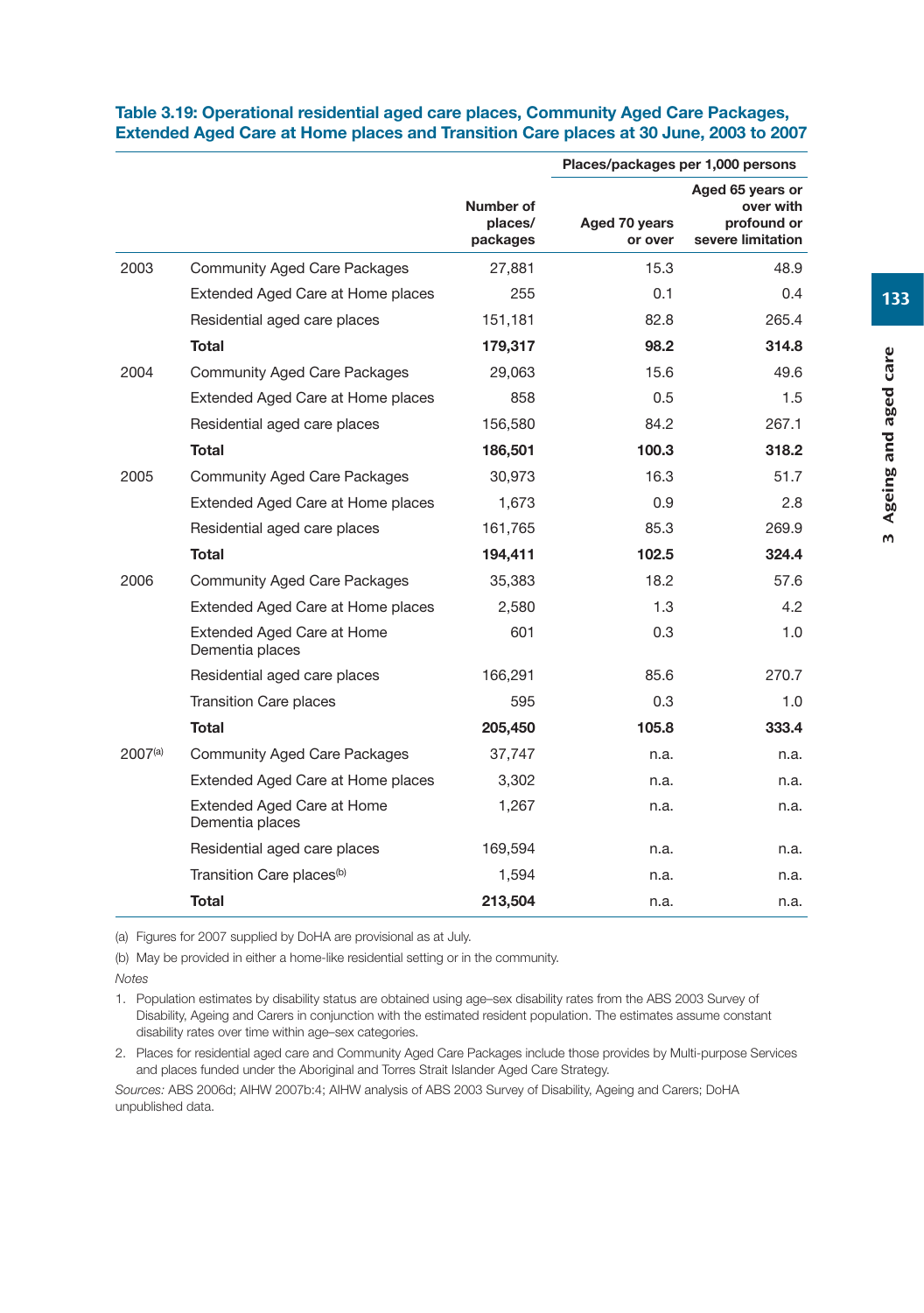**Table 3.19: Operational residential aged care places, Community Aged Care Packages, Extended Aged Care at Home places and Transition Care places at 30 June, 2003 to 2007**

| | | | Places/packages per 1,000 persons | |
|---|---|---|---|---|
| | | Number of places/ packages | Aged 70 years or over | Aged 65 years or over with profound or severe limitation |
| 2003 | Community Aged Care Packages | 27,881 | 15.3 | 48.9 |
| | Extended Aged Care at Home places | 255 | 0.1 | 0.4 |
| | Residential aged care places | 151,181 | 82.8 | 265.4 |
| | **Total** | **179,317** | **98.2** | **314.8** |
| 2004 | Community Aged Care Packages | 29,063 | 15.6 | 49.6 |
| | Extended Aged Care at Home places | 858 | 0.5 | 1.5 |
| | Residential aged care places | 156,580 | 84.2 | 267.1 |
| | **Total** | **186,501** | **100.3** | **318.2** |
| 2005 | Community Aged Care Packages | 30,973 | 16.3 | 51.7 |
| | Extended Aged Care at Home places | 1,673 | 0.9 | 2.8 |
| | Residential aged care places | 161,765 | 85.3 | 269.9 |
| | **Total** | **194,411** | **102.5** | **324.4** |
| 2006 | Community Aged Care Packages | 35,383 | 18.2 | 57.6 |
| | Extended Aged Care at Home places | 2,580 | 1.3 | 4.2 |
| | Extended Aged Care at Home Dementia places | 601 | 0.3 | 1.0 |
| | Residential aged care places | 166,291 | 85.6 | 270.7 |
| | Transition Care places | 595 | 0.3 | 1.0 |
| | **Total** | **205,450** | **105.8** | **333.4** |
| 2007[(a)] | Community Aged Care Packages | 37,747 | n.a. | n.a. |
| | Extended Aged Care at Home places | 3,302 | n.a. | n.a. |
| | Extended Aged Care at Home Dementia places | 1,267 | n.a. | n.a. |
| | Residential aged care places | 169,594 | n.a. | n.a. |
| | Transition Care places[(b)] | 1,594 | n.a. | n.a. |
| | **Total** | **213,504** | n.a. | n.a. |

(a) Figures for 2007 supplied by DoHA are provisional as at July.

(b) May be provided in either a home-like residential setting or in the community.

*Notes*

1. Population estimates by disability status are obtained using age–sex disability rates from the ABS 2003 Survey of Disability, Ageing and Carers in conjunction with the estimated resident population. The estimates assume constant disability rates over time within age–sex categories.
2. Places for residential aged care and Community Aged Care Packages include those provides by Multi-purpose Services and places funded under the Aboriginal and Torres Strait Islander Aged Care Strategy.

*Sources:* ABS 2006d; AIHW 2007b:4; AIHW analysis of ABS 2003 Survey of Disability, Ageing and Carers; DoHA unpublished data.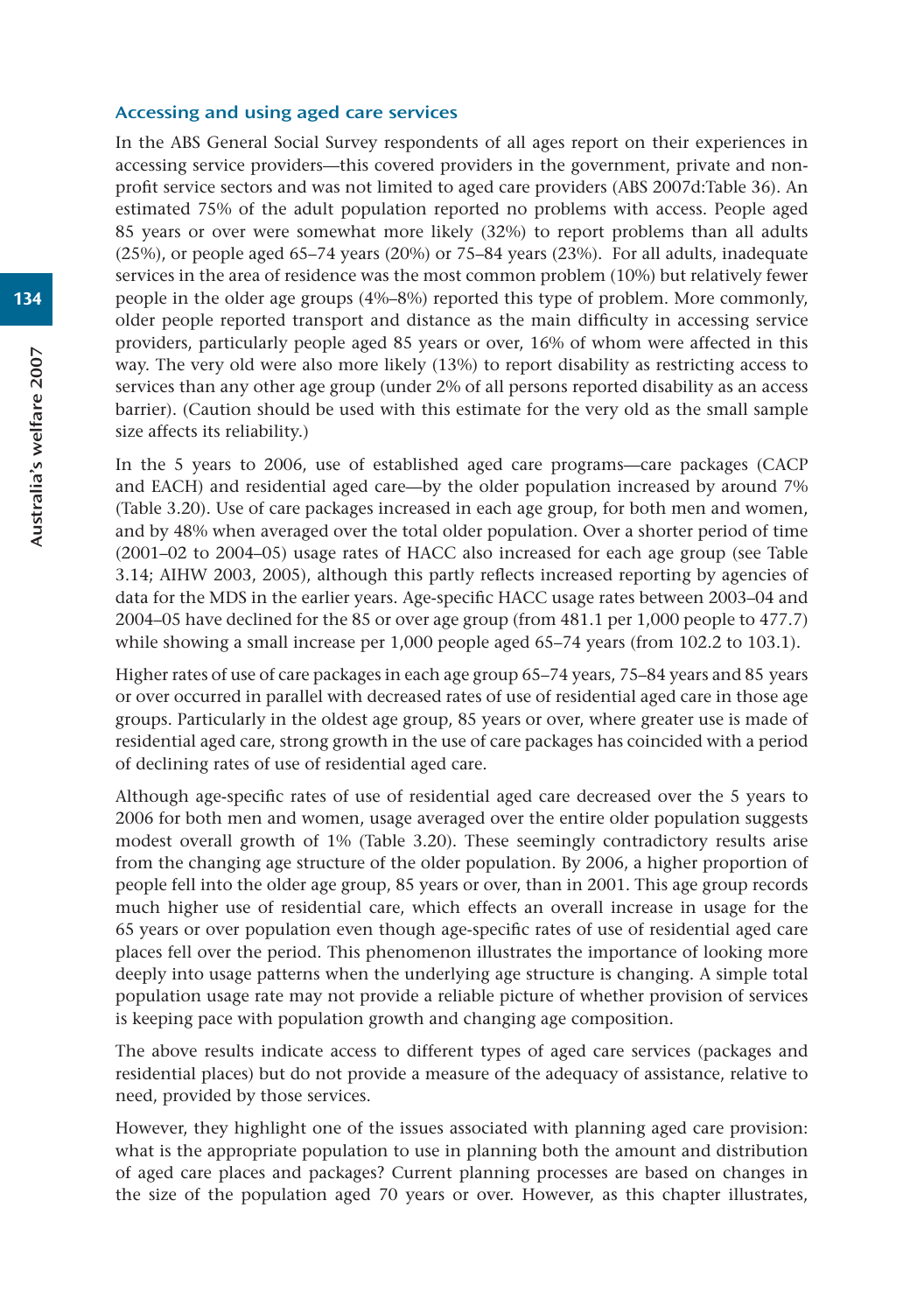### Accessing and using aged care services

In the ABS General Social Survey respondents of all ages report on their experiences in accessing service providers—this covered providers in the government, private and non-profit service sectors and was not limited to aged care providers (ABS 2007d:Table 36). An estimated 75% of the adult population reported no problems with access. People aged 85 years or over were somewhat more likely (32%) to report problems than all adults (25%), or people aged 65–74 years (20%) or 75–84 years (23%). For all adults, inadequate services in the area of residence was the most common problem (10%) but relatively fewer people in the older age groups (4%–8%) reported this type of problem. More commonly, older people reported transport and distance as the main difficulty in accessing service providers, particularly people aged 85 years or over, 16% of whom were affected in this way. The very old were also more likely (13%) to report disability as restricting access to services than any other age group (under 2% of all persons reported disability as an access barrier). (Caution should be used with this estimate for the very old as the small sample size affects its reliability.)

In the 5 years to 2006, use of established aged care programs—care packages (CACP and EACH) and residential aged care—by the older population increased by around 7% (Table 3.20). Use of care packages increased in each age group, for both men and women, and by 48% when averaged over the total older population. Over a shorter period of time (2001–02 to 2004–05) usage rates of HACC also increased for each age group (see Table 3.14; AIHW 2003, 2005), although this partly reflects increased reporting by agencies of data for the MDS in the earlier years. Age-specific HACC usage rates between 2003–04 and 2004–05 have declined for the 85 or over age group (from 481.1 per 1,000 people to 477.7) while showing a small increase per 1,000 people aged 65–74 years (from 102.2 to 103.1).

Higher rates of use of care packages in each age group 65–74 years, 75–84 years and 85 years or over occurred in parallel with decreased rates of use of residential aged care in those age groups. Particularly in the oldest age group, 85 years or over, where greater use is made of residential aged care, strong growth in the use of care packages has coincided with a period of declining rates of use of residential aged care.

Although age-specific rates of use of residential aged care decreased over the 5 years to 2006 for both men and women, usage averaged over the entire older population suggests modest overall growth of 1% (Table 3.20). These seemingly contradictory results arise from the changing age structure of the older population. By 2006, a higher proportion of people fell into the older age group, 85 years or over, than in 2001. This age group records much higher use of residential care, which effects an overall increase in usage for the 65 years or over population even though age-specific rates of use of residential aged care places fell over the period. This phenomenon illustrates the importance of looking more deeply into usage patterns when the underlying age structure is changing. A simple total population usage rate may not provide a reliable picture of whether provision of services is keeping pace with population growth and changing age composition.

The above results indicate access to different types of aged care services (packages and residential places) but do not provide a measure of the adequacy of assistance, relative to need, provided by those services.

However, they highlight one of the issues associated with planning aged care provision: what is the appropriate population to use in planning both the amount and distribution of aged care places and packages? Current planning processes are based on changes in the size of the population aged 70 years or over. However, as this chapter illustrates,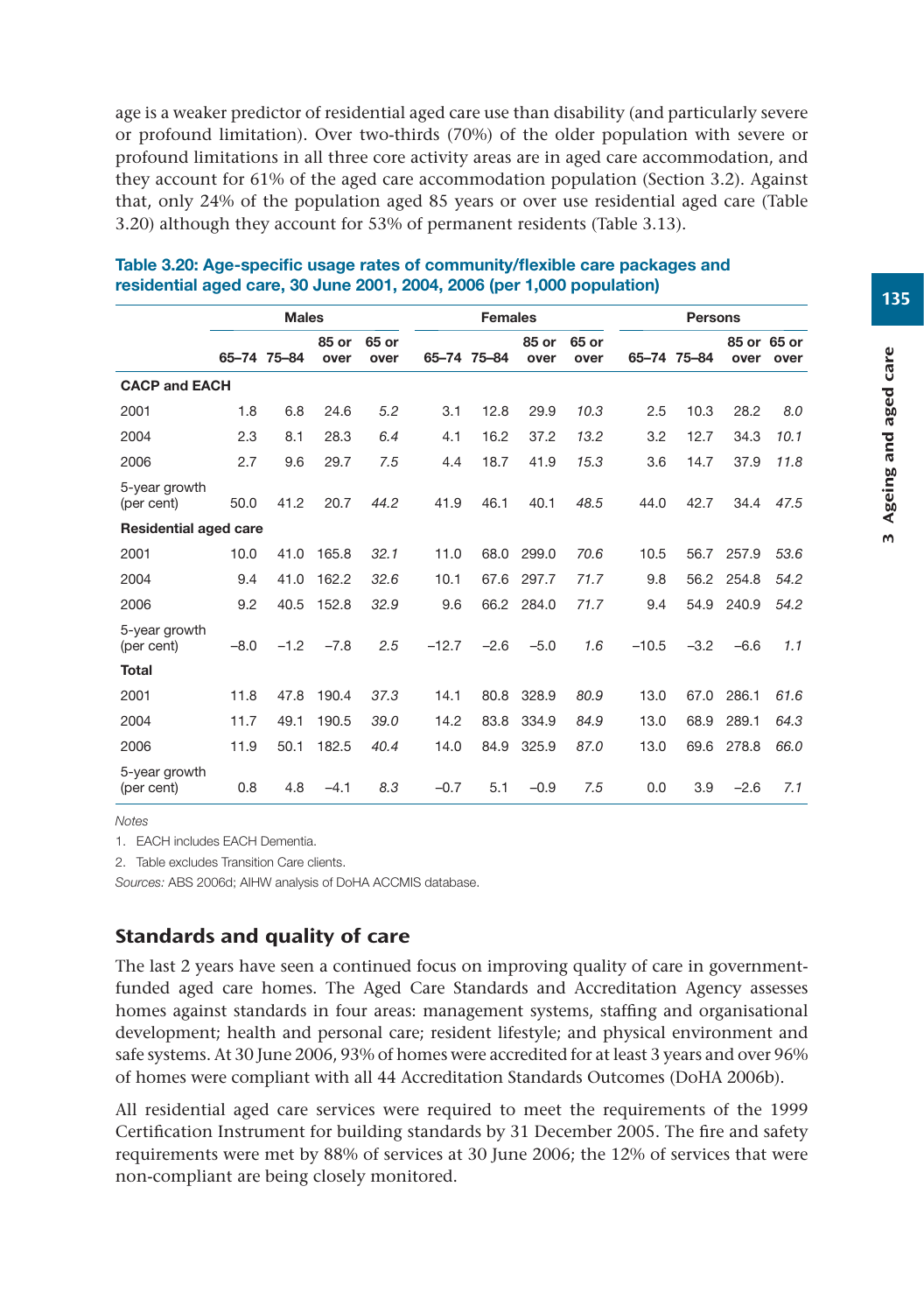age is a weaker predictor of residential aged care use than disability (and particularly severe or profound limitation). Over two-thirds (70%) of the older population with severe or profound limitations in all three core activity areas are in aged care accommodation, and they account for 61% of the aged care accommodation population (Section 3.2). Against that, only 24% of the population aged 85 years or over use residential aged care (Table 3.20) although they account for 53% of permanent residents (Table 3.13).

**Table 3.20: Age-specific usage rates of community/flexible care packages and residential aged care, 30 June 2001, 2004, 2006 (per 1,000 population)**

| | Males | | | | Females | | | | Persons | | | |
|---|---|---|---|---|---|---|---|---|---|---|---|---|
| | 65–74 | 75–84 | 85 or over | 65 or over | 65–74 | 75–84 | 85 or over | 65 or over | 65–74 | 75–84 | 85 or over | 65 or over |
| **CACP and EACH** | | | | | | | | | | | | |
| 2001 | 1.8 | 6.8 | 24.6 | *5.2* | 3.1 | 12.8 | 29.9 | *10.3* | 2.5 | 10.3 | 28.2 | *8.0* |
| 2004 | 2.3 | 8.1 | 28.3 | *6.4* | 4.1 | 16.2 | 37.2 | *13.2* | 3.2 | 12.7 | 34.3 | *10.1* |
| 2006 | 2.7 | 9.6 | 29.7 | *7.5* | 4.4 | 18.7 | 41.9 | *15.3* | 3.6 | 14.7 | 37.9 | *11.8* |
| 5-year growth (per cent) | 50.0 | 41.2 | 20.7 | *44.2* | 41.9 | 46.1 | 40.1 | *48.5* | 44.0 | 42.7 | 34.4 | *47.5* |
| **Residential aged care** | | | | | | | | | | | | |
| 2001 | 10.0 | 41.0 | 165.8 | *32.1* | 11.0 | 68.0 | 299.0 | *70.6* | 10.5 | 56.7 | 257.9 | *53.6* |
| 2004 | 9.4 | 41.0 | 162.2 | *32.6* | 10.1 | 67.6 | 297.7 | *71.7* | 9.8 | 56.2 | 254.8 | *54.2* |
| 2006 | 9.2 | 40.5 | 152.8 | *32.9* | 9.6 | 66.2 | 284.0 | *71.7* | 9.4 | 54.9 | 240.9 | *54.2* |
| 5-year growth (per cent) | –8.0 | –1.2 | –7.8 | *2.5* | –12.7 | –2.6 | –5.0 | *1.6* | –10.5 | –3.2 | –6.6 | *1.1* |
| **Total** | | | | | | | | | | | | |
| 2001 | 11.8 | 47.8 | 190.4 | *37.3* | 14.1 | 80.8 | 328.9 | *80.9* | 13.0 | 67.0 | 286.1 | *61.6* |
| 2004 | 11.7 | 49.1 | 190.5 | *39.0* | 14.2 | 83.8 | 334.9 | *84.9* | 13.0 | 68.9 | 289.1 | *64.3* |
| 2006 | 11.9 | 50.1 | 182.5 | *40.4* | 14.0 | 84.9 | 325.9 | *87.0* | 13.0 | 69.6 | 278.8 | *66.0* |
| 5-year growth (per cent) | 0.8 | 4.8 | –4.1 | *8.3* | –0.7 | 5.1 | –0.9 | *7.5* | 0.0 | 3.9 | –2.6 | *7.1* |

*Notes*

1. EACH includes EACH Dementia.
2. Table excludes Transition Care clients.

*Sources:* ABS 2006d; AIHW analysis of DoHA ACCMIS database.

## Standards and quality of care

The last 2 years have seen a continued focus on improving quality of care in government-funded aged care homes. The Aged Care Standards and Accreditation Agency assesses homes against standards in four areas: management systems, staffing and organisational development; health and personal care; resident lifestyle; and physical environment and safe systems. At 30 June 2006, 93% of homes were accredited for at least 3 years and over 96% of homes were compliant with all 44 Accreditation Standards Outcomes (DoHA 2006b).

All residential aged care services were required to meet the requirements of the 1999 Certification Instrument for building standards by 31 December 2005. The fire and safety requirements were met by 88% of services at 30 June 2006; the 12% of services that were non-compliant are being closely monitored.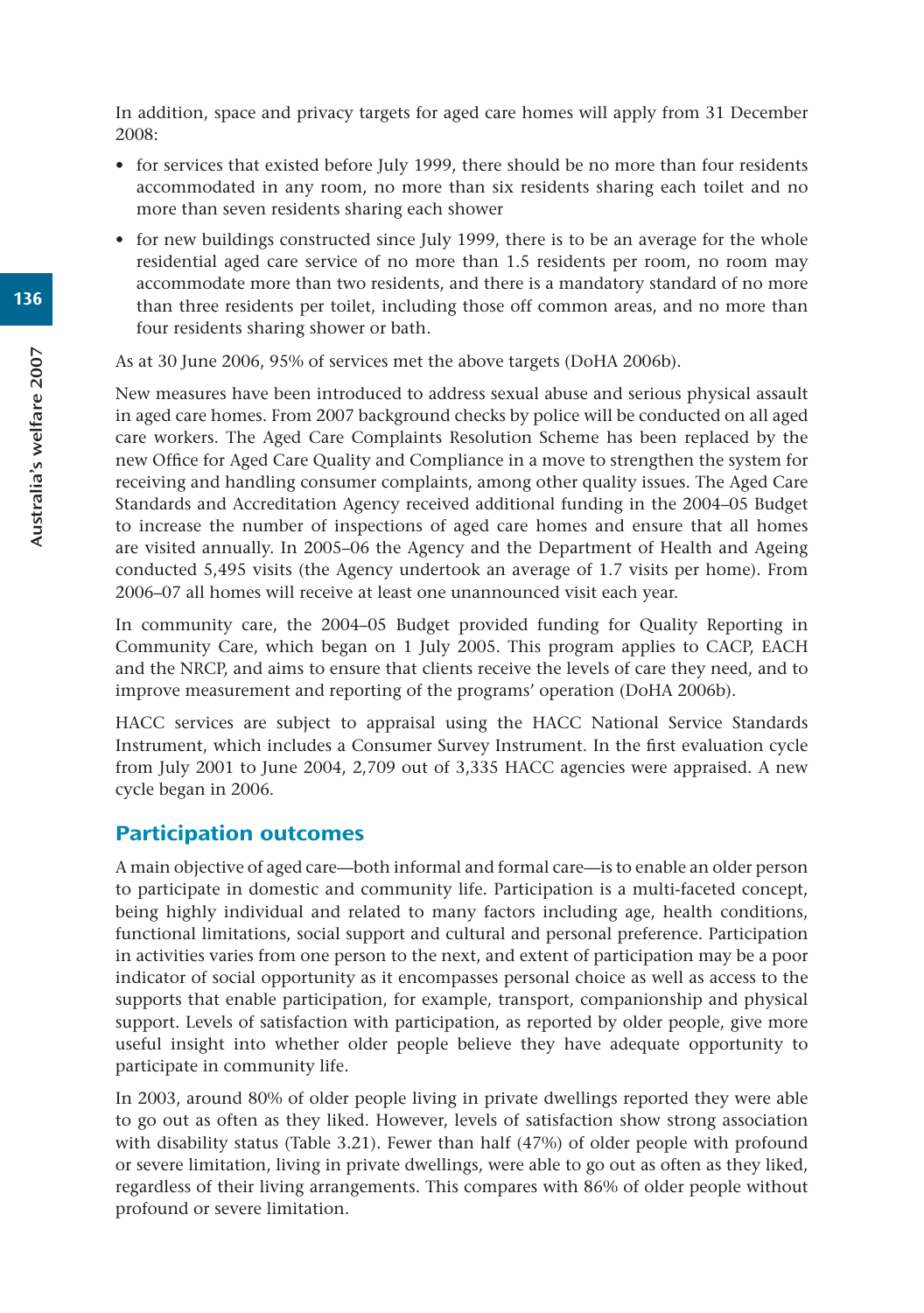In addition, space and privacy targets for aged care homes will apply from 31 December 2008:

- for services that existed before July 1999, there should be no more than four residents accommodated in any room, no more than six residents sharing each toilet and no more than seven residents sharing each shower
- for new buildings constructed since July 1999, there is to be an average for the whole residential aged care service of no more than 1.5 residents per room, no room may accommodate more than two residents, and there is a mandatory standard of no more than three residents per toilet, including those off common areas, and no more than four residents sharing shower or bath.

As at 30 June 2006, 95% of services met the above targets (DoHA 2006b).

New measures have been introduced to address sexual abuse and serious physical assault in aged care homes. From 2007 background checks by police will be conducted on all aged care workers. The Aged Care Complaints Resolution Scheme has been replaced by the new Office for Aged Care Quality and Compliance in a move to strengthen the system for receiving and handling consumer complaints, among other quality issues. The Aged Care Standards and Accreditation Agency received additional funding in the 2004–05 Budget to increase the number of inspections of aged care homes and ensure that all homes are visited annually. In 2005–06 the Agency and the Department of Health and Ageing conducted 5,495 visits (the Agency undertook an average of 1.7 visits per home). From 2006–07 all homes will receive at least one unannounced visit each year.

In community care, the 2004–05 Budget provided funding for Quality Reporting in Community Care, which began on 1 July 2005. This program applies to CACP, EACH and the NRCP, and aims to ensure that clients receive the levels of care they need, and to improve measurement and reporting of the programs' operation (DoHA 2006b).

HACC services are subject to appraisal using the HACC National Service Standards Instrument, which includes a Consumer Survey Instrument. In the first evaluation cycle from July 2001 to June 2004, 2,709 out of 3,335 HACC agencies were appraised. A new cycle began in 2006.

## Participation outcomes

A main objective of aged care—both informal and formal care—is to enable an older person to participate in domestic and community life. Participation is a multi-faceted concept, being highly individual and related to many factors including age, health conditions, functional limitations, social support and cultural and personal preference. Participation in activities varies from one person to the next, and extent of participation may be a poor indicator of social opportunity as it encompasses personal choice as well as access to the supports that enable participation, for example, transport, companionship and physical support. Levels of satisfaction with participation, as reported by older people, give more useful insight into whether older people believe they have adequate opportunity to participate in community life.

In 2003, around 80% of older people living in private dwellings reported they were able to go out as often as they liked. However, levels of satisfaction show strong association with disability status (Table 3.21). Fewer than half (47%) of older people with profound or severe limitation, living in private dwellings, were able to go out as often as they liked, regardless of their living arrangements. This compares with 86% of older people without profound or severe limitation.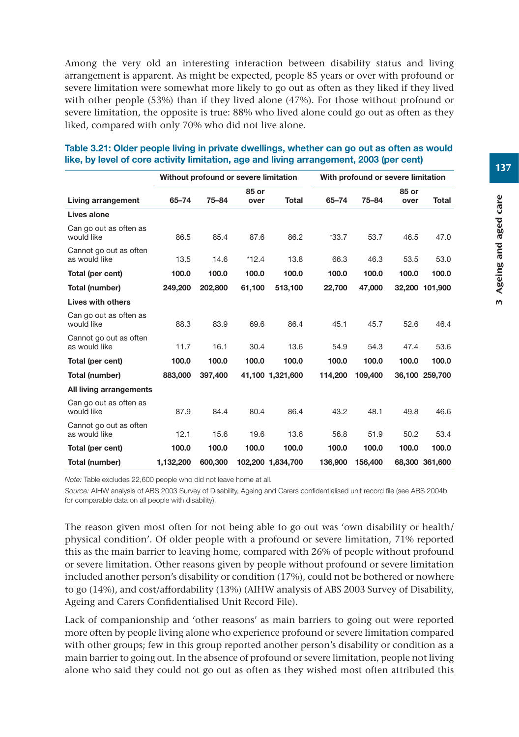Among the very old an interesting interaction between disability status and living arrangement is apparent. As might be expected, people 85 years or over with profound or severe limitation were somewhat more likely to go out as often as they liked if they lived with other people (53%) than if they lived alone (47%). For those without profound or severe limitation, the opposite is true: 88% who lived alone could go out as often as they liked, compared with only 70% who did not live alone.

**Table 3.21: Older people living in private dwellings, whether can go out as often as would like, by level of core activity limitation, age and living arrangement, 2003 (per cent)**

| | Without profound or severe limitation | | | | With profound or severe limitation | | | |
|---|---|---|---|---|---|---|---|---|
| **Living arrangement** | **65–74** | **75–84** | **85 or over** | **Total** | **65–74** | **75–84** | **85 or over** | **Total** |
| **Lives alone** | | | | | | | | |
| Can go out as often as would like | 86.5 | 85.4 | 87.6 | 86.2 | *33.7 | 53.7 | 46.5 | 47.0 |
| Cannot go out as often as would like | 13.5 | 14.6 | *12.4 | 13.8 | 66.3 | 46.3 | 53.5 | 53.0 |
| **Total (per cent)** | **100.0** | **100.0** | **100.0** | **100.0** | **100.0** | **100.0** | **100.0** | **100.0** |
| **Total (number)** | **249,200** | **202,800** | **61,100** | **513,100** | **22,700** | **47,000** | **32,200** | **101,900** |
| **Lives with others** | | | | | | | | |
| Can go out as often as would like | 88.3 | 83.9 | 69.6 | 86.4 | 45.1 | 45.7 | 52.6 | 46.4 |
| Cannot go out as often as would like | 11.7 | 16.1 | 30.4 | 13.6 | 54.9 | 54.3 | 47.4 | 53.6 |
| **Total (per cent)** | **100.0** | **100.0** | **100.0** | **100.0** | **100.0** | **100.0** | **100.0** | **100.0** |
| **Total (number)** | **883,000** | **397,400** | **41,100** | **1,321,600** | **114,200** | **109,400** | **36,100** | **259,700** |
| **All living arrangements** | | | | | | | | |
| Can go out as often as would like | 87.9 | 84.4 | 80.4 | 86.4 | 43.2 | 48.1 | 49.8 | 46.6 |
| Cannot go out as often as would like | 12.1 | 15.6 | 19.6 | 13.6 | 56.8 | 51.9 | 50.2 | 53.4 |
| **Total (per cent)** | **100.0** | **100.0** | **100.0** | **100.0** | **100.0** | **100.0** | **100.0** | **100.0** |
| **Total (number)** | **1,132,200** | **600,300** | **102,200** | **1,834,700** | **136,900** | **156,400** | **68,300** | **361,600** |

*Note:* Table excludes 22,600 people who did not leave home at all.

*Source:* AIHW analysis of ABS 2003 Survey of Disability, Ageing and Carers confidentialised unit record file (see ABS 2004b for comparable data on all people with disability).

The reason given most often for not being able to go out was 'own disability or health/physical condition'. Of older people with a profound or severe limitation, 71% reported this as the main barrier to leaving home, compared with 26% of people without profound or severe limitation. Other reasons given by people without profound or severe limitation included another person's disability or condition (17%), could not be bothered or nowhere to go (14%), and cost/affordability (13%) (AIHW analysis of ABS 2003 Survey of Disability, Ageing and Carers Confidentialised Unit Record File).

Lack of companionship and 'other reasons' as main barriers to going out were reported more often by people living alone who experience profound or severe limitation compared with other groups; few in this group reported another person's disability or condition as a main barrier to going out. In the absence of profound or severe limitation, people not living alone who said they could not go out as often as they wished most often attributed this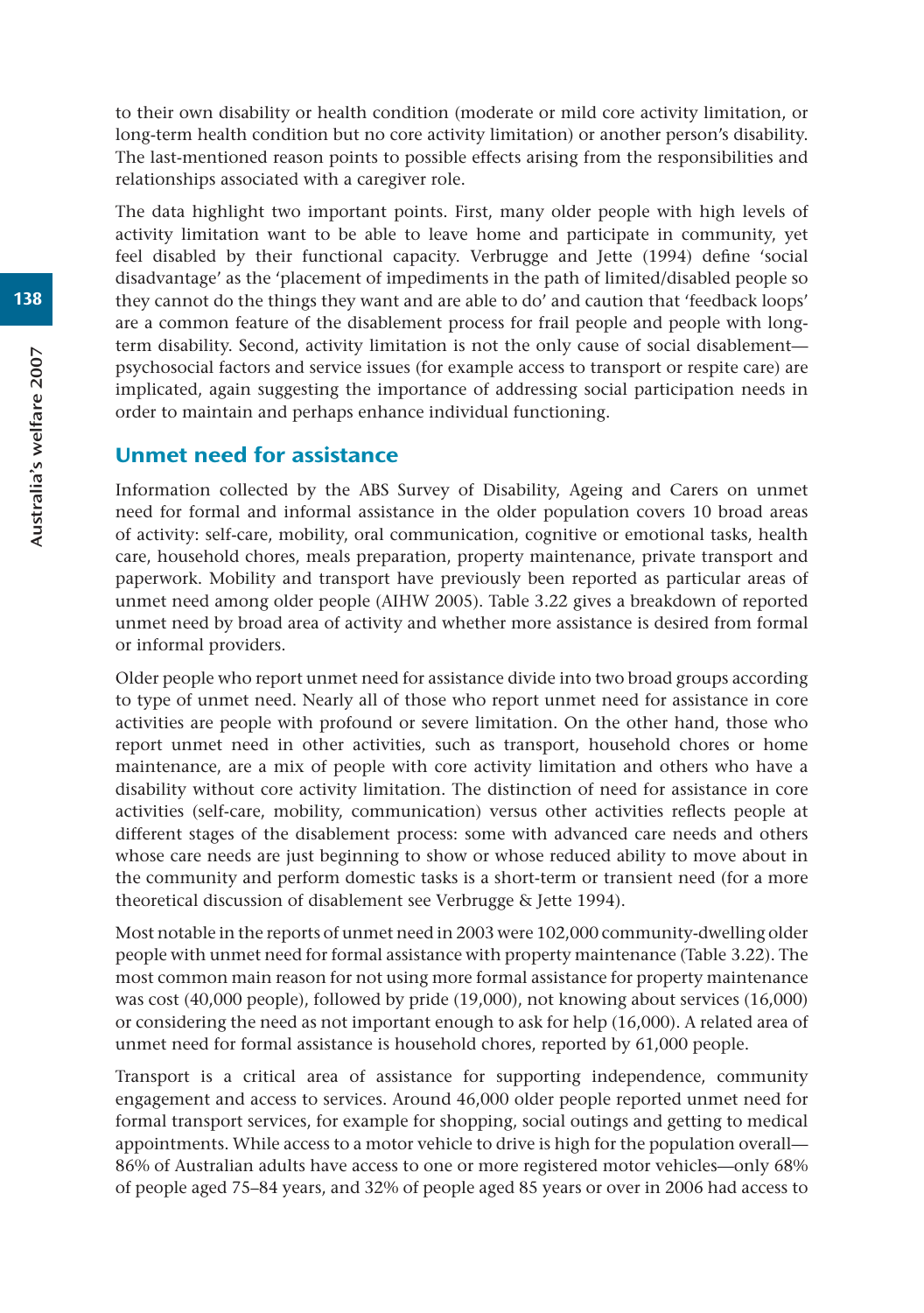to their own disability or health condition (moderate or mild core activity limitation, or long-term health condition but no core activity limitation) or another person's disability. The last-mentioned reason points to possible effects arising from the responsibilities and relationships associated with a caregiver role.

The data highlight two important points. First, many older people with high levels of activity limitation want to be able to leave home and participate in community, yet feel disabled by their functional capacity. Verbrugge and Jette (1994) define 'social disadvantage' as the 'placement of impediments in the path of limited/disabled people so they cannot do the things they want and are able to do' and caution that 'feedback loops' are a common feature of the disablement process for frail people and people with long-term disability. Second, activity limitation is not the only cause of social disablement—psychosocial factors and service issues (for example access to transport or respite care) are implicated, again suggesting the importance of addressing social participation needs in order to maintain and perhaps enhance individual functioning.

## Unmet need for assistance

Information collected by the ABS Survey of Disability, Ageing and Carers on unmet need for formal and informal assistance in the older population covers 10 broad areas of activity: self-care, mobility, oral communication, cognitive or emotional tasks, health care, household chores, meals preparation, property maintenance, private transport and paperwork. Mobility and transport have previously been reported as particular areas of unmet need among older people (AIHW 2005). Table 3.22 gives a breakdown of reported unmet need by broad area of activity and whether more assistance is desired from formal or informal providers.

Older people who report unmet need for assistance divide into two broad groups according to type of unmet need. Nearly all of those who report unmet need for assistance in core activities are people with profound or severe limitation. On the other hand, those who report unmet need in other activities, such as transport, household chores or home maintenance, are a mix of people with core activity limitation and others who have a disability without core activity limitation. The distinction of need for assistance in core activities (self-care, mobility, communication) versus other activities reflects people at different stages of the disablement process: some with advanced care needs and others whose care needs are just beginning to show or whose reduced ability to move about in the community and perform domestic tasks is a short-term or transient need (for a more theoretical discussion of disablement see Verbrugge & Jette 1994).

Most notable in the reports of unmet need in 2003 were 102,000 community-dwelling older people with unmet need for formal assistance with property maintenance (Table 3.22). The most common main reason for not using more formal assistance for property maintenance was cost (40,000 people), followed by pride (19,000), not knowing about services (16,000) or considering the need as not important enough to ask for help (16,000). A related area of unmet need for formal assistance is household chores, reported by 61,000 people.

Transport is a critical area of assistance for supporting independence, community engagement and access to services. Around 46,000 older people reported unmet need for formal transport services, for example for shopping, social outings and getting to medical appointments. While access to a motor vehicle to drive is high for the population overall—86% of Australian adults have access to one or more registered motor vehicles—only 68% of people aged 75–84 years, and 32% of people aged 85 years or over in 2006 had access to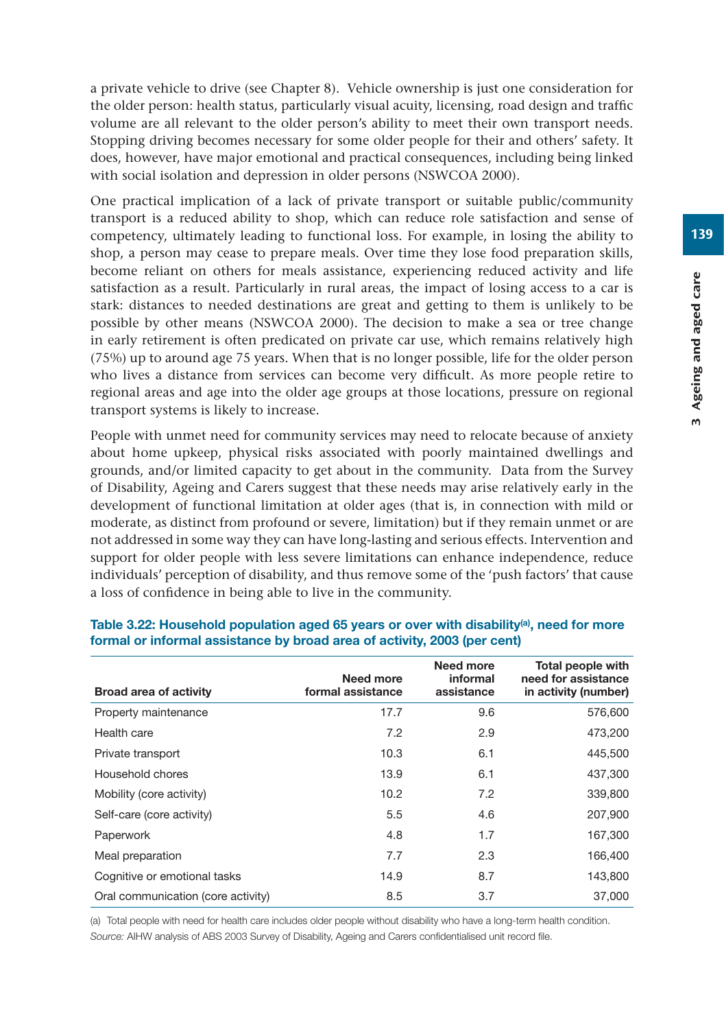a private vehicle to drive (see Chapter 8). Vehicle ownership is just one consideration for the older person: health status, particularly visual acuity, licensing, road design and traffic volume are all relevant to the older person's ability to meet their own transport needs. Stopping driving becomes necessary for some older people for their and others' safety. It does, however, have major emotional and practical consequences, including being linked with social isolation and depression in older persons (NSWCOA 2000).

One practical implication of a lack of private transport or suitable public/community transport is a reduced ability to shop, which can reduce role satisfaction and sense of competency, ultimately leading to functional loss. For example, in losing the ability to shop, a person may cease to prepare meals. Over time they lose food preparation skills, become reliant on others for meals assistance, experiencing reduced activity and life satisfaction as a result. Particularly in rural areas, the impact of losing access to a car is stark: distances to needed destinations are great and getting to them is unlikely to be possible by other means (NSWCOA 2000). The decision to make a sea or tree change in early retirement is often predicated on private car use, which remains relatively high (75%) up to around age 75 years. When that is no longer possible, life for the older person who lives a distance from services can become very difficult. As more people retire to regional areas and age into the older age groups at those locations, pressure on regional transport systems is likely to increase.

People with unmet need for community services may need to relocate because of anxiety about home upkeep, physical risks associated with poorly maintained dwellings and grounds, and/or limited capacity to get about in the community. Data from the Survey of Disability, Ageing and Carers suggest that these needs may arise relatively early in the development of functional limitation at older ages (that is, in connection with mild or moderate, as distinct from profound or severe, limitation) but if they remain unmet or are not addressed in some way they can have long-lasting and serious effects. Intervention and support for older people with less severe limitations can enhance independence, reduce individuals' perception of disability, and thus remove some of the 'push factors' that cause a loss of confidence in being able to live in the community.

**Table 3.22: Household population aged 65 years or over with disability[(a)], need for more formal or informal assistance by broad area of activity, 2003 (per cent)**

| Broad area of activity | Need more formal assistance | Need more informal assistance | Total people with need for assistance in activity (number) |
|---|---|---|---|
| Property maintenance | 17.7 | 9.6 | 576,600 |
| Health care | 7.2 | 2.9 | 473,200 |
| Private transport | 10.3 | 6.1 | 445,500 |
| Household chores | 13.9 | 6.1 | 437,300 |
| Mobility (core activity) | 10.2 | 7.2 | 339,800 |
| Self-care (core activity) | 5.5 | 4.6 | 207,900 |
| Paperwork | 4.8 | 1.7 | 167,300 |
| Meal preparation | 7.7 | 2.3 | 166,400 |
| Cognitive or emotional tasks | 14.9 | 8.7 | 143,800 |
| Oral communication (core activity) | 8.5 | 3.7 | 37,000 |

(a) Total people with need for health care includes older people without disability who have a long-term health condition.

*Source:* AIHW analysis of ABS 2003 Survey of Disability, Ageing and Carers confidentialised unit record file.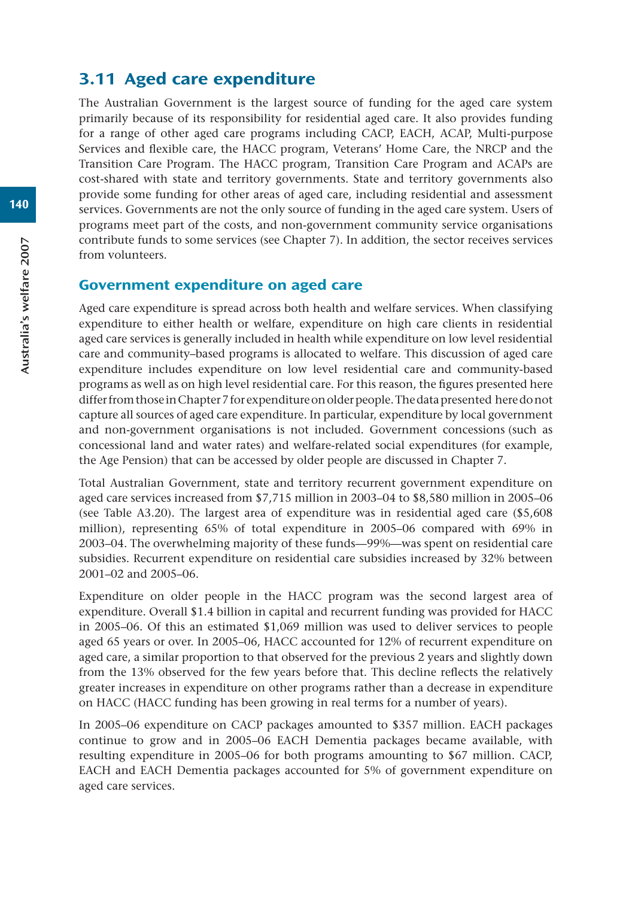## 3.11 Aged care expenditure

The Australian Government is the largest source of funding for the aged care system primarily because of its responsibility for residential aged care. It also provides funding for a range of other aged care programs including CACP, EACH, ACAP, Multi-purpose Services and flexible care, the HACC program, Veterans' Home Care, the NRCP and the Transition Care Program. The HACC program, Transition Care Program and ACAPs are cost-shared with state and territory governments. State and territory governments also provide some funding for other areas of aged care, including residential and assessment services. Governments are not the only source of funding in the aged care system. Users of programs meet part of the costs, and non-government community service organisations contribute funds to some services (see Chapter 7). In addition, the sector receives services from volunteers.

### Government expenditure on aged care

Aged care expenditure is spread across both health and welfare services. When classifying expenditure to either health or welfare, expenditure on high care clients in residential aged care services is generally included in health while expenditure on low level residential care and community-based programs is allocated to welfare. This discussion of aged care expenditure includes expenditure on low level residential care and community-based programs as well as on high level residential care. For this reason, the figures presented here differ from those in Chapter 7 for expenditure on older people. The data presented here do not capture all sources of aged care expenditure. In particular, expenditure by local government and non-government organisations is not included. Government concessions (such as concessional land and water rates) and welfare-related social expenditures (for example, the Age Pension) that can be accessed by older people are discussed in Chapter 7.

Total Australian Government, state and territory recurrent government expenditure on aged care services increased from $7,715 million in 2003–04 to $8,580 million in 2005–06 (see Table A3.20). The largest area of expenditure was in residential aged care ($5,608 million), representing 65% of total expenditure in 2005–06 compared with 69% in 2003–04. The overwhelming majority of these funds—99%—was spent on residential care subsidies. Recurrent expenditure on residential care subsidies increased by 32% between 2001–02 and 2005–06.

Expenditure on older people in the HACC program was the second largest area of expenditure. Overall $1.4 billion in capital and recurrent funding was provided for HACC in 2005–06. Of this an estimated $1,069 million was used to deliver services to people aged 65 years or over. In 2005–06, HACC accounted for 12% of recurrent expenditure on aged care, a similar proportion to that observed for the previous 2 years and slightly down from the 13% observed for the few years before that. This decline reflects the relatively greater increases in expenditure on other programs rather than a decrease in expenditure on HACC (HACC funding has been growing in real terms for a number of years).

In 2005–06 expenditure on CACP packages amounted to $357 million. EACH packages continue to grow and in 2005–06 EACH Dementia packages became available, with resulting expenditure in 2005–06 for both programs amounting to $67 million. CACP, EACH and EACH Dementia packages accounted for 5% of government expenditure on aged care services.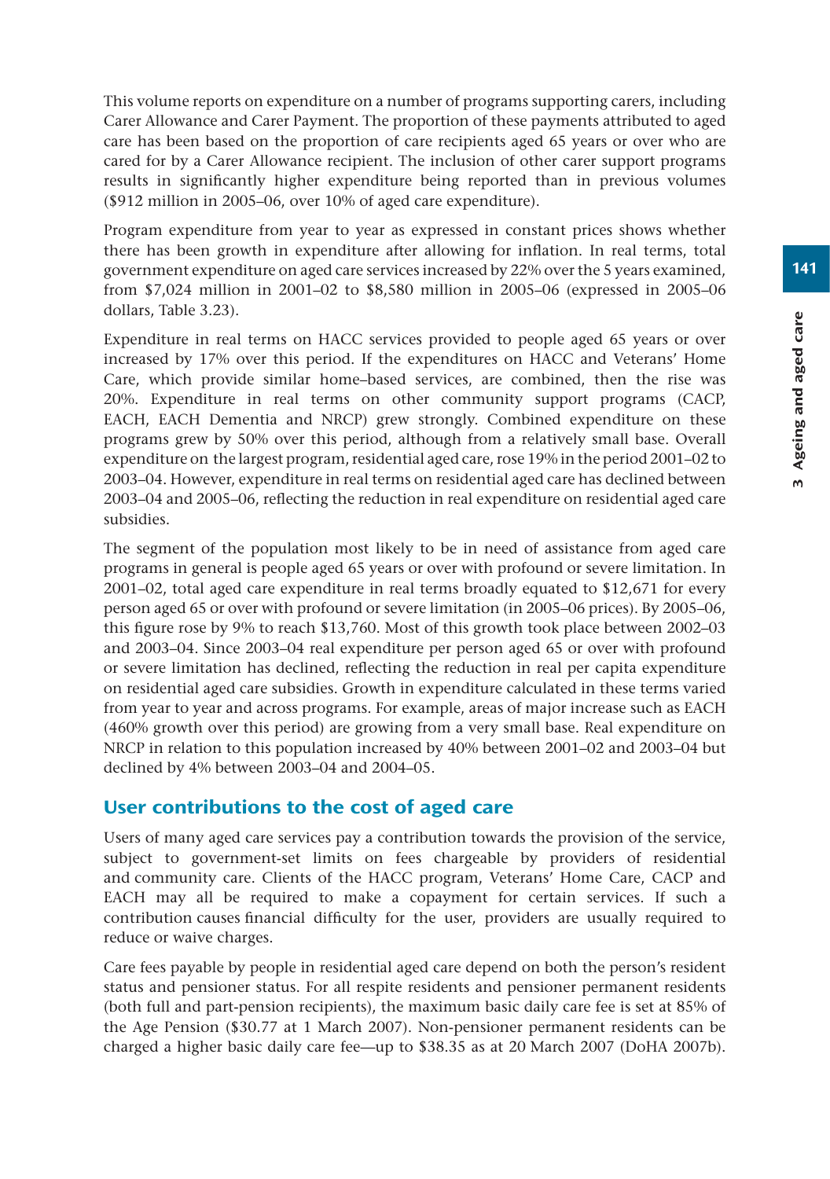This volume reports on expenditure on a number of programs supporting carers, including Carer Allowance and Carer Payment. The proportion of these payments attributed to aged care has been based on the proportion of care recipients aged 65 years or over who are cared for by a Carer Allowance recipient. The inclusion of other carer support programs results in significantly higher expenditure being reported than in previous volumes ($912 million in 2005–06, over 10% of aged care expenditure).

Program expenditure from year to year as expressed in constant prices shows whether there has been growth in expenditure after allowing for inflation. In real terms, total government expenditure on aged care services increased by 22% over the 5 years examined, from $7,024 million in 2001–02 to $8,580 million in 2005–06 (expressed in 2005–06 dollars, Table 3.23).

Expenditure in real terms on HACC services provided to people aged 65 years or over increased by 17% over this period. If the expenditures on HACC and Veterans' Home Care, which provide similar home-based services, are combined, then the rise was 20%. Expenditure in real terms on other community support programs (CACP, EACH, EACH Dementia and NRCP) grew strongly. Combined expenditure on these programs grew by 50% over this period, although from a relatively small base. Overall expenditure on the largest program, residential aged care, rose 19% in the period 2001–02 to 2003–04. However, expenditure in real terms on residential aged care has declined between 2003–04 and 2005–06, reflecting the reduction in real expenditure on residential aged care subsidies.

The segment of the population most likely to be in need of assistance from aged care programs in general is people aged 65 years or over with profound or severe limitation. In 2001–02, total aged care expenditure in real terms broadly equated to $12,671 for every person aged 65 or over with profound or severe limitation (in 2005–06 prices). By 2005–06, this figure rose by 9% to reach $13,760. Most of this growth took place between 2002–03 and 2003–04. Since 2003–04 real expenditure per person aged 65 or over with profound or severe limitation has declined, reflecting the reduction in real per capita expenditure on residential aged care subsidies. Growth in expenditure calculated in these terms varied from year to year and across programs. For example, areas of major increase such as EACH (460% growth over this period) are growing from a very small base. Real expenditure on NRCP in relation to this population increased by 40% between 2001–02 and 2003–04 but declined by 4% between 2003–04 and 2004–05.

## User contributions to the cost of aged care

Users of many aged care services pay a contribution towards the provision of the service, subject to government-set limits on fees chargeable by providers of residential and community care. Clients of the HACC program, Veterans' Home Care, CACP and EACH may all be required to make a copayment for certain services. If such a contribution causes financial difficulty for the user, providers are usually required to reduce or waive charges.

Care fees payable by people in residential aged care depend on both the person's resident status and pensioner status. For all respite residents and pensioner permanent residents (both full and part-pension recipients), the maximum basic daily care fee is set at 85% of the Age Pension ($30.77 at 1 March 2007). Non-pensioner permanent residents can be charged a higher basic daily care fee—up to $38.35 as at 20 March 2007 (DoHA 2007b).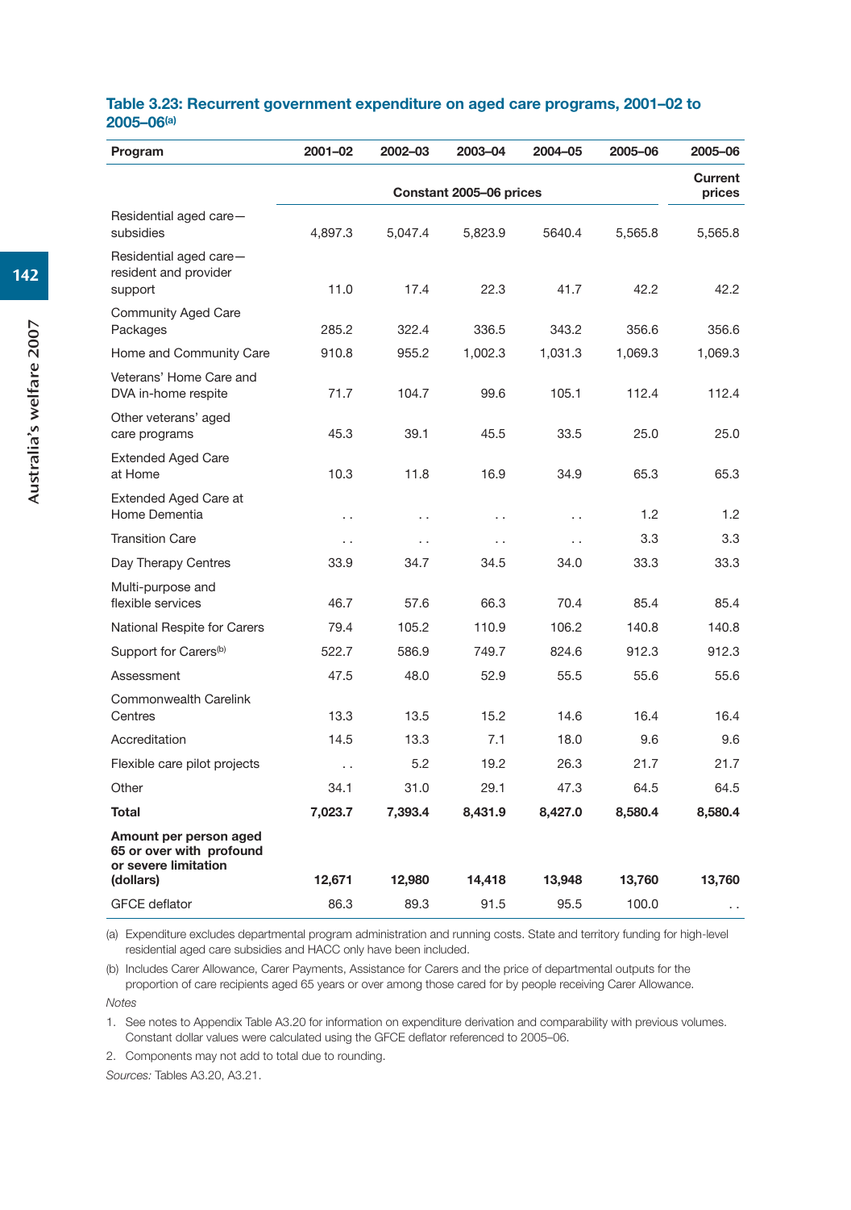**Table 3.23: Recurrent government expenditure on aged care programs, 2001–02 to 2005–06[(a)]**

| Program | 2001–02 | 2002–03 | 2003–04 | 2004–05 | 2005–06 | 2005–06 |
|---|---|---|---|---|---|---|
| | Constant 2005–06 prices | | | | | Current prices |
| Residential aged care—subsidies | 4,897.3 | 5,047.4 | 5,823.9 | 5640.4 | 5,565.8 | 5,565.8 |
| Residential aged care—resident and provider support | 11.0 | 17.4 | 22.3 | 41.7 | 42.2 | 42.2 |
| Community Aged Care Packages | 285.2 | 322.4 | 336.5 | 343.2 | 356.6 | 356.6 |
| Home and Community Care | 910.8 | 955.2 | 1,002.3 | 1,031.3 | 1,069.3 | 1,069.3 |
| Veterans' Home Care and DVA in-home respite | 71.7 | 104.7 | 99.6 | 105.1 | 112.4 | 112.4 |
| Other veterans' aged care programs | 45.3 | 39.1 | 45.5 | 33.5 | 25.0 | 25.0 |
| Extended Aged Care at Home | 10.3 | 11.8 | 16.9 | 34.9 | 65.3 | 65.3 |
| Extended Aged Care at Home Dementia | . . | . . | . . | . . | 1.2 | 1.2 |
| Transition Care | . . | . . | . . | . . | 3.3 | 3.3 |
| Day Therapy Centres | 33.9 | 34.7 | 34.5 | 34.0 | 33.3 | 33.3 |
| Multi-purpose and flexible services | 46.7 | 57.6 | 66.3 | 70.4 | 85.4 | 85.4 |
| National Respite for Carers | 79.4 | 105.2 | 110.9 | 106.2 | 140.8 | 140.8 |
| Support for Carers[(b)] | 522.7 | 586.9 | 749.7 | 824.6 | 912.3 | 912.3 |
| Assessment | 47.5 | 48.0 | 52.9 | 55.5 | 55.6 | 55.6 |
| Commonwealth Carelink Centres | 13.3 | 13.5 | 15.2 | 14.6 | 16.4 | 16.4 |
| Accreditation | 14.5 | 13.3 | 7.1 | 18.0 | 9.6 | 9.6 |
| Flexible care pilot projects | . . | 5.2 | 19.2 | 26.3 | 21.7 | 21.7 |
| Other | 34.1 | 31.0 | 29.1 | 47.3 | 64.5 | 64.5 |
| **Total** | **7,023.7** | **7,393.4** | **8,431.9** | **8,427.0** | **8,580.4** | **8,580.4** |
| **Amount per person aged 65 or over with profound or severe limitation (dollars)** | **12,671** | **12,980** | **14,418** | **13,948** | **13,760** | **13,760** |
| GFCE deflator | 86.3 | 89.3 | 91.5 | 95.5 | 100.0 | . . |

(a) Expenditure excludes departmental program administration and running costs. State and territory funding for high-level residential aged care subsidies and HACC only have been included.

(b) Includes Carer Allowance, Carer Payments, Assistance for Carers and the price of departmental outputs for the proportion of care recipients aged 65 years or over among those cared for by people receiving Carer Allowance.

*Notes*

1. See notes to Appendix Table A3.20 for information on expenditure derivation and comparability with previous volumes. Constant dollar values were calculated using the GFCE deflator referenced to 2005–06.
2. Components may not add to total due to rounding.

*Sources:* Tables A3.20, A3.21.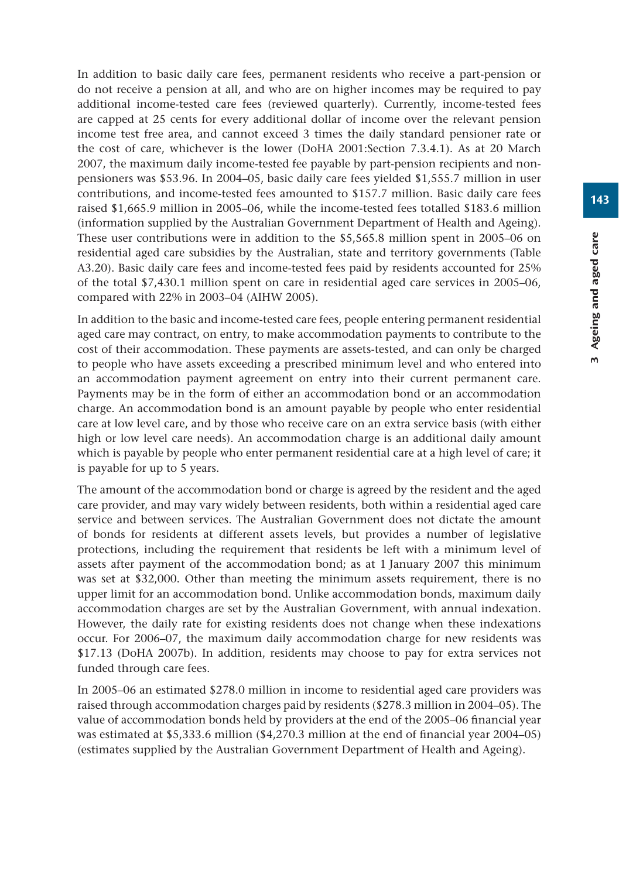In addition to basic daily care fees, permanent residents who receive a part-pension or do not receive a pension at all, and who are on higher incomes may be required to pay additional income-tested care fees (reviewed quarterly). Currently, income-tested fees are capped at 25 cents for every additional dollar of income over the relevant pension income test free area, and cannot exceed 3 times the daily standard pensioner rate or the cost of care, whichever is the lower (DoHA 2001:Section 7.3.4.1). As at 20 March 2007, the maximum daily income-tested fee payable by part-pension recipients and non-pensioners was $53.96. In 2004–05, basic daily care fees yielded $1,555.7 million in user contributions, and income-tested fees amounted to $157.7 million. Basic daily care fees raised $1,665.9 million in 2005–06, while the income-tested fees totalled $183.6 million (information supplied by the Australian Government Department of Health and Ageing). These user contributions were in addition to the $5,565.8 million spent in 2005–06 on residential aged care subsidies by the Australian, state and territory governments (Table A3.20). Basic daily care fees and income-tested fees paid by residents accounted for 25% of the total $7,430.1 million spent on care in residential aged care services in 2005–06, compared with 22% in 2003–04 (AIHW 2005).

In addition to the basic and income-tested care fees, people entering permanent residential aged care may contract, on entry, to make accommodation payments to contribute to the cost of their accommodation. These payments are assets-tested, and can only be charged to people who have assets exceeding a prescribed minimum level and who entered into an accommodation payment agreement on entry into their current permanent care. Payments may be in the form of either an accommodation bond or an accommodation charge. An accommodation bond is an amount payable by people who enter residential care at low level care, and by those who receive care on an extra service basis (with either high or low level care needs). An accommodation charge is an additional daily amount which is payable by people who enter permanent residential care at a high level of care; it is payable for up to 5 years.

The amount of the accommodation bond or charge is agreed by the resident and the aged care provider, and may vary widely between residents, both within a residential aged care service and between services. The Australian Government does not dictate the amount of bonds for residents at different assets levels, but provides a number of legislative protections, including the requirement that residents be left with a minimum level of assets after payment of the accommodation bond; as at 1 January 2007 this minimum was set at $32,000. Other than meeting the minimum assets requirement, there is no upper limit for an accommodation bond. Unlike accommodation bonds, maximum daily accommodation charges are set by the Australian Government, with annual indexation. However, the daily rate for existing residents does not change when these indexations occur. For 2006–07, the maximum daily accommodation charge for new residents was $17.13 (DoHA 2007b). In addition, residents may choose to pay for extra services not funded through care fees.

In 2005–06 an estimated $278.0 million in income to residential aged care providers was raised through accommodation charges paid by residents ($278.3 million in 2004–05). The value of accommodation bonds held by providers at the end of the 2005–06 financial year was estimated at $5,333.6 million ($4,270.3 million at the end of financial year 2004–05) (estimates supplied by the Australian Government Department of Health and Ageing).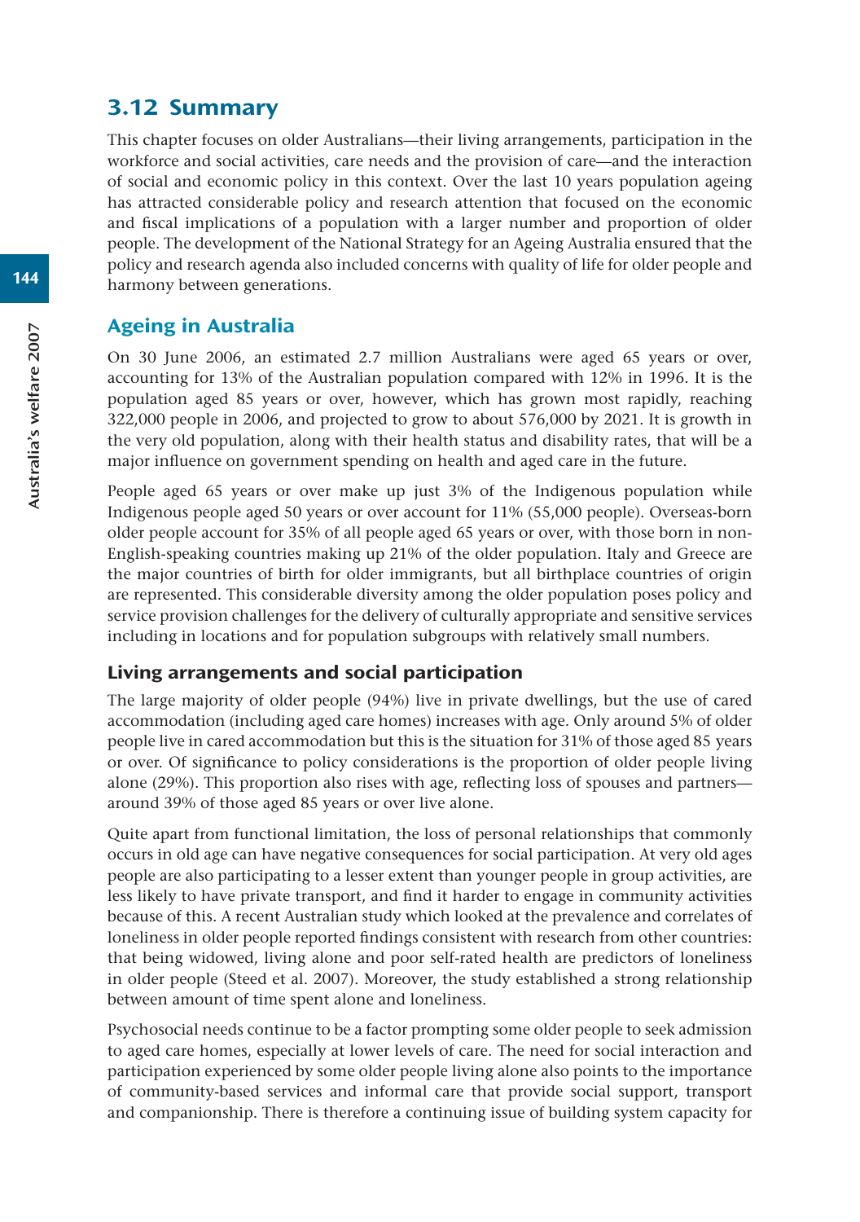## 3.12 Summary

This chapter focuses on older Australians—their living arrangements, participation in the workforce and social activities, care needs and the provision of care—and the interaction of social and economic policy in this context. Over the last 10 years population ageing has attracted considerable policy and research attention that focused on the economic and fiscal implications of a population with a larger number and proportion of older people. The development of the National Strategy for an Ageing Australia ensured that the policy and research agenda also included concerns with quality of life for older people and harmony between generations.

### Ageing in Australia

On 30 June 2006, an estimated 2.7 million Australians were aged 65 years or over, accounting for 13% of the Australian population compared with 12% in 1996. It is the population aged 85 years or over, however, which has grown most rapidly, reaching 322,000 people in 2006, and projected to grow to about 576,000 by 2021. It is growth in the very old population, along with their health status and disability rates, that will be a major influence on government spending on health and aged care in the future.

People aged 65 years or over make up just 3% of the Indigenous population while Indigenous people aged 50 years or over account for 11% (55,000 people). Overseas-born older people account for 35% of all people aged 65 years or over, with those born in non-English-speaking countries making up 21% of the older population. Italy and Greece are the major countries of birth for older immigrants, but all birthplace countries of origin are represented. This considerable diversity among the older population poses policy and service provision challenges for the delivery of culturally appropriate and sensitive services including in locations and for population subgroups with relatively small numbers.

#### Living arrangements and social participation

The large majority of older people (94%) live in private dwellings, but the use of cared accommodation (including aged care homes) increases with age. Only around 5% of older people live in cared accommodation but this is the situation for 31% of those aged 85 years or over. Of significance to policy considerations is the proportion of older people living alone (29%). This proportion also rises with age, reflecting loss of spouses and partners—around 39% of those aged 85 years or over live alone.

Quite apart from functional limitation, the loss of personal relationships that commonly occurs in old age can have negative consequences for social participation. At very old ages people are also participating to a lesser extent than younger people in group activities, are less likely to have private transport, and find it harder to engage in community activities because of this. A recent Australian study which looked at the prevalence and correlates of loneliness in older people reported findings consistent with research from other countries: that being widowed, living alone and poor self-rated health are predictors of loneliness in older people (Steed et al. 2007). Moreover, the study established a strong relationship between amount of time spent alone and loneliness.

Psychosocial needs continue to be a factor prompting some older people to seek admission to aged care homes, especially at lower levels of care. The need for social interaction and participation experienced by some older people living alone also points to the importance of community-based services and informal care that provide social support, transport and companionship. There is therefore a continuing issue of building system capacity for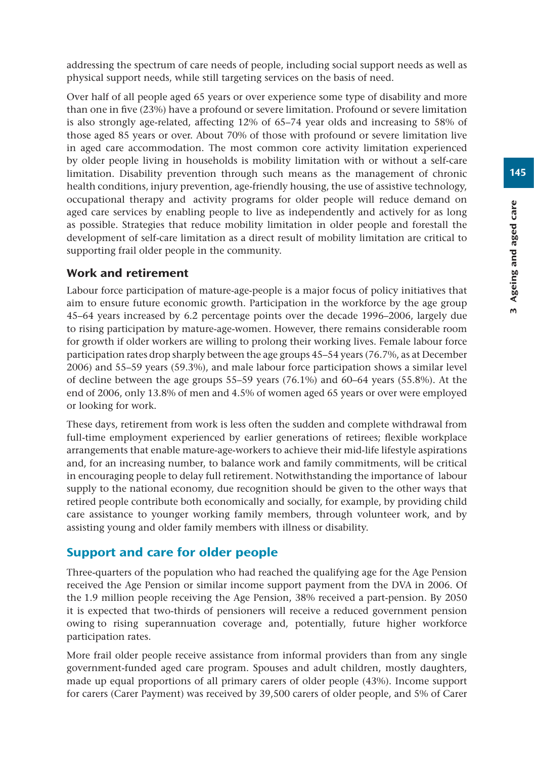addressing the spectrum of care needs of people, including social support needs as well as physical support needs, while still targeting services on the basis of need.

Over half of all people aged 65 years or over experience some type of disability and more than one in five (23%) have a profound or severe limitation. Profound or severe limitation is also strongly age-related, affecting 12% of 65–74 year olds and increasing to 58% of those aged 85 years or over. About 70% of those with profound or severe limitation live in aged care accommodation. The most common core activity limitation experienced by older people living in households is mobility limitation with or without a self-care limitation. Disability prevention through such means as the management of chronic health conditions, injury prevention, age-friendly housing, the use of assistive technology, occupational therapy and activity programs for older people will reduce demand on aged care services by enabling people to live as independently and actively for as long as possible. Strategies that reduce mobility limitation in older people and forestall the development of self-care limitation as a direct result of mobility limitation are critical to supporting frail older people in the community.

### Work and retirement

Labour force participation of mature-age-people is a major focus of policy initiatives that aim to ensure future economic growth. Participation in the workforce by the age group 45–64 years increased by 6.2 percentage points over the decade 1996–2006, largely due to rising participation by mature-age-women. However, there remains considerable room for growth if older workers are willing to prolong their working lives. Female labour force participation rates drop sharply between the age groups 45–54 years (76.7%, as at December 2006) and 55–59 years (59.3%), and male labour force participation shows a similar level of decline between the age groups 55–59 years (76.1%) and 60–64 years (55.8%). At the end of 2006, only 13.8% of men and 4.5% of women aged 65 years or over were employed or looking for work.

These days, retirement from work is less often the sudden and complete withdrawal from full-time employment experienced by earlier generations of retirees; flexible workplace arrangements that enable mature-age-workers to achieve their mid-life lifestyle aspirations and, for an increasing number, to balance work and family commitments, will be critical in encouraging people to delay full retirement. Notwithstanding the importance of labour supply to the national economy, due recognition should be given to the other ways that retired people contribute both economically and socially, for example, by providing child care assistance to younger working family members, through volunteer work, and by assisting young and older family members with illness or disability.

## Support and care for older people

Three-quarters of the population who had reached the qualifying age for the Age Pension received the Age Pension or similar income support payment from the DVA in 2006. Of the 1.9 million people receiving the Age Pension, 38% received a part-pension. By 2050 it is expected that two-thirds of pensioners will receive a reduced government pension owing to rising superannuation coverage and, potentially, future higher workforce participation rates.

More frail older people receive assistance from informal providers than from any single government-funded aged care program. Spouses and adult children, mostly daughters, made up equal proportions of all primary carers of older people (43%). Income support for carers (Carer Payment) was received by 39,500 carers of older people, and 5% of Carer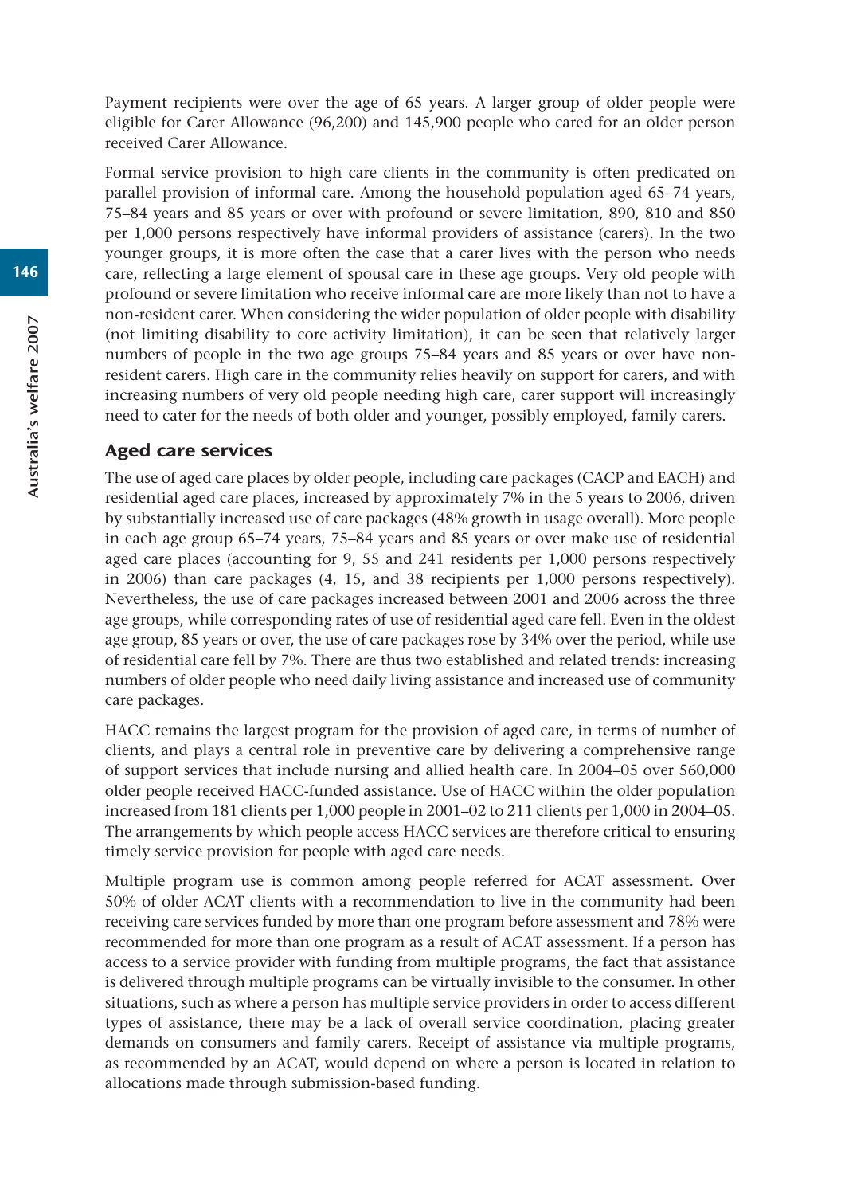Payment recipients were over the age of 65 years. A larger group of older people were eligible for Carer Allowance (96,200) and 145,900 people who cared for an older person received Carer Allowance.

Formal service provision to high care clients in the community is often predicated on parallel provision of informal care. Among the household population aged 65–74 years, 75–84 years and 85 years or over with profound or severe limitation, 890, 810 and 850 per 1,000 persons respectively have informal providers of assistance (carers). In the two younger groups, it is more often the case that a carer lives with the person who needs care, reflecting a large element of spousal care in these age groups. Very old people with profound or severe limitation who receive informal care are more likely than not to have a non-resident carer. When considering the wider population of older people with disability (not limiting disability to core activity limitation), it can be seen that relatively larger numbers of people in the two age groups 75–84 years and 85 years or over have non-resident carers. High care in the community relies heavily on support for carers, and with increasing numbers of very old people needing high care, carer support will increasingly need to cater for the needs of both older and younger, possibly employed, family carers.

## Aged care services

The use of aged care places by older people, including care packages (CACP and EACH) and residential aged care places, increased by approximately 7% in the 5 years to 2006, driven by substantially increased use of care packages (48% growth in usage overall). More people in each age group 65–74 years, 75–84 years and 85 years or over make use of residential aged care places (accounting for 9, 55 and 241 residents per 1,000 persons respectively in 2006) than care packages (4, 15, and 38 recipients per 1,000 persons respectively). Nevertheless, the use of care packages increased between 2001 and 2006 across the three age groups, while corresponding rates of use of residential aged care fell. Even in the oldest age group, 85 years or over, the use of care packages rose by 34% over the period, while use of residential care fell by 7%. There are thus two established and related trends: increasing numbers of older people who need daily living assistance and increased use of community care packages.

HACC remains the largest program for the provision of aged care, in terms of number of clients, and plays a central role in preventive care by delivering a comprehensive range of support services that include nursing and allied health care. In 2004–05 over 560,000 older people received HACC-funded assistance. Use of HACC within the older population increased from 181 clients per 1,000 people in 2001–02 to 211 clients per 1,000 in 2004–05. The arrangements by which people access HACC services are therefore critical to ensuring timely service provision for people with aged care needs.

Multiple program use is common among people referred for ACAT assessment. Over 50% of older ACAT clients with a recommendation to live in the community had been receiving care services funded by more than one program before assessment and 78% were recommended for more than one program as a result of ACAT assessment. If a person has access to a service provider with funding from multiple programs, the fact that assistance is delivered through multiple programs can be virtually invisible to the consumer. In other situations, such as where a person has multiple service providers in order to access different types of assistance, there may be a lack of overall service coordination, placing greater demands on consumers and family carers. Receipt of assistance via multiple programs, as recommended by an ACAT, would depend on where a person is located in relation to allocations made through submission-based funding.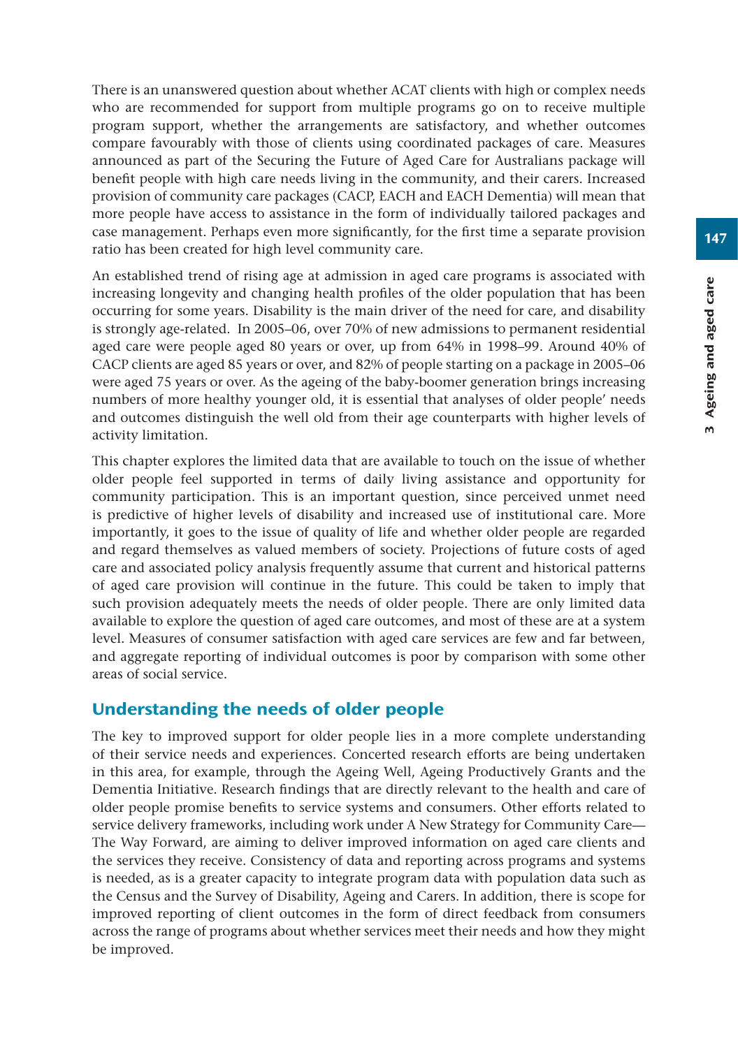There is an unanswered question about whether ACAT clients with high or complex needs who are recommended for support from multiple programs go on to receive multiple program support, whether the arrangements are satisfactory, and whether outcomes compare favourably with those of clients using coordinated packages of care. Measures announced as part of the Securing the Future of Aged Care for Australians package will benefit people with high care needs living in the community, and their carers. Increased provision of community care packages (CACP, EACH and EACH Dementia) will mean that more people have access to assistance in the form of individually tailored packages and case management. Perhaps even more significantly, for the first time a separate provision ratio has been created for high level community care.

An established trend of rising age at admission in aged care programs is associated with increasing longevity and changing health profiles of the older population that has been occurring for some years. Disability is the main driver of the need for care, and disability is strongly age-related. In 2005–06, over 70% of new admissions to permanent residential aged care were people aged 80 years or over, up from 64% in 1998–99. Around 40% of CACP clients are aged 85 years or over, and 82% of people starting on a package in 2005–06 were aged 75 years or over. As the ageing of the baby-boomer generation brings increasing numbers of more healthy younger old, it is essential that analyses of older people' needs and outcomes distinguish the well old from their age counterparts with higher levels of activity limitation.

This chapter explores the limited data that are available to touch on the issue of whether older people feel supported in terms of daily living assistance and opportunity for community participation. This is an important question, since perceived unmet need is predictive of higher levels of disability and increased use of institutional care. More importantly, it goes to the issue of quality of life and whether older people are regarded and regard themselves as valued members of society. Projections of future costs of aged care and associated policy analysis frequently assume that current and historical patterns of aged care provision will continue in the future. This could be taken to imply that such provision adequately meets the needs of older people. There are only limited data available to explore the question of aged care outcomes, and most of these are at a system level. Measures of consumer satisfaction with aged care services are few and far between, and aggregate reporting of individual outcomes is poor by comparison with some other areas of social service.

## Understanding the needs of older people

The key to improved support for older people lies in a more complete understanding of their service needs and experiences. Concerted research efforts are being undertaken in this area, for example, through the Ageing Well, Ageing Productively Grants and the Dementia Initiative. Research findings that are directly relevant to the health and care of older people promise benefits to service systems and consumers. Other efforts related to service delivery frameworks, including work under A New Strategy for Community Care—The Way Forward, are aiming to deliver improved information on aged care clients and the services they receive. Consistency of data and reporting across programs and systems is needed, as is a greater capacity to integrate program data with population data such as the Census and the Survey of Disability, Ageing and Carers. In addition, there is scope for improved reporting of client outcomes in the form of direct feedback from consumers across the range of programs about whether services meet their needs and how they might be improved.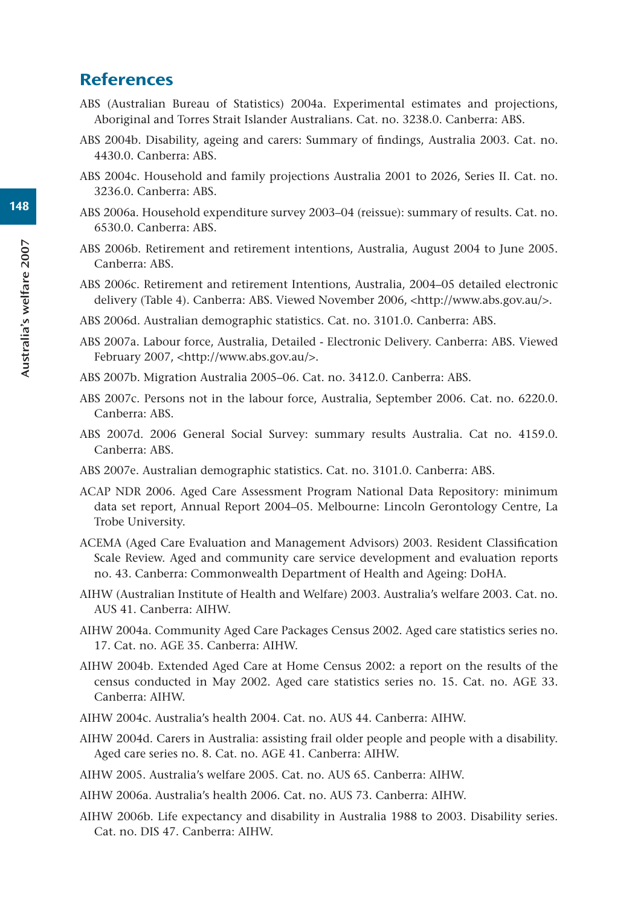## References

ABS (Australian Bureau of Statistics) 2004a. Experimental estimates and projections, Aboriginal and Torres Strait Islander Australians. Cat. no. 3238.0. Canberra: ABS.

ABS 2004b. Disability, ageing and carers: Summary of findings, Australia 2003. Cat. no. 4430.0. Canberra: ABS.

ABS 2004c. Household and family projections Australia 2001 to 2026, Series II. Cat. no. 3236.0. Canberra: ABS.

ABS 2006a. Household expenditure survey 2003–04 (reissue): summary of results. Cat. no. 6530.0. Canberra: ABS.

ABS 2006b. Retirement and retirement intentions, Australia, August 2004 to June 2005. Canberra: ABS.

ABS 2006c. Retirement and retirement Intentions, Australia, 2004–05 detailed electronic delivery (Table 4). Canberra: ABS. Viewed November 2006, <http://www.abs.gov.au/>.

ABS 2006d. Australian demographic statistics. Cat. no. 3101.0. Canberra: ABS.

ABS 2007a. Labour force, Australia, Detailed - Electronic Delivery. Canberra: ABS. Viewed February 2007, <http://www.abs.gov.au/>.

ABS 2007b. Migration Australia 2005–06. Cat. no. 3412.0. Canberra: ABS.

ABS 2007c. Persons not in the labour force, Australia, September 2006. Cat. no. 6220.0. Canberra: ABS.

ABS 2007d. 2006 General Social Survey: summary results Australia. Cat no. 4159.0. Canberra: ABS.

ABS 2007e. Australian demographic statistics. Cat. no. 3101.0. Canberra: ABS.

ACAP NDR 2006. Aged Care Assessment Program National Data Repository: minimum data set report, Annual Report 2004–05. Melbourne: Lincoln Gerontology Centre, La Trobe University.

ACEMA (Aged Care Evaluation and Management Advisors) 2003. Resident Classification Scale Review. Aged and community care service development and evaluation reports no. 43. Canberra: Commonwealth Department of Health and Ageing: DoHA.

AIHW (Australian Institute of Health and Welfare) 2003. Australia's welfare 2003. Cat. no. AUS 41. Canberra: AIHW.

AIHW 2004a. Community Aged Care Packages Census 2002. Aged care statistics series no. 17. Cat. no. AGE 35. Canberra: AIHW.

AIHW 2004b. Extended Aged Care at Home Census 2002: a report on the results of the census conducted in May 2002. Aged care statistics series no. 15. Cat. no. AGE 33. Canberra: AIHW.

AIHW 2004c. Australia's health 2004. Cat. no. AUS 44. Canberra: AIHW.

AIHW 2004d. Carers in Australia: assisting frail older people and people with a disability. Aged care series no. 8. Cat. no. AGE 41. Canberra: AIHW.

AIHW 2005. Australia's welfare 2005. Cat. no. AUS 65. Canberra: AIHW.

AIHW 2006a. Australia's health 2006. Cat. no. AUS 73. Canberra: AIHW.

AIHW 2006b. Life expectancy and disability in Australia 1988 to 2003. Disability series. Cat. no. DIS 47. Canberra: AIHW.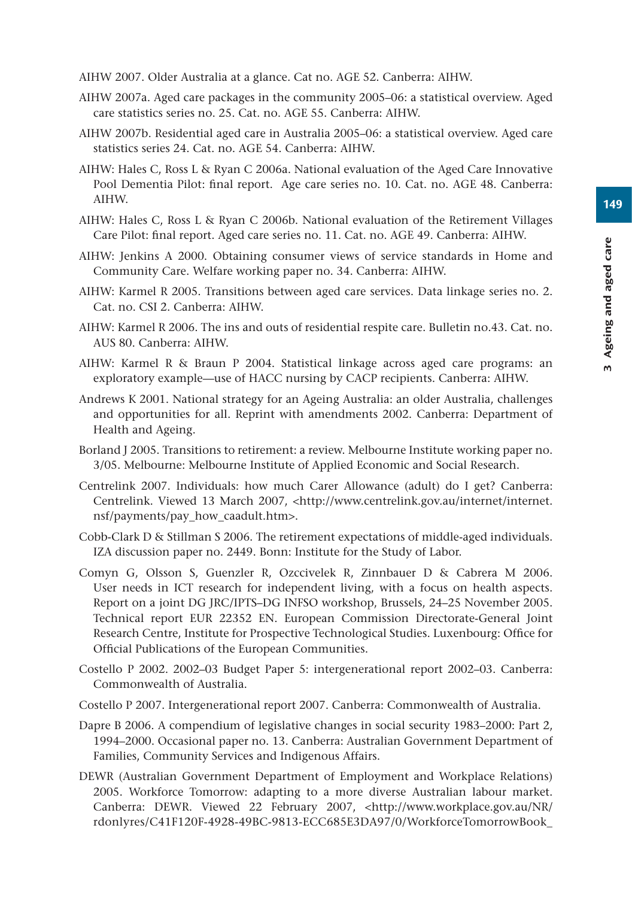AIHW 2007. Older Australia at a glance. Cat no. AGE 52. Canberra: AIHW.

AIHW 2007a. Aged care packages in the community 2005–06: a statistical overview. Aged care statistics series no. 25. Cat. no. AGE 55. Canberra: AIHW.

AIHW 2007b. Residential aged care in Australia 2005–06: a statistical overview. Aged care statistics series 24. Cat. no. AGE 54. Canberra: AIHW.

AIHW: Hales C, Ross L & Ryan C 2006a. National evaluation of the Aged Care Innovative Pool Dementia Pilot: final report. Age care series no. 10. Cat. no. AGE 48. Canberra: AIHW.

AIHW: Hales C, Ross L & Ryan C 2006b. National evaluation of the Retirement Villages Care Pilot: final report. Aged care series no. 11. Cat. no. AGE 49. Canberra: AIHW.

AIHW: Jenkins A 2000. Obtaining consumer views of service standards in Home and Community Care. Welfare working paper no. 34. Canberra: AIHW.

AIHW: Karmel R 2005. Transitions between aged care services. Data linkage series no. 2. Cat. no. CSI 2. Canberra: AIHW.

AIHW: Karmel R 2006. The ins and outs of residential respite care. Bulletin no.43. Cat. no. AUS 80. Canberra: AIHW.

AIHW: Karmel R & Braun P 2004. Statistical linkage across aged care programs: an exploratory example—use of HACC nursing by CACP recipients. Canberra: AIHW.

Andrews K 2001. National strategy for an Ageing Australia: an older Australia, challenges and opportunities for all. Reprint with amendments 2002. Canberra: Department of Health and Ageing.

Borland J 2005. Transitions to retirement: a review. Melbourne Institute working paper no. 3/05. Melbourne: Melbourne Institute of Applied Economic and Social Research.

Centrelink 2007. Individuals: how much Carer Allowance (adult) do I get? Canberra: Centrelink. Viewed 13 March 2007, <http://www.centrelink.gov.au/internet/internet.nsf/payments/pay_how_caadult.htm>.

Cobb-Clark D & Stillman S 2006. The retirement expectations of middle-aged individuals. IZA discussion paper no. 2449. Bonn: Institute for the Study of Labor.

Comyn G, Olsson S, Guenzler R, Ozccivelek R, Zinnbauer D & Cabrera M 2006. User needs in ICT research for independent living, with a focus on health aspects. Report on a joint DG JRC/IPTS–DG INFSO workshop, Brussels, 24–25 November 2005. Technical report EUR 22352 EN. European Commission Directorate-General Joint Research Centre, Institute for Prospective Technological Studies. Luxenbourg: Office for Official Publications of the European Communities.

Costello P 2002. 2002–03 Budget Paper 5: intergenerational report 2002–03. Canberra: Commonwealth of Australia.

Costello P 2007. Intergenerational report 2007. Canberra: Commonwealth of Australia.

Dapre B 2006. A compendium of legislative changes in social security 1983–2000: Part 2, 1994–2000. Occasional paper no. 13. Canberra: Australian Government Department of Families, Community Services and Indigenous Affairs.

DEWR (Australian Government Department of Employment and Workplace Relations) 2005. Workforce Tomorrow: adapting to a more diverse Australian labour market. Canberra: DEWR. Viewed 22 February 2007, <http://www.workplace.gov.au/NR/rdonlyres/C41F120F-4928-49BC-9813-ECC685E3DA97/0/WorkforceTomorrowBook_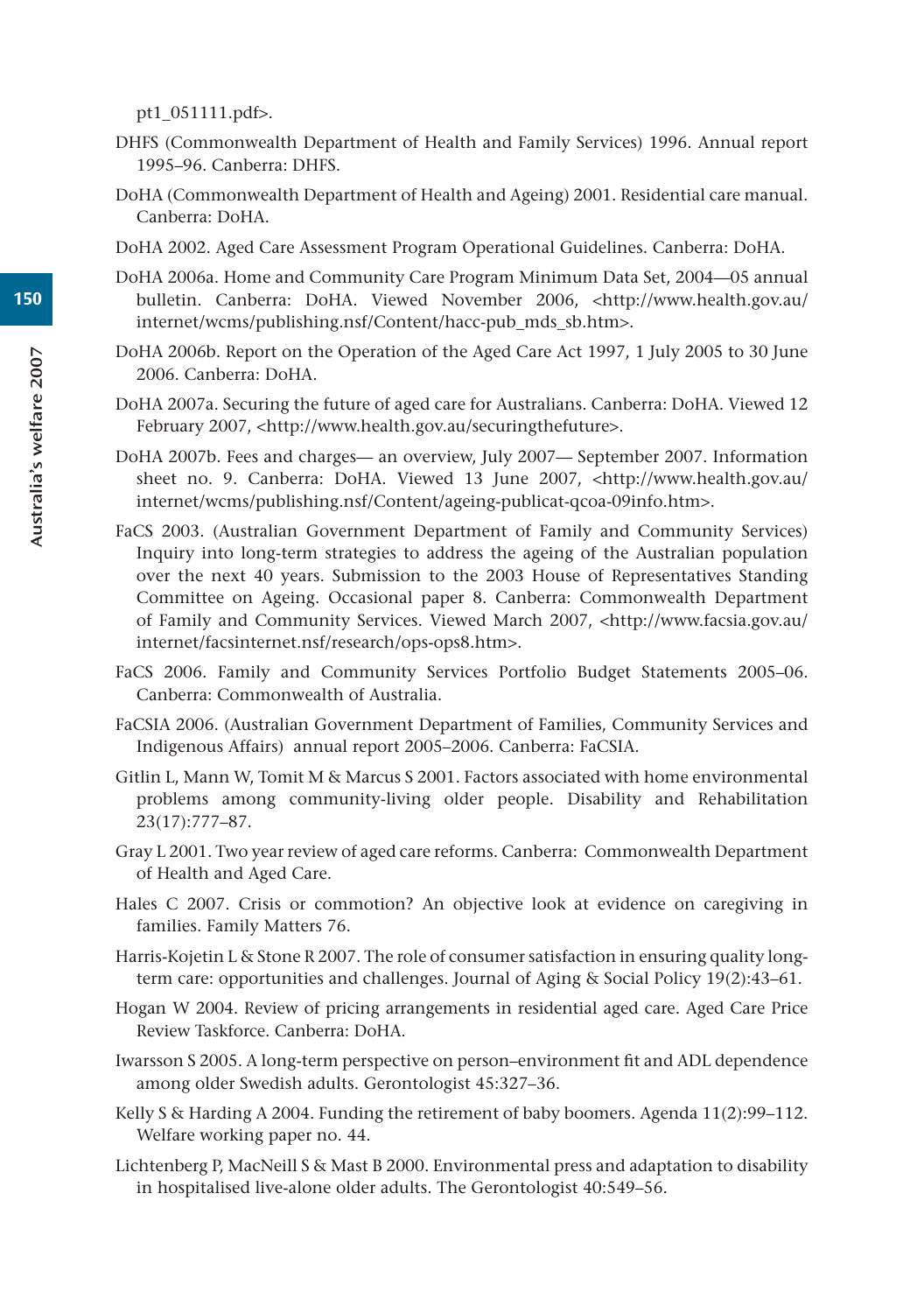pt1_051111.pdf>.

DHFS (Commonwealth Department of Health and Family Services) 1996. Annual report 1995–96. Canberra: DHFS.

DoHA (Commonwealth Department of Health and Ageing) 2001. Residential care manual. Canberra: DoHA.

DoHA 2002. Aged Care Assessment Program Operational Guidelines. Canberra: DoHA.

DoHA 2006a. Home and Community Care Program Minimum Data Set, 2004—05 annual bulletin. Canberra: DoHA. Viewed November 2006, <http://www.health.gov.au/internet/wcms/publishing.nsf/Content/hacc-pub_mds_sb.htm>.

DoHA 2006b. Report on the Operation of the Aged Care Act 1997, 1 July 2005 to 30 June 2006. Canberra: DoHA.

DoHA 2007a. Securing the future of aged care for Australians. Canberra: DoHA. Viewed 12 February 2007, <http://www.health.gov.au/securingthefuture>.

DoHA 2007b. Fees and charges— an overview, July 2007— September 2007. Information sheet no. 9. Canberra: DoHA. Viewed 13 June 2007, <http://www.health.gov.au/internet/wcms/publishing.nsf/Content/ageing-publicat-qcoa-09info.htm>.

FaCS 2003. (Australian Government Department of Family and Community Services) Inquiry into long-term strategies to address the ageing of the Australian population over the next 40 years. Submission to the 2003 House of Representatives Standing Committee on Ageing. Occasional paper 8. Canberra: Commonwealth Department of Family and Community Services. Viewed March 2007, <http://www.facsia.gov.au/internet/facsinternet.nsf/research/ops-ops8.htm>.

FaCS 2006. Family and Community Services Portfolio Budget Statements 2005–06. Canberra: Commonwealth of Australia.

FaCSIA 2006. (Australian Government Department of Families, Community Services and Indigenous Affairs) annual report 2005–2006. Canberra: FaCSIA.

Gitlin L, Mann W, Tomit M & Marcus S 2001. Factors associated with home environmental problems among community-living older people. Disability and Rehabilitation 23(17):777–87.

Gray L 2001. Two year review of aged care reforms. Canberra: Commonwealth Department of Health and Aged Care.

Hales C 2007. Crisis or commotion? An objective look at evidence on caregiving in families. Family Matters 76.

Harris-Kojetin L & Stone R 2007. The role of consumer satisfaction in ensuring quality long-term care: opportunities and challenges. Journal of Aging & Social Policy 19(2):43–61.

Hogan W 2004. Review of pricing arrangements in residential aged care. Aged Care Price Review Taskforce. Canberra: DoHA.

Iwarsson S 2005. A long-term perspective on person–environment fit and ADL dependence among older Swedish adults. Gerontologist 45:327–36.

Kelly S & Harding A 2004. Funding the retirement of baby boomers. Agenda 11(2):99–112. Welfare working paper no. 44.

Lichtenberg P, MacNeill S & Mast B 2000. Environmental press and adaptation to disability in hospitalised live-alone older adults. The Gerontologist 40:549–56.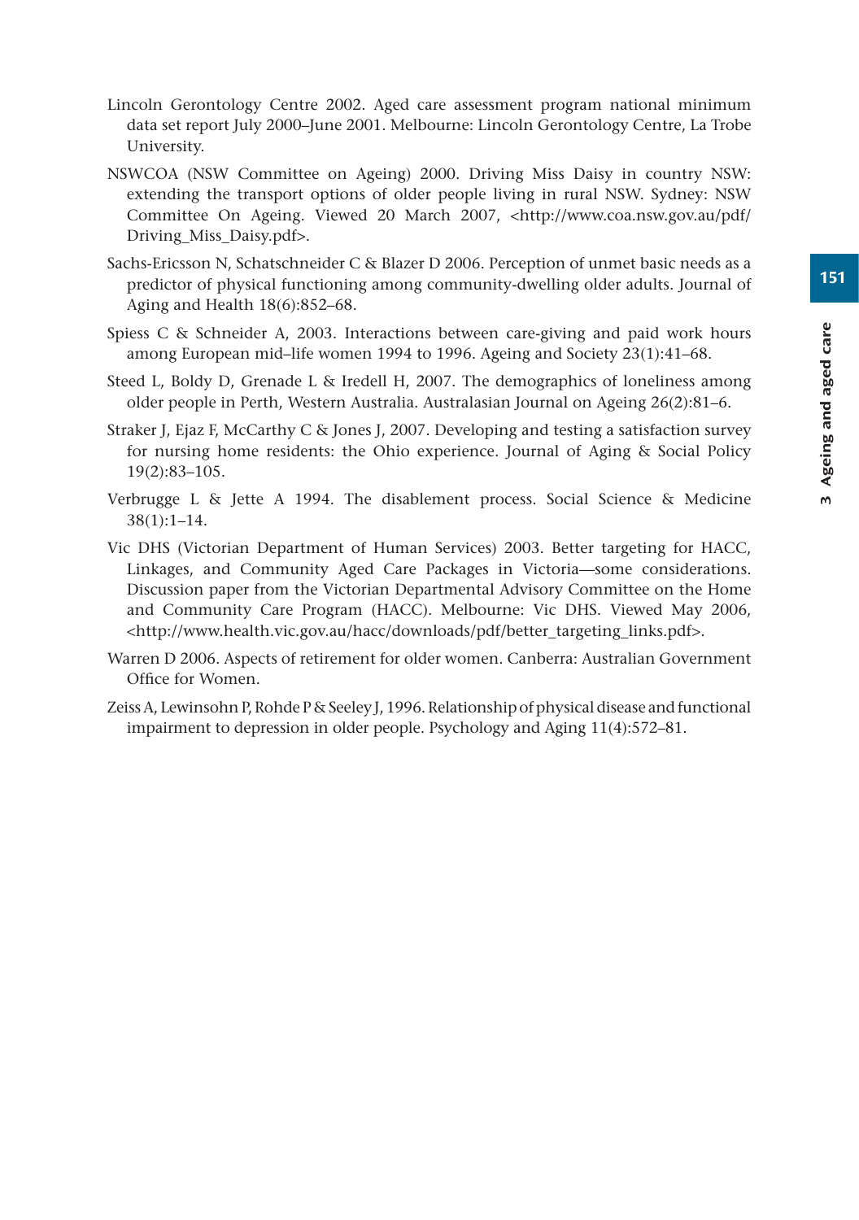Lincoln Gerontology Centre 2002. Aged care assessment program national minimum data set report July 2000–June 2001. Melbourne: Lincoln Gerontology Centre, La Trobe University.

NSWCOA (NSW Committee on Ageing) 2000. Driving Miss Daisy in country NSW: extending the transport options of older people living in rural NSW. Sydney: NSW Committee On Ageing. Viewed 20 March 2007, <http://www.coa.nsw.gov.au/pdf/Driving_Miss_Daisy.pdf>.

Sachs-Ericsson N, Schatschneider C & Blazer D 2006. Perception of unmet basic needs as a predictor of physical functioning among community-dwelling older adults. Journal of Aging and Health 18(6):852–68.

Spiess C & Schneider A, 2003. Interactions between care-giving and paid work hours among European mid–life women 1994 to 1996. Ageing and Society 23(1):41–68.

Steed L, Boldy D, Grenade L & Iredell H, 2007. The demographics of loneliness among older people in Perth, Western Australia. Australasian Journal on Ageing 26(2):81–6.

Straker J, Ejaz F, McCarthy C & Jones J, 2007. Developing and testing a satisfaction survey for nursing home residents: the Ohio experience. Journal of Aging & Social Policy 19(2):83–105.

Verbrugge L & Jette A 1994. The disablement process. Social Science & Medicine 38(1):1–14.

Vic DHS (Victorian Department of Human Services) 2003. Better targeting for HACC, Linkages, and Community Aged Care Packages in Victoria—some considerations. Discussion paper from the Victorian Departmental Advisory Committee on the Home and Community Care Program (HACC). Melbourne: Vic DHS. Viewed May 2006, <http://www.health.vic.gov.au/hacc/downloads/pdf/better_targeting_links.pdf>.

Warren D 2006. Aspects of retirement for older women. Canberra: Australian Government Office for Women.

Zeiss A, Lewinsohn P, Rohde P & Seeley J, 1996. Relationship of physical disease and functional impairment to depression in older people. Psychology and Aging 11(4):572–81.